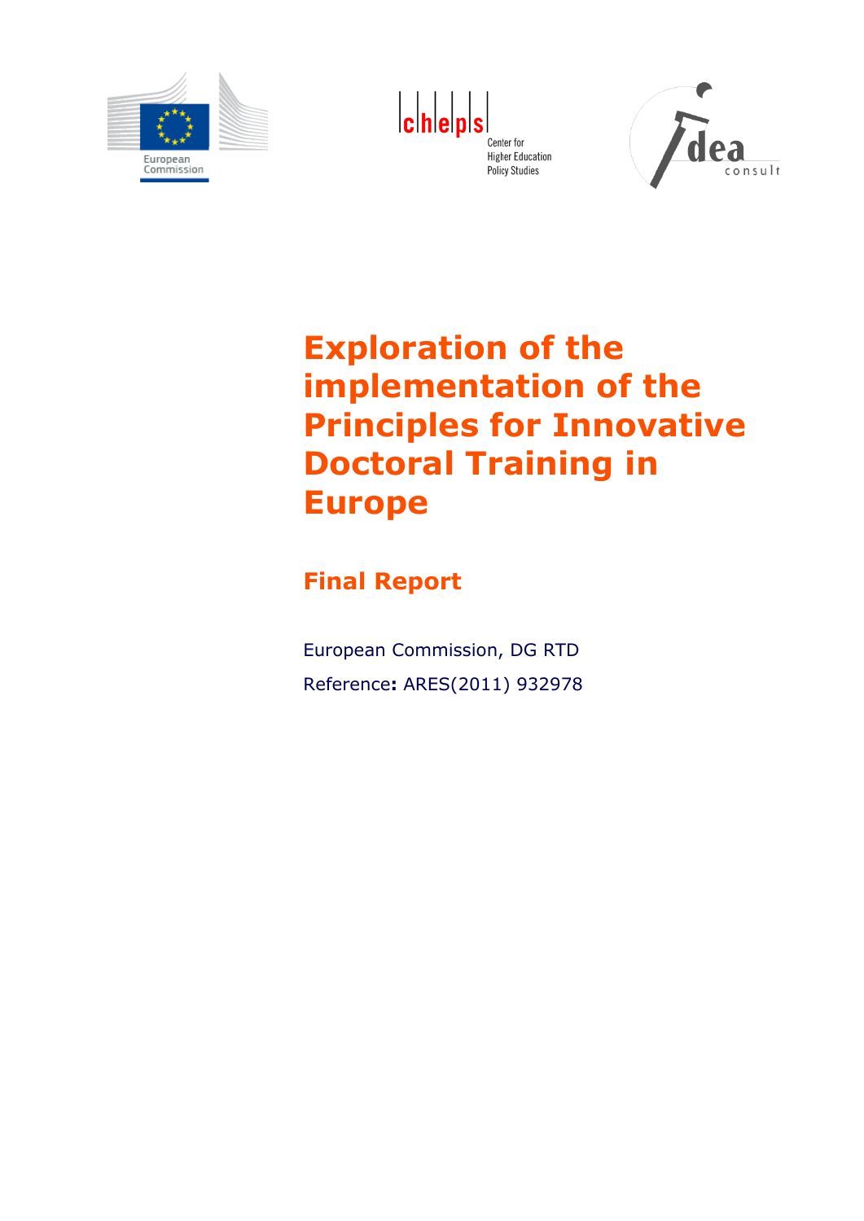European Commission

cheps Center for Higher Education Policy Studies

idea consult

# Exploration of the implementation of the Principles for Innovative Doctoral Training in Europe

## Final Report

European Commission, DG RTD

Reference**:** ARES(2011) 932978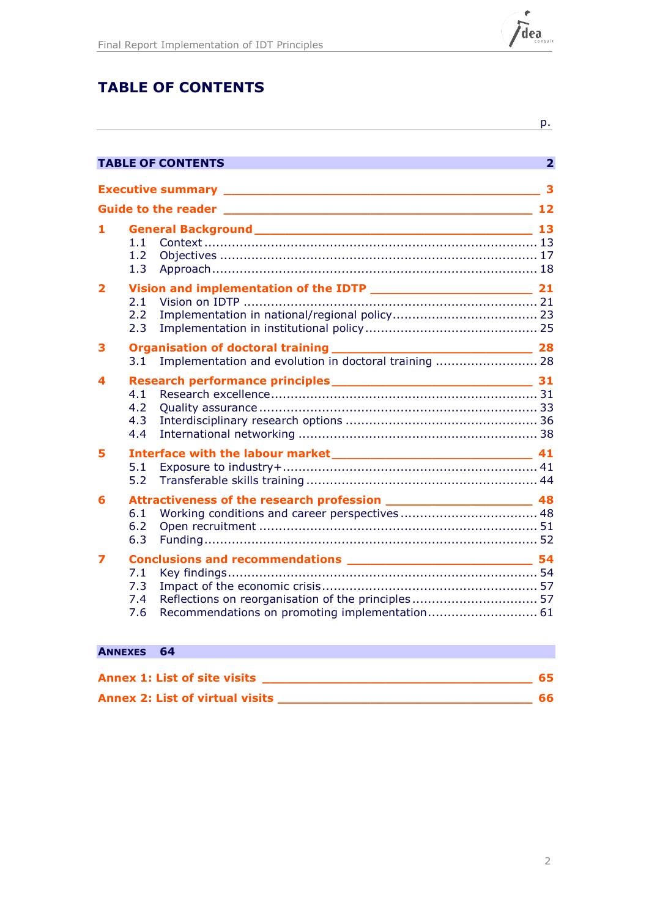# TABLE OF CONTENTS

p.

**TABLE OF CONTENTS** 2

**Executive summary** 3

**Guide to the reader** 12

**1 General Background** 13
- 1.1 Context 13
- 1.2 Objectives 17
- 1.3 Approach 18

**2 Vision and implementation of the IDTP** 21
- 2.1 Vision on IDTP 21
- 2.2 Implementation in national/regional policy 23
- 2.3 Implementation in institutional policy 25

**3 Organisation of doctoral training** 28
- 3.1 Implementation and evolution in doctoral training 28

**4 Research performance principles** 31
- 4.1 Research excellence 31
- 4.2 Quality assurance 33
- 4.3 Interdisciplinary research options 36
- 4.4 International networking 38

**5 Interface with the labour market** 41
- 5.1 Exposure to industry+ 41
- 5.2 Transferable skills training 44

**6 Attractiveness of the research profession** 48
- 6.1 Working conditions and career perspectives 48
- 6.2 Open recruitment 51
- 6.3 Funding 52

**7 Conclusions and recommendations** 54
- 7.1 Key findings 54
- 7.3 Impact of the economic crisis 57
- 7.4 Reflections on reorganisation of the principles 57
- 7.6 Recommendations on promoting implementation 61

**ANNEXES** 64

**Annex 1: List of site visits** 65

**Annex 2: List of virtual visits** 66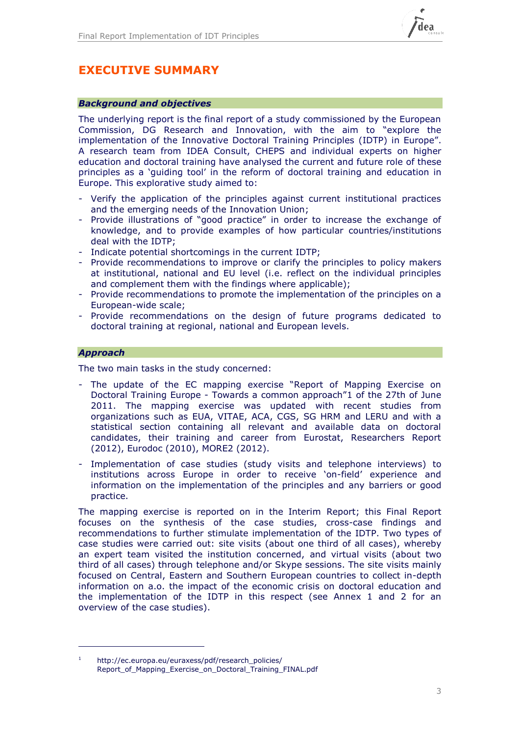# EXECUTIVE SUMMARY

### *Background and objectives*

The underlying report is the final report of a study commissioned by the European Commission, DG Research and Innovation, with the aim to "explore the implementation of the Innovative Doctoral Training Principles (IDTP) in Europe". A research team from IDEA Consult, CHEPS and individual experts on higher education and doctoral training have analysed the current and future role of these principles as a 'guiding tool' in the reform of doctoral training and education in Europe. This explorative study aimed to:

- Verify the application of the principles against current institutional practices and the emerging needs of the Innovation Union;
- Provide illustrations of "good practice" in order to increase the exchange of knowledge, and to provide examples of how particular countries/institutions deal with the IDTP;
- Indicate potential shortcomings in the current IDTP;
- Provide recommendations to improve or clarify the principles to policy makers at institutional, national and EU level (i.e. reflect on the individual principles and complement them with the findings where applicable);
- Provide recommendations to promote the implementation of the principles on a European-wide scale;
- Provide recommendations on the design of future programs dedicated to doctoral training at regional, national and European levels.

### *Approach*

The two main tasks in the study concerned:

- The update of the EC mapping exercise "Report of Mapping Exercise on Doctoral Training Europe - Towards a common approach"[1] of the 27th of June 2011. The mapping exercise was updated with recent studies from organizations such as EUA, VITAE, ACA, CGS, SG HRM and LERU and with a statistical section containing all relevant and available data on doctoral candidates, their training and career from Eurostat, Researchers Report (2012), Eurodoc (2010), MORE2 (2012).
- Implementation of case studies (study visits and telephone interviews) to institutions across Europe in order to receive 'on-field' experience and information on the implementation of the principles and any barriers or good practice.

The mapping exercise is reported on in the Interim Report; this Final Report focuses on the synthesis of the case studies, cross-case findings and recommendations to further stimulate implementation of the IDTP. Two types of case studies were carried out: site visits (about one third of all cases), whereby an expert team visited the institution concerned, and virtual visits (about two third of all cases) through telephone and/or Skype sessions. The site visits mainly focused on Central, Eastern and Southern European countries to collect in-depth information on a.o. the impact of the economic crisis on doctoral education and the implementation of the IDTP in this respect (see Annex 1 and 2 for an overview of the case studies).

---

[1] http://ec.europa.eu/euraxess/pdf/research_policies/Report_of_Mapping_Exercise_on_Doctoral_Training_FINAL.pdf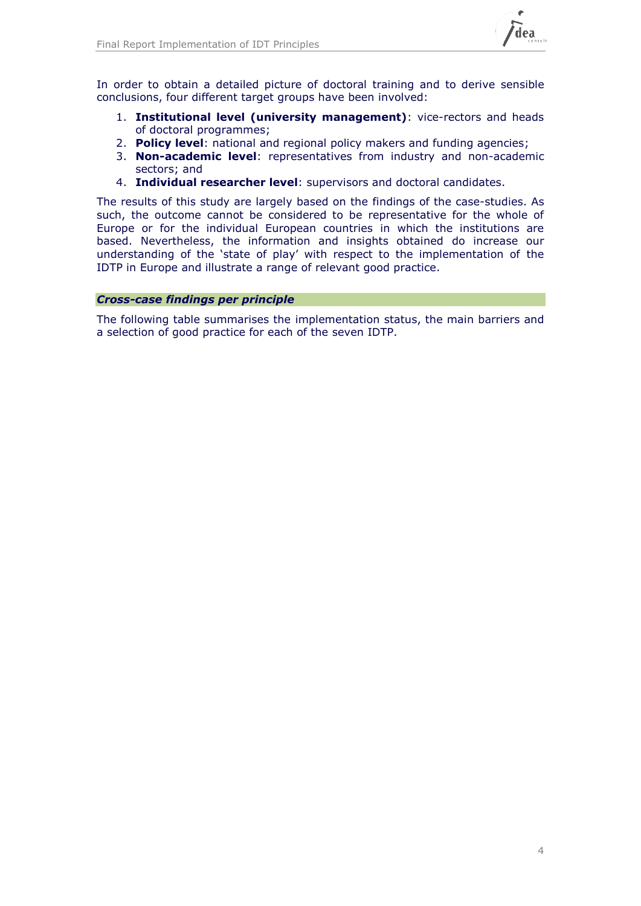In order to obtain a detailed picture of doctoral training and to derive sensible conclusions, four different target groups have been involved:

1. **Institutional level (university management)**: vice-rectors and heads of doctoral programmes;
2. **Policy level**: national and regional policy makers and funding agencies;
3. **Non-academic level**: representatives from industry and non-academic sectors; and
4. **Individual researcher level**: supervisors and doctoral candidates.

The results of this study are largely based on the findings of the case-studies. As such, the outcome cannot be considered to be representative for the whole of Europe or for the individual European countries in which the institutions are based. Nevertheless, the information and insights obtained do increase our understanding of the 'state of play' with respect to the implementation of the IDTP in Europe and illustrate a range of relevant good practice.

### *Cross-case findings per principle*

The following table summarises the implementation status, the main barriers and a selection of good practice for each of the seven IDTP.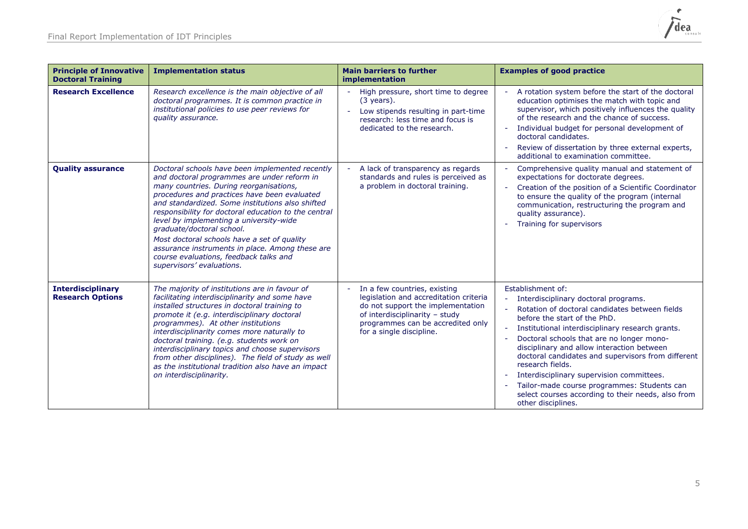| **Principle of Innovative Doctoral Training** | **Implementation status** | **Main barriers to further implementation** | **Examples of good practice** |
|---|---|---|---|
| **Research Excellence** | *Research excellence is the main objective of all doctoral programmes. It is common practice in institutional policies to use peer reviews for quality assurance.* | - High pressure, short time to degree (3 years).<br>- Low stipends resulting in part-time research: less time and focus is dedicated to the research. | - A rotation system before the start of the doctoral education optimises the match with topic and supervisor, which positively influences the quality of the research and the chance of success.<br>- Individual budget for personal development of doctoral candidates.<br>- Review of dissertation by three external experts, additional to examination committee. |
| **Quality assurance** | *Doctoral schools have been implemented recently and doctoral programmes are under reform in many countries. During reorganisations, procedures and practices have been evaluated and standardized. Some institutions also shifted responsibility for doctoral education to the central level by implementing a university-wide graduate/doctoral school.*<br>*Most doctoral schools have a set of quality assurance instruments in place. Among these are course evaluations, feedback talks and supervisors' evaluations.* | - A lack of transparency as regards standards and rules is perceived as a problem in doctoral training. | - Comprehensive quality manual and statement of expectations for doctorate degrees.<br>- Creation of the position of a Scientific Coordinator to ensure the quality of the program (internal communication, restructuring the program and quality assurance).<br>- Training for supervisors |
| **Interdisciplinary Research Options** | *The majority of institutions are in favour of facilitating interdisciplinarity and some have installed structures in doctoral training to promote it (e.g. interdisciplinary doctoral programmes). At other institutions interdisciplinarity comes more naturally to doctoral training. (e.g. students work on interdisciplinary topics and choose supervisors from other disciplines). The field of study as well as the institutional tradition also have an impact on interdisciplinarity.* | - In a few countries, existing legislation and accreditation criteria do not support the implementation of interdisciplinarity – study programmes can be accredited only for a single discipline. | Establishment of:<br>- Interdisciplinary doctoral programs.<br>- Rotation of doctoral candidates between fields before the start of the PhD.<br>- Institutional interdisciplinary research grants.<br>- Doctoral schools that are no longer mono-disciplinary and allow interaction between doctoral candidates and supervisors from different research fields.<br>- Interdisciplinary supervision committees.<br>- Tailor-made course programmes: Students can select courses according to their needs, also from other disciplines. |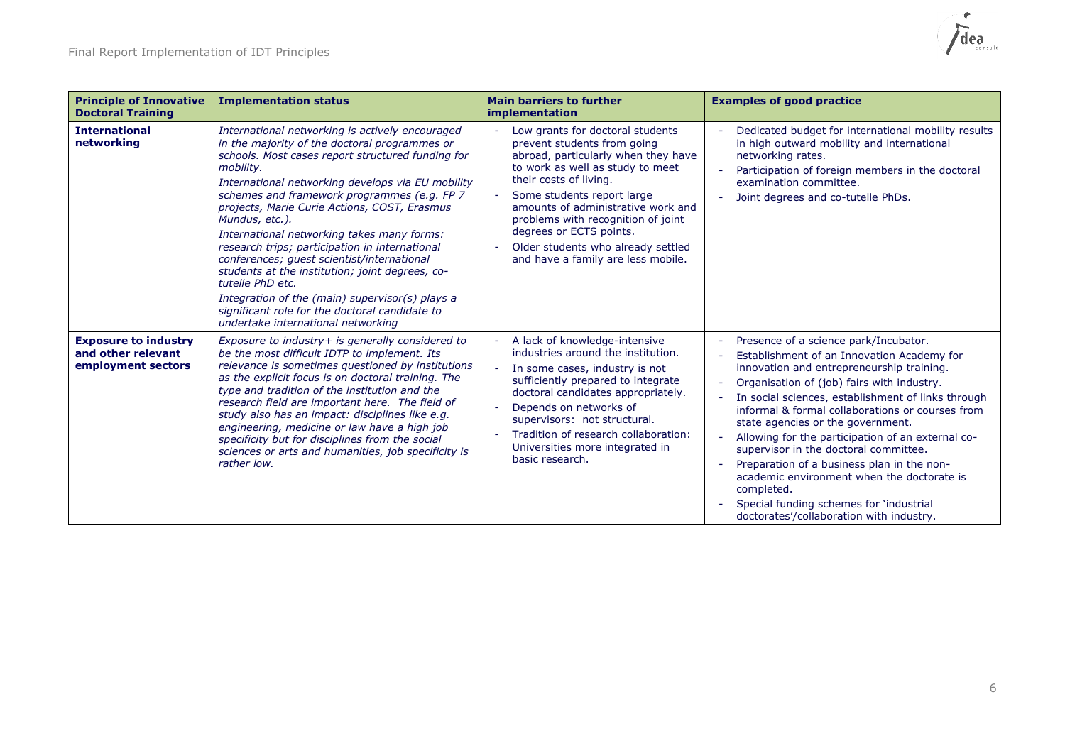| Principle of Innovative Doctoral Training | Implementation status | Main barriers to further implementation | Examples of good practice |
| --- | --- | --- | --- |
| **International networking** | *International networking is actively encouraged in the majority of the doctoral programmes or schools. Most cases report structured funding for mobility.*<br>*International networking develops via EU mobility schemes and framework programmes (e.g. FP 7 projects, Marie Curie Actions, COST, Erasmus Mundus, etc.).*<br>*International networking takes many forms: research trips; participation in international conferences; guest scientist/international students at the institution; joint degrees, co-tutelle PhD etc.*<br>*Integration of the (main) supervisor(s) plays a significant role for the doctoral candidate to undertake international networking* | - Low grants for doctoral students prevent students from going abroad, particularly when they have to work as well as study to meet their costs of living.<br>- Some students report large amounts of administrative work and problems with recognition of joint degrees or ECTS points.<br>- Older students who already settled and have a family are less mobile. | - Dedicated budget for international mobility results in high outward mobility and international networking rates.<br>- Participation of foreign members in the doctoral examination committee.<br>- Joint degrees and co-tutelle PhDs. |
| **Exposure to industry and other relevant employment sectors** | *Exposure to industry+ is generally considered to be the most difficult IDTP to implement. Its relevance is sometimes questioned by institutions as the explicit focus is on doctoral training. The type and tradition of the institution and the research field are important here. The field of study also has an impact: disciplines like e.g. engineering, medicine or law have a high job specificity but for disciplines from the social sciences or arts and humanities, job specificity is rather low.* | - A lack of knowledge-intensive industries around the institution.<br>- In some cases, industry is not sufficiently prepared to integrate doctoral candidates appropriately.<br>- Depends on networks of supervisors: not structural.<br>- Tradition of research collaboration: Universities more integrated in basic research. | - Presence of a science park/Incubator.<br>- Establishment of an Innovation Academy for innovation and entrepreneurship training.<br>- Organisation of (job) fairs with industry.<br>- In social sciences, establishment of links through informal & formal collaborations or courses from state agencies or the government.<br>- Allowing for the participation of an external co-supervisor in the doctoral committee.<br>- Preparation of a business plan in the non-academic environment when the doctorate is completed.<br>- Special funding schemes for 'industrial doctorates'/collaboration with industry. |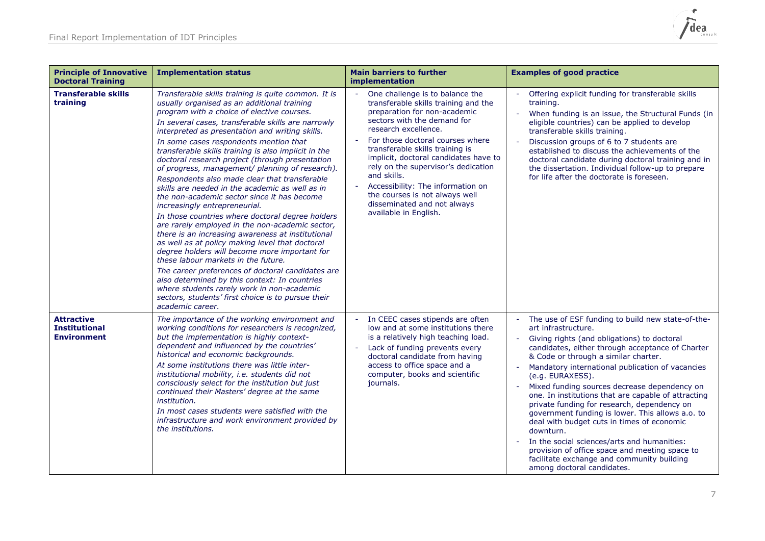| Principle of Innovative Doctoral Training | Implementation status | Main barriers to further implementation | Examples of good practice |
|---|---|---|---|
| **Transferable skills training** | *Transferable skills training is quite common. It is usually organised as an additional training program with a choice of elective courses.*<br>*In several cases, transferable skills are narrowly interpreted as presentation and writing skills.*<br>*In some cases respondents mention that transferable skills training is also implicit in the doctoral research project (through presentation of progress, management/ planning of research).*<br>*Respondents also made clear that transferable skills are needed in the academic as well as in the non-academic sector since it has become increasingly entrepreneurial.*<br>*In those countries where doctoral degree holders are rarely employed in the non-academic sector, there is an increasing awareness at institutional as well as at policy making level that doctoral degree holders will become more important for these labour markets in the future.*<br>*The career preferences of doctoral candidates are also determined by this context: In countries where students rarely work in non-academic sectors, students' first choice is to pursue their academic career.* | - One challenge is to balance the transferable skills training and the preparation for non-academic sectors with the demand for research excellence.<br>- For those doctoral courses where transferable skills training is implicit, doctoral candidates have to rely on the supervisor's dedication and skills.<br>- Accessibility: The information on the courses is not always well disseminated and not always available in English. | - Offering explicit funding for transferable skills training.<br>- When funding is an issue, the Structural Funds (in eligible countries) can be applied to develop transferable skills training.<br>- Discussion groups of 6 to 7 students are established to discuss the achievements of the doctoral candidate during doctoral training and in the dissertation. Individual follow-up to prepare for life after the doctorate is foreseen. |
| **Attractive Institutional Environment** | *The importance of the working environment and working conditions for researchers is recognized, but the implementation is highly context-dependent and influenced by the countries' historical and economic backgrounds.*<br>*At some institutions there was little inter-institutional mobility, i.e. students did not consciously select for the institution but just continued their Masters' degree at the same institution.*<br>*In most cases students were satisfied with the infrastructure and work environment provided by the institutions.* | - In CEEC cases stipends are often low and at some institutions there is a relatively high teaching load.<br>- Lack of funding prevents every doctoral candidate from having access to office space and a computer, books and scientific journals. | - The use of ESF funding to build new state-of-the-art infrastructure.<br>- Giving rights (and obligations) to doctoral candidates, either through acceptance of Charter & Code or through a similar charter.<br>- Mandatory international publication of vacancies (e.g. EURAXESS).<br>- Mixed funding sources decrease dependency on one. In institutions that are capable of attracting private funding for research, dependency on government funding is lower. This allows a.o. to deal with budget cuts in times of economic downturn.<br>- In the social sciences/arts and humanities: provision of office space and meeting space to facilitate exchange and community building among doctoral candidates. |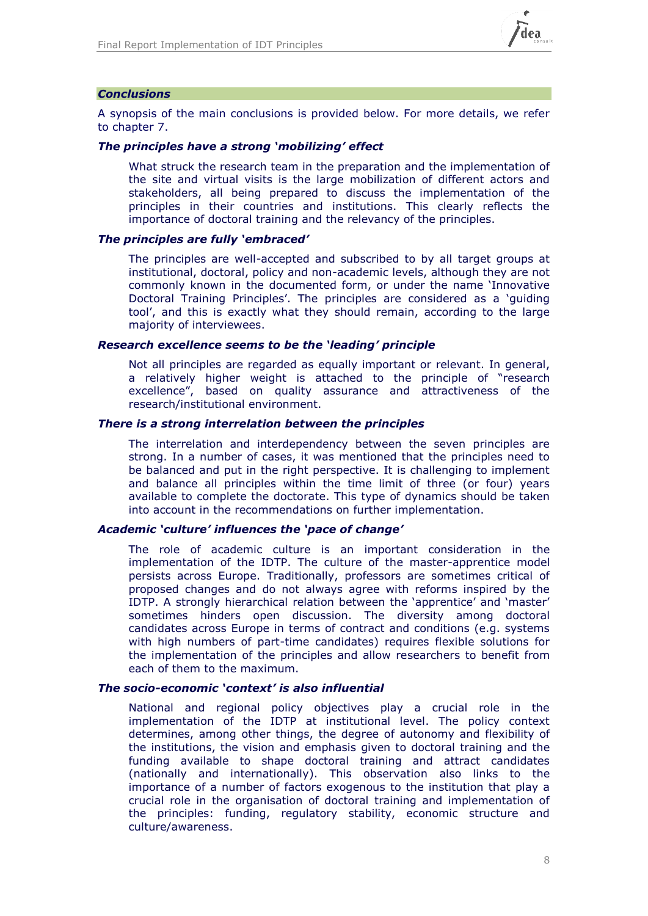## *Conclusions*

A synopsis of the main conclusions is provided below. For more details, we refer to chapter 7.

***The principles have a strong 'mobilizing' effect***

What struck the research team in the preparation and the implementation of the site and virtual visits is the large mobilization of different actors and stakeholders, all being prepared to discuss the implementation of the principles in their countries and institutions. This clearly reflects the importance of doctoral training and the relevancy of the principles.

***The principles are fully 'embraced'***

The principles are well-accepted and subscribed to by all target groups at institutional, doctoral, policy and non-academic levels, although they are not commonly known in the documented form, or under the name 'Innovative Doctoral Training Principles'. The principles are considered as a 'guiding tool', and this is exactly what they should remain, according to the large majority of interviewees.

***Research excellence seems to be the 'leading' principle***

Not all principles are regarded as equally important or relevant. In general, a relatively higher weight is attached to the principle of "research excellence", based on quality assurance and attractiveness of the research/institutional environment.

***There is a strong interrelation between the principles***

The interrelation and interdependency between the seven principles are strong. In a number of cases, it was mentioned that the principles need to be balanced and put in the right perspective. It is challenging to implement and balance all principles within the time limit of three (or four) years available to complete the doctorate. This type of dynamics should be taken into account in the recommendations on further implementation.

***Academic 'culture' influences the 'pace of change'***

The role of academic culture is an important consideration in the implementation of the IDTP. The culture of the master-apprentice model persists across Europe. Traditionally, professors are sometimes critical of proposed changes and do not always agree with reforms inspired by the IDTP. A strongly hierarchical relation between the 'apprentice' and 'master' sometimes hinders open discussion. The diversity among doctoral candidates across Europe in terms of contract and conditions (e.g. systems with high numbers of part-time candidates) requires flexible solutions for the implementation of the principles and allow researchers to benefit from each of them to the maximum.

***The socio-economic 'context' is also influential***

National and regional policy objectives play a crucial role in the implementation of the IDTP at institutional level. The policy context determines, among other things, the degree of autonomy and flexibility of the institutions, the vision and emphasis given to doctoral training and the funding available to shape doctoral training and attract candidates (nationally and internationally). This observation also links to the importance of a number of factors exogenous to the institution that play a crucial role in the organisation of doctoral training and implementation of the principles: funding, regulatory stability, economic structure and culture/awareness.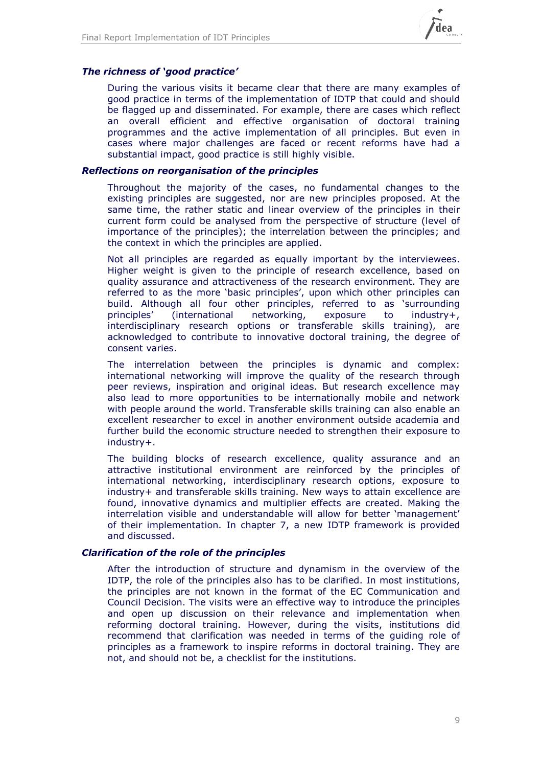### *The richness of 'good practice'*

During the various visits it became clear that there are many examples of good practice in terms of the implementation of IDTP that could and should be flagged up and disseminated. For example, there are cases which reflect an overall efficient and effective organisation of doctoral training programmes and the active implementation of all principles. But even in cases where major challenges are faced or recent reforms have had a substantial impact, good practice is still highly visible.

### *Reflections on reorganisation of the principles*

Throughout the majority of the cases, no fundamental changes to the existing principles are suggested, nor are new principles proposed. At the same time, the rather static and linear overview of the principles in their current form could be analysed from the perspective of structure (level of importance of the principles); the interrelation between the principles; and the context in which the principles are applied.

Not all principles are regarded as equally important by the interviewees. Higher weight is given to the principle of research excellence, based on quality assurance and attractiveness of the research environment. They are referred to as the more 'basic principles', upon which other principles can build. Although all four other principles, referred to as 'surrounding principles' (international networking, exposure to industry+, interdisciplinary research options or transferable skills training), are acknowledged to contribute to innovative doctoral training, the degree of consent varies.

The interrelation between the principles is dynamic and complex: international networking will improve the quality of the research through peer reviews, inspiration and original ideas. But research excellence may also lead to more opportunities to be internationally mobile and network with people around the world. Transferable skills training can also enable an excellent researcher to excel in another environment outside academia and further build the economic structure needed to strengthen their exposure to industry+.

The building blocks of research excellence, quality assurance and an attractive institutional environment are reinforced by the principles of international networking, interdisciplinary research options, exposure to industry+ and transferable skills training. New ways to attain excellence are found, innovative dynamics and multiplier effects are created. Making the interrelation visible and understandable will allow for better 'management' of their implementation. In chapter 7, a new IDTP framework is provided and discussed.

### *Clarification of the role of the principles*

After the introduction of structure and dynamism in the overview of the IDTP, the role of the principles also has to be clarified. In most institutions, the principles are not known in the format of the EC Communication and Council Decision. The visits were an effective way to introduce the principles and open up discussion on their relevance and implementation when reforming doctoral training. However, during the visits, institutions did recommend that clarification was needed in terms of the guiding role of principles as a framework to inspire reforms in doctoral training. They are not, and should not be, a checklist for the institutions.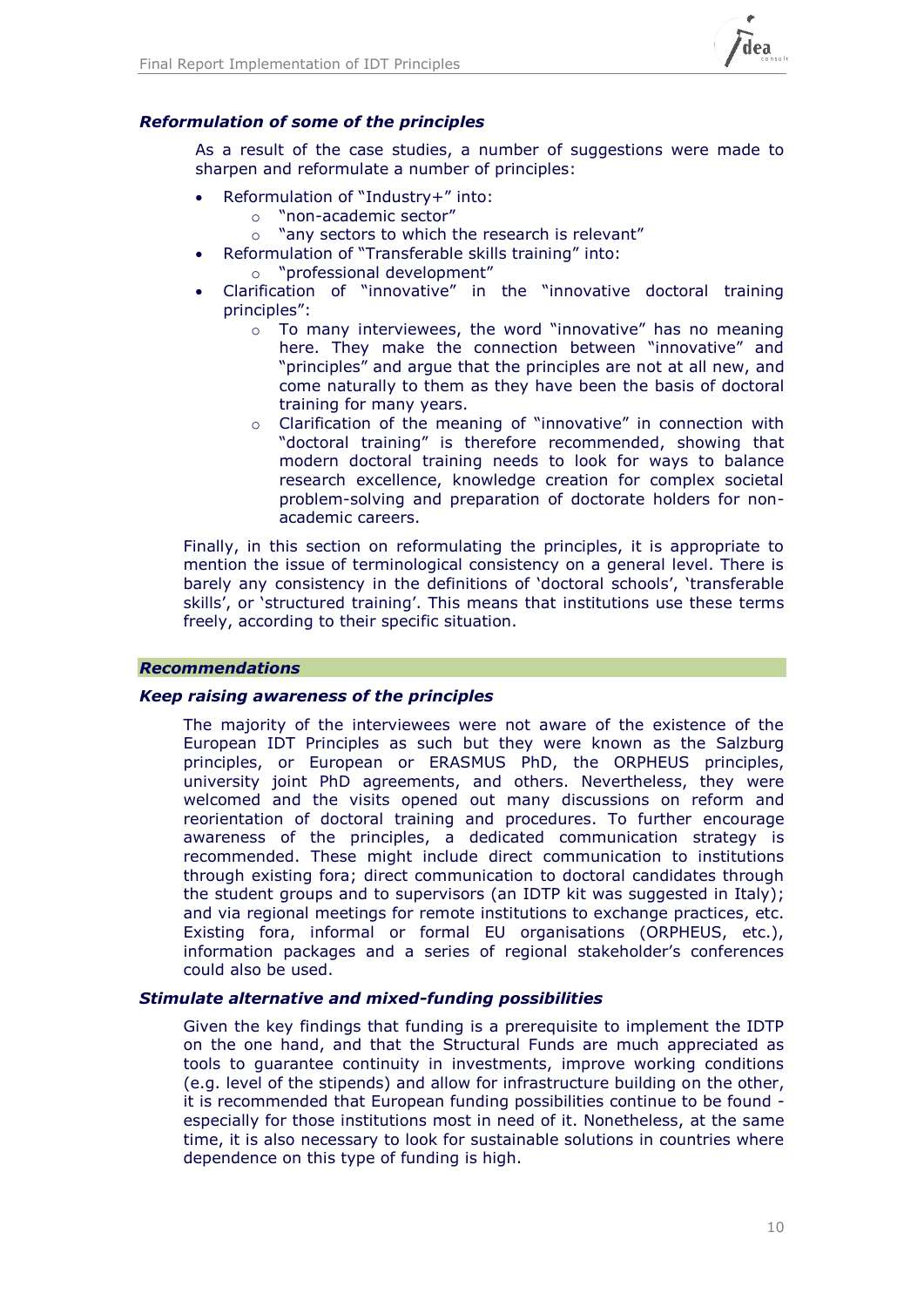### *Reformulation of some of the principles*

As a result of the case studies, a number of suggestions were made to sharpen and reformulate a number of principles:

- Reformulation of "Industry+" into:
  - "non-academic sector"
  - "any sectors to which the research is relevant"
- Reformulation of "Transferable skills training" into:
  - "professional development"
- Clarification of "innovative" in the "innovative doctoral training principles":
  - To many interviewees, the word "innovative" has no meaning here. They make the connection between "innovative" and "principles" and argue that the principles are not at all new, and come naturally to them as they have been the basis of doctoral training for many years.
  - Clarification of the meaning of "innovative" in connection with "doctoral training" is therefore recommended, showing that modern doctoral training needs to look for ways to balance research excellence, knowledge creation for complex societal problem-solving and preparation of doctorate holders for non-academic careers.

Finally, in this section on reformulating the principles, it is appropriate to mention the issue of terminological consistency on a general level. There is barely any consistency in the definitions of 'doctoral schools', 'transferable skills', or 'structured training'. This means that institutions use these terms freely, according to their specific situation.

## *Recommendations*

### *Keep raising awareness of the principles*

The majority of the interviewees were not aware of the existence of the European IDT Principles as such but they were known as the Salzburg principles, or European or ERASMUS PhD, the ORPHEUS principles, university joint PhD agreements, and others. Nevertheless, they were welcomed and the visits opened out many discussions on reform and reorientation of doctoral training and procedures. To further encourage awareness of the principles, a dedicated communication strategy is recommended. These might include direct communication to institutions through existing fora; direct communication to doctoral candidates through the student groups and to supervisors (an IDTP kit was suggested in Italy); and via regional meetings for remote institutions to exchange practices, etc. Existing fora, informal or formal EU organisations (ORPHEUS, etc.), information packages and a series of regional stakeholder's conferences could also be used.

### *Stimulate alternative and mixed-funding possibilities*

Given the key findings that funding is a prerequisite to implement the IDTP on the one hand, and that the Structural Funds are much appreciated as tools to guarantee continuity in investments, improve working conditions (e.g. level of the stipends) and allow for infrastructure building on the other, it is recommended that European funding possibilities continue to be found - especially for those institutions most in need of it. Nonetheless, at the same time, it is also necessary to look for sustainable solutions in countries where dependence on this type of funding is high.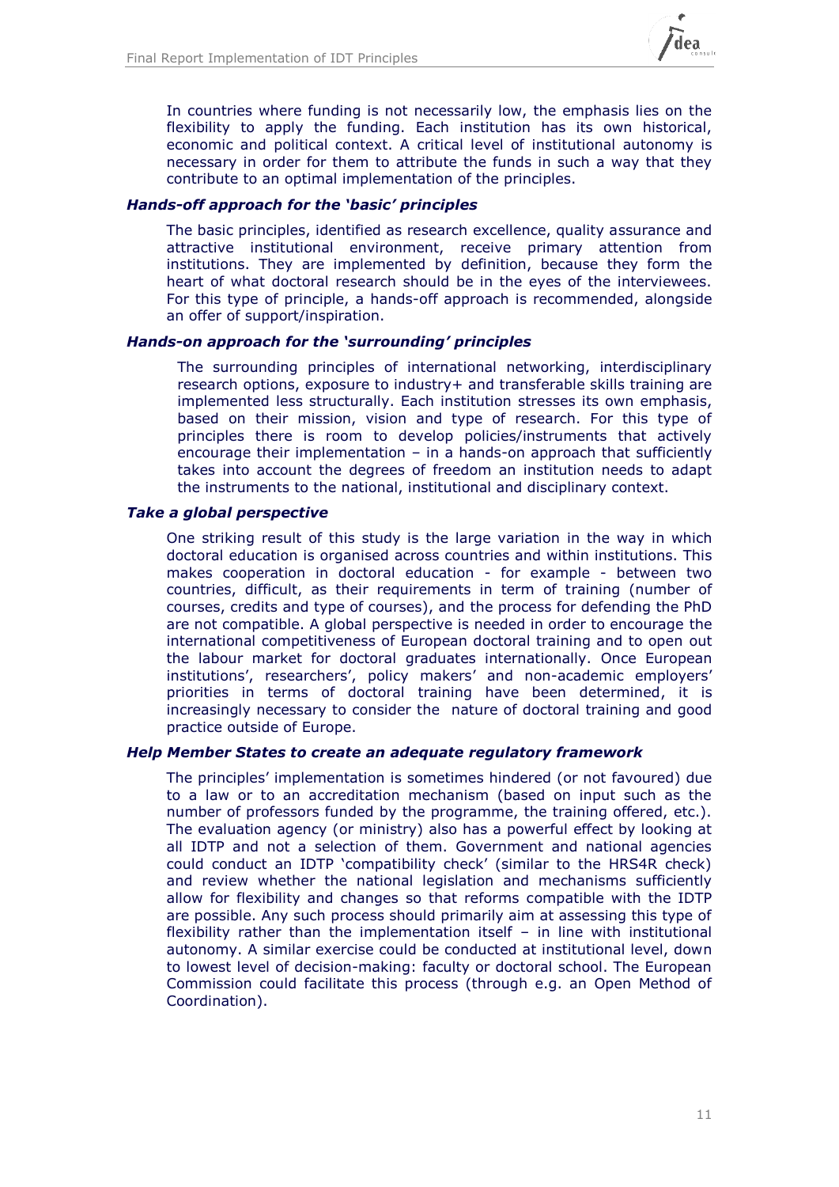In countries where funding is not necessarily low, the emphasis lies on the flexibility to apply the funding. Each institution has its own historical, economic and political context. A critical level of institutional autonomy is necessary in order for them to attribute the funds in such a way that they contribute to an optimal implementation of the principles.

***Hands-off approach for the 'basic' principles***

The basic principles, identified as research excellence, quality assurance and attractive institutional environment, receive primary attention from institutions. They are implemented by definition, because they form the heart of what doctoral research should be in the eyes of the interviewees. For this type of principle, a hands-off approach is recommended, alongside an offer of support/inspiration.

***Hands-on approach for the 'surrounding' principles***

The surrounding principles of international networking, interdisciplinary research options, exposure to industry+ and transferable skills training are implemented less structurally. Each institution stresses its own emphasis, based on their mission, vision and type of research. For this type of principles there is room to develop policies/instruments that actively encourage their implementation – in a hands-on approach that sufficiently takes into account the degrees of freedom an institution needs to adapt the instruments to the national, institutional and disciplinary context.

***Take a global perspective***

One striking result of this study is the large variation in the way in which doctoral education is organised across countries and within institutions. This makes cooperation in doctoral education - for example - between two countries, difficult, as their requirements in term of training (number of courses, credits and type of courses), and the process for defending the PhD are not compatible. A global perspective is needed in order to encourage the international competitiveness of European doctoral training and to open out the labour market for doctoral graduates internationally. Once European institutions', researchers', policy makers' and non-academic employers' priorities in terms of doctoral training have been determined, it is increasingly necessary to consider the nature of doctoral training and good practice outside of Europe.

***Help Member States to create an adequate regulatory framework***

The principles' implementation is sometimes hindered (or not favoured) due to a law or to an accreditation mechanism (based on input such as the number of professors funded by the programme, the training offered, etc.). The evaluation agency (or ministry) also has a powerful effect by looking at all IDTP and not a selection of them. Government and national agencies could conduct an IDTP 'compatibility check' (similar to the HRS4R check) and review whether the national legislation and mechanisms sufficiently allow for flexibility and changes so that reforms compatible with the IDTP are possible. Any such process should primarily aim at assessing this type of flexibility rather than the implementation itself – in line with institutional autonomy. A similar exercise could be conducted at institutional level, down to lowest level of decision-making: faculty or doctoral school. The European Commission could facilitate this process (through e.g. an Open Method of Coordination).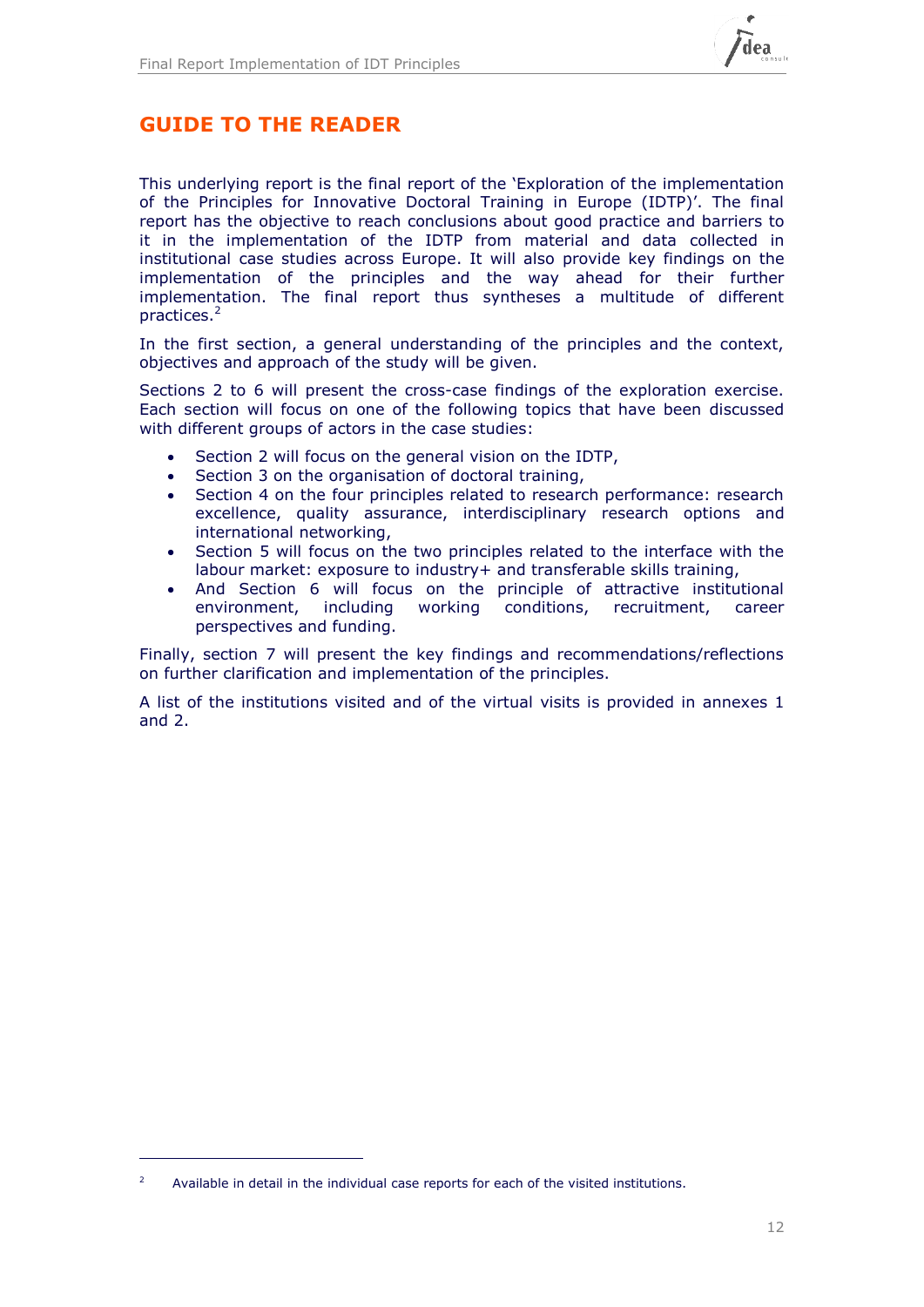# GUIDE TO THE READER

This underlying report is the final report of the 'Exploration of the implementation of the Principles for Innovative Doctoral Training in Europe (IDTP)'. The final report has the objective to reach conclusions about good practice and barriers to it in the implementation of the IDTP from material and data collected in institutional case studies across Europe. It will also provide key findings on the implementation of the principles and the way ahead for their further implementation. The final report thus syntheses a multitude of different practices.[2]

In the first section, a general understanding of the principles and the context, objectives and approach of the study will be given.

Sections 2 to 6 will present the cross-case findings of the exploration exercise. Each section will focus on one of the following topics that have been discussed with different groups of actors in the case studies:

- Section 2 will focus on the general vision on the IDTP,
- Section 3 on the organisation of doctoral training,
- Section 4 on the four principles related to research performance: research excellence, quality assurance, interdisciplinary research options and international networking,
- Section 5 will focus on the two principles related to the interface with the labour market: exposure to industry+ and transferable skills training,
- And Section 6 will focus on the principle of attractive institutional environment, including working conditions, recruitment, career perspectives and funding.

Finally, section 7 will present the key findings and recommendations/reflections on further clarification and implementation of the principles.

A list of the institutions visited and of the virtual visits is provided in annexes 1 and 2.

---

[2] Available in detail in the individual case reports for each of the visited institutions.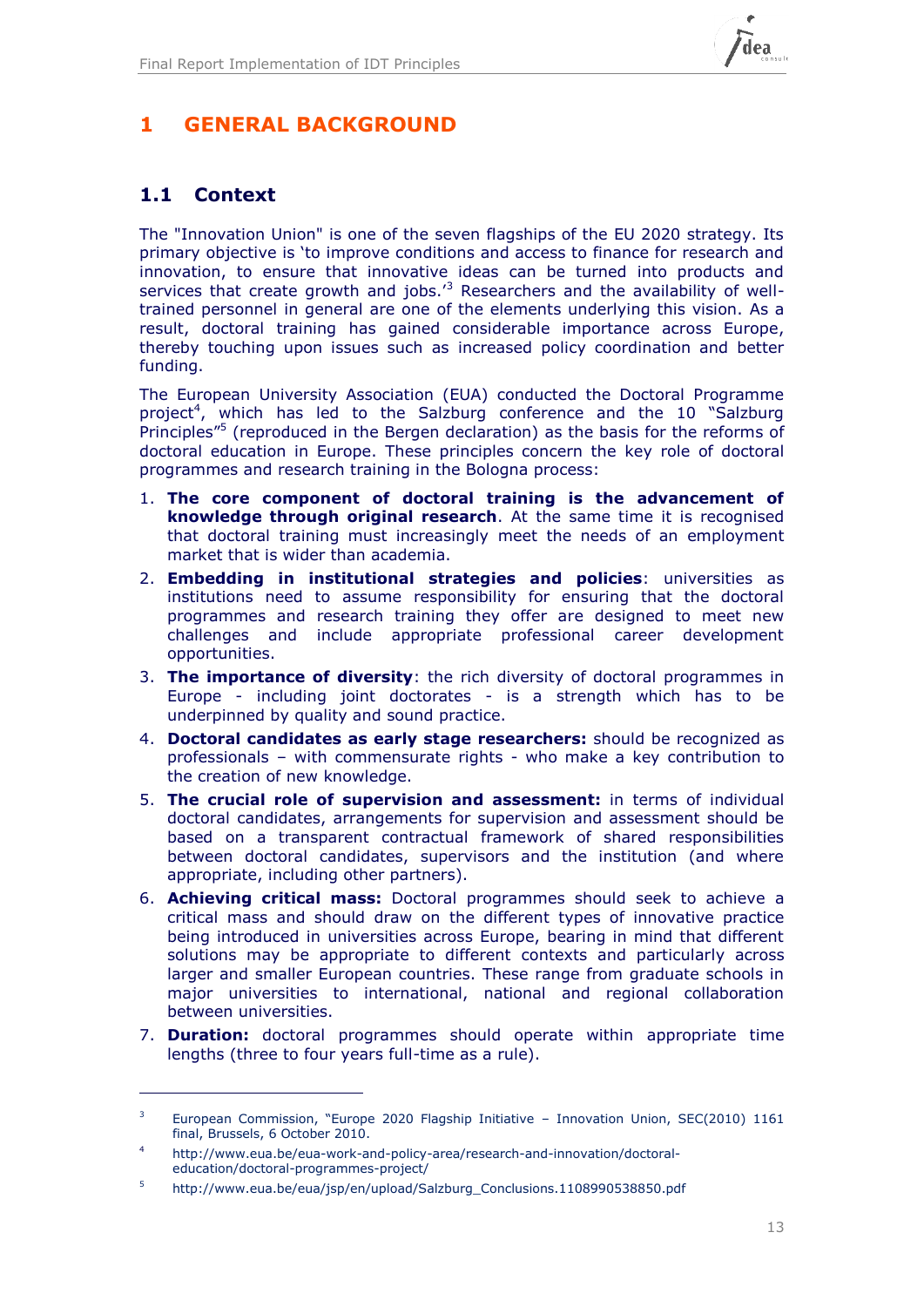# 1 GENERAL BACKGROUND

## 1.1 Context

The "Innovation Union" is one of the seven flagships of the EU 2020 strategy. Its primary objective is 'to improve conditions and access to finance for research and innovation, to ensure that innovative ideas can be turned into products and services that create growth and jobs.'[3] Researchers and the availability of well-trained personnel in general are one of the elements underlying this vision. As a result, doctoral training has gained considerable importance across Europe, thereby touching upon issues such as increased policy coordination and better funding.

The European University Association (EUA) conducted the Doctoral Programme project[4], which has led to the Salzburg conference and the 10 "Salzburg Principles"[5] (reproduced in the Bergen declaration) as the basis for the reforms of doctoral education in Europe. These principles concern the key role of doctoral programmes and research training in the Bologna process:

1. **The core component of doctoral training is the advancement of knowledge through original research**. At the same time it is recognised that doctoral training must increasingly meet the needs of an employment market that is wider than academia.
2. **Embedding in institutional strategies and policies**: universities as institutions need to assume responsibility for ensuring that the doctoral programmes and research training they offer are designed to meet new challenges and include appropriate professional career development opportunities.
3. **The importance of diversity**: the rich diversity of doctoral programmes in Europe - including joint doctorates - is a strength which has to be underpinned by quality and sound practice.
4. **Doctoral candidates as early stage researchers:** should be recognized as professionals – with commensurate rights - who make a key contribution to the creation of new knowledge.
5. **The crucial role of supervision and assessment:** in terms of individual doctoral candidates, arrangements for supervision and assessment should be based on a transparent contractual framework of shared responsibilities between doctoral candidates, supervisors and the institution (and where appropriate, including other partners).
6. **Achieving critical mass:** Doctoral programmes should seek to achieve a critical mass and should draw on the different types of innovative practice being introduced in universities across Europe, bearing in mind that different solutions may be appropriate to different contexts and particularly across larger and smaller European countries. These range from graduate schools in major universities to international, national and regional collaboration between universities.
7. **Duration:** doctoral programmes should operate within appropriate time lengths (three to four years full-time as a rule).

---

[3] European Commission, "Europe 2020 Flagship Initiative – Innovation Union, SEC(2010) 1161 final, Brussels, 6 October 2010.

[4] http://www.eua.be/eua-work-and-policy-area/research-and-innovation/doctoral-education/doctoral-programmes-project/

[5] http://www.eua.be/eua/jsp/en/upload/Salzburg_Conclusions.1108990538850.pdf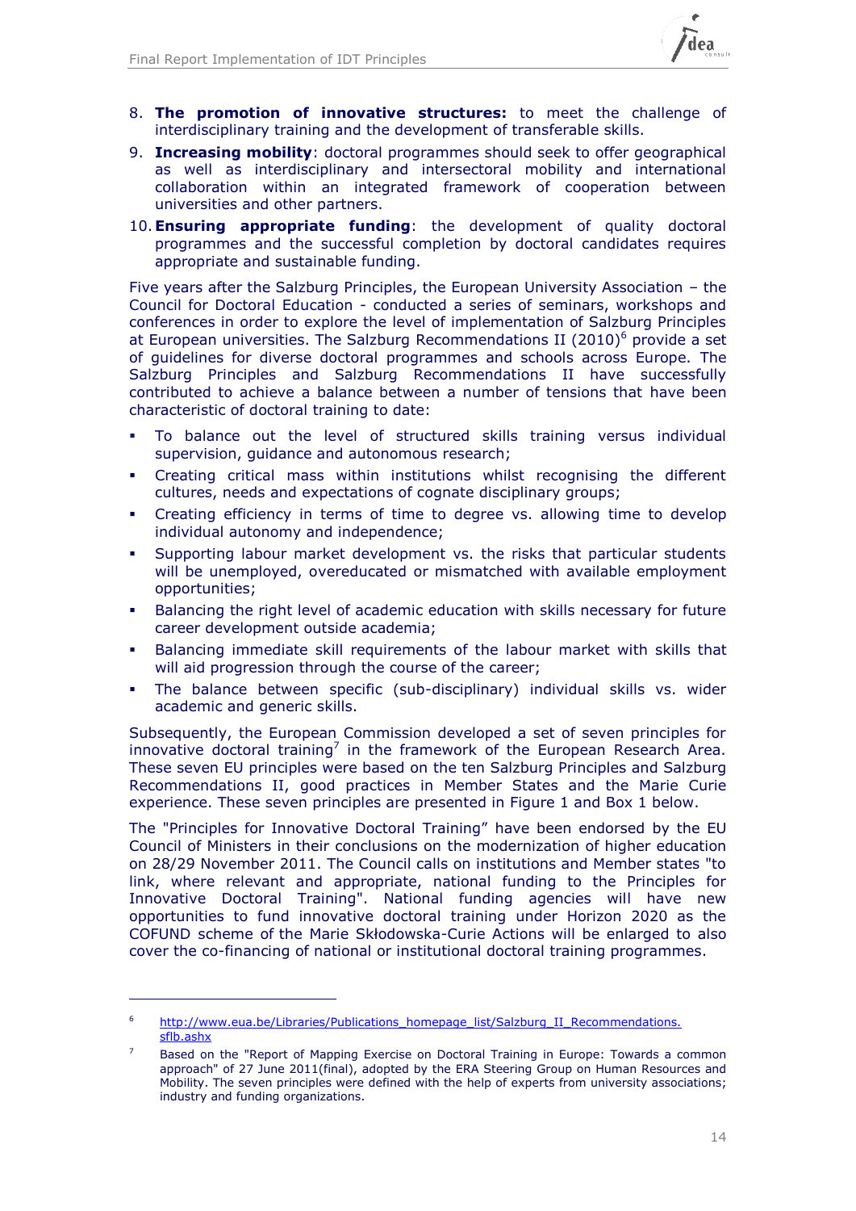8. **The promotion of innovative structures:** to meet the challenge of interdisciplinary training and the development of transferable skills.
9. **Increasing mobility**: doctoral programmes should seek to offer geographical as well as interdisciplinary and intersectoral mobility and international collaboration within an integrated framework of cooperation between universities and other partners.
10. **Ensuring appropriate funding**: the development of quality doctoral programmes and the successful completion by doctoral candidates requires appropriate and sustainable funding.

Five years after the Salzburg Principles, the European University Association – the Council for Doctoral Education - conducted a series of seminars, workshops and conferences in order to explore the level of implementation of Salzburg Principles at European universities. The Salzburg Recommendations II (2010)[6] provide a set of guidelines for diverse doctoral programmes and schools across Europe. The Salzburg Principles and Salzburg Recommendations II have successfully contributed to achieve a balance between a number of tensions that have been characteristic of doctoral training to date:

- To balance out the level of structured skills training versus individual supervision, guidance and autonomous research;
- Creating critical mass within institutions whilst recognising the different cultures, needs and expectations of cognate disciplinary groups;
- Creating efficiency in terms of time to degree vs. allowing time to develop individual autonomy and independence;
- Supporting labour market development vs. the risks that particular students will be unemployed, overeducated or mismatched with available employment opportunities;
- Balancing the right level of academic education with skills necessary for future career development outside academia;
- Balancing immediate skill requirements of the labour market with skills that will aid progression through the course of the career;
- The balance between specific (sub-disciplinary) individual skills vs. wider academic and generic skills.

Subsequently, the European Commission developed a set of seven principles for innovative doctoral training[7] in the framework of the European Research Area. These seven EU principles were based on the ten Salzburg Principles and Salzburg Recommendations II, good practices in Member States and the Marie Curie experience. These seven principles are presented in Figure 1 and Box 1 below.

The "Principles for Innovative Doctoral Training" have been endorsed by the EU Council of Ministers in their conclusions on the modernization of higher education on 28/29 November 2011. The Council calls on institutions and Member states "to link, where relevant and appropriate, national funding to the Principles for Innovative Doctoral Training". National funding agencies will have new opportunities to fund innovative doctoral training under Horizon 2020 as the COFUND scheme of the Marie Skłodowska-Curie Actions will be enlarged to also cover the co-financing of national or institutional doctoral training programmes.

---

[6] http://www.eua.be/Libraries/Publications_homepage_list/Salzburg_II_Recommendations.sflb.ashx

[7] Based on the "Report of Mapping Exercise on Doctoral Training in Europe: Towards a common approach" of 27 June 2011(final), adopted by the ERA Steering Group on Human Resources and Mobility. The seven principles were defined with the help of experts from university associations; industry and funding organizations.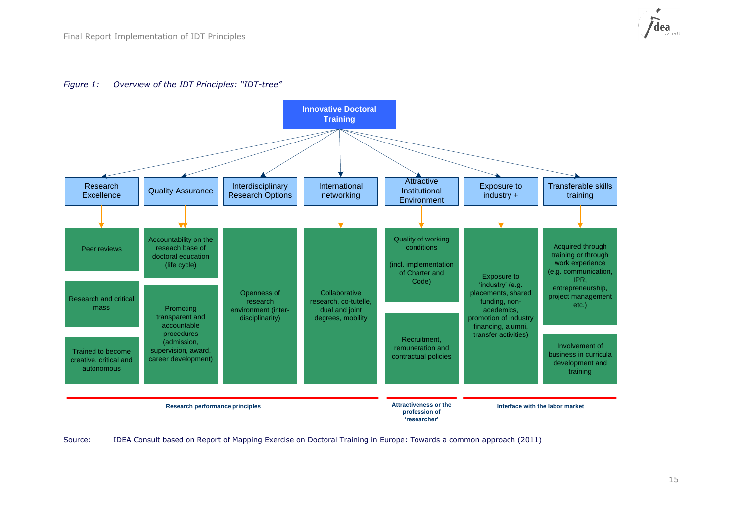*Figure 1: Overview of the IDT Principles: "IDT-tree"*

**Innovative Doctoral Training**

| Research Excellence | Quality Assurance | Interdisciplinary Research Options | International networking | Attractive Institutional Environment | Exposure to industry + | Transferable skills training |
|---|---|---|---|---|---|---|
| Peer reviews | Accountability on the reseach base of doctoral education (life cycle) | Openness of research environment (inter-disciplinarity) | Collaborative research, co-tutelle, dual and joint degrees, mobility | Quality of working conditions (incl. implementation of Charter and Code) | Exposure to 'industry' (e.g. placements, shared funding, non-acedemics, promotion of industry financing, alumni, transfer activities) | Acquired through training or through work experience (e.g. communication, IPR, entrepreneurship, project management etc.) |
| Research and critical mass | Promoting transparent and accountable procedures (admission, supervision, award, career development) | | | Recruitment, remuneration and contractual policies | | Involvement of business in curricula development and training |
| Trained to become creative, critical and autonomous | | | | | | |

**Research performance principles** (Research Excellence, Quality Assurance, Interdisciplinary Research Options, International networking)

**Attractiveness or the profession of 'researcher'** (Attractive Institutional Environment)

**Interface with the labor market** (Exposure to industry +, Transferable skills training)

Source: IDEA Consult based on Report of Mapping Exercise on Doctoral Training in Europe: Towards a common approach (2011)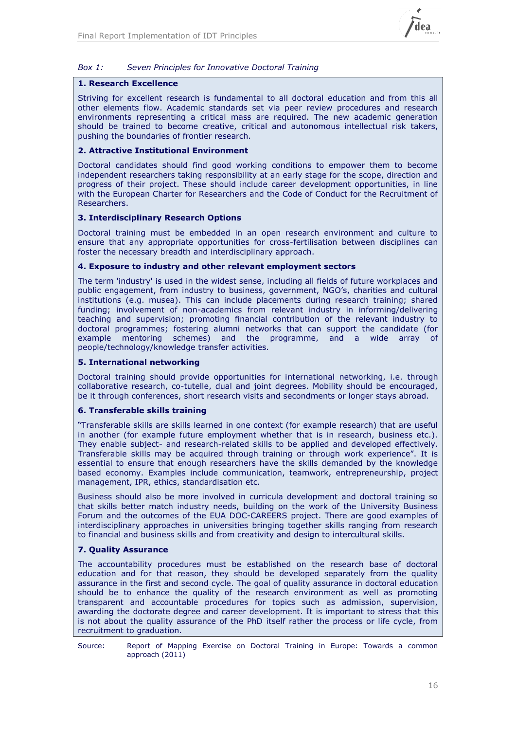*Box 1: Seven Principles for Innovative Doctoral Training*

**1. Research Excellence**

Striving for excellent research is fundamental to all doctoral education and from this all other elements flow. Academic standards set via peer review procedures and research environments representing a critical mass are required. The new academic generation should be trained to become creative, critical and autonomous intellectual risk takers, pushing the boundaries of frontier research.

**2. Attractive Institutional Environment**

Doctoral candidates should find good working conditions to empower them to become independent researchers taking responsibility at an early stage for the scope, direction and progress of their project. These should include career development opportunities, in line with the European Charter for Researchers and the Code of Conduct for the Recruitment of Researchers.

**3. Interdisciplinary Research Options**

Doctoral training must be embedded in an open research environment and culture to ensure that any appropriate opportunities for cross-fertilisation between disciplines can foster the necessary breadth and interdisciplinary approach.

**4. Exposure to industry and other relevant employment sectors**

The term 'industry' is used in the widest sense, including all fields of future workplaces and public engagement, from industry to business, government, NGO's, charities and cultural institutions (e.g. musea). This can include placements during research training; shared funding; involvement of non-academics from relevant industry in informing/delivering teaching and supervision; promoting financial contribution of the relevant industry to doctoral programmes; fostering alumni networks that can support the candidate (for example mentoring schemes) and the programme, and a wide array of people/technology/knowledge transfer activities.

**5. International networking**

Doctoral training should provide opportunities for international networking, i.e. through collaborative research, co-tutelle, dual and joint degrees. Mobility should be encouraged, be it through conferences, short research visits and secondments or longer stays abroad.

**6. Transferable skills training**

"Transferable skills are skills learned in one context (for example research) that are useful in another (for example future employment whether that is in research, business etc.). They enable subject- and research-related skills to be applied and developed effectively. Transferable skills may be acquired through training or through work experience". It is essential to ensure that enough researchers have the skills demanded by the knowledge based economy. Examples include communication, teamwork, entrepreneurship, project management, IPR, ethics, standardisation etc.

Business should also be more involved in curricula development and doctoral training so that skills better match industry needs, building on the work of the University Business Forum and the outcomes of the EUA DOC-CAREERS project. There are good examples of interdisciplinary approaches in universities bringing together skills ranging from research to financial and business skills and from creativity and design to intercultural skills.

**7. Quality Assurance**

The accountability procedures must be established on the research base of doctoral education and for that reason, they should be developed separately from the quality assurance in the first and second cycle. The goal of quality assurance in doctoral education should be to enhance the quality of the research environment as well as promoting transparent and accountable procedures for topics such as admission, supervision, awarding the doctorate degree and career development. It is important to stress that this is not about the quality assurance of the PhD itself rather the process or life cycle, from recruitment to graduation.

Source: Report of Mapping Exercise on Doctoral Training in Europe: Towards a common approach (2011)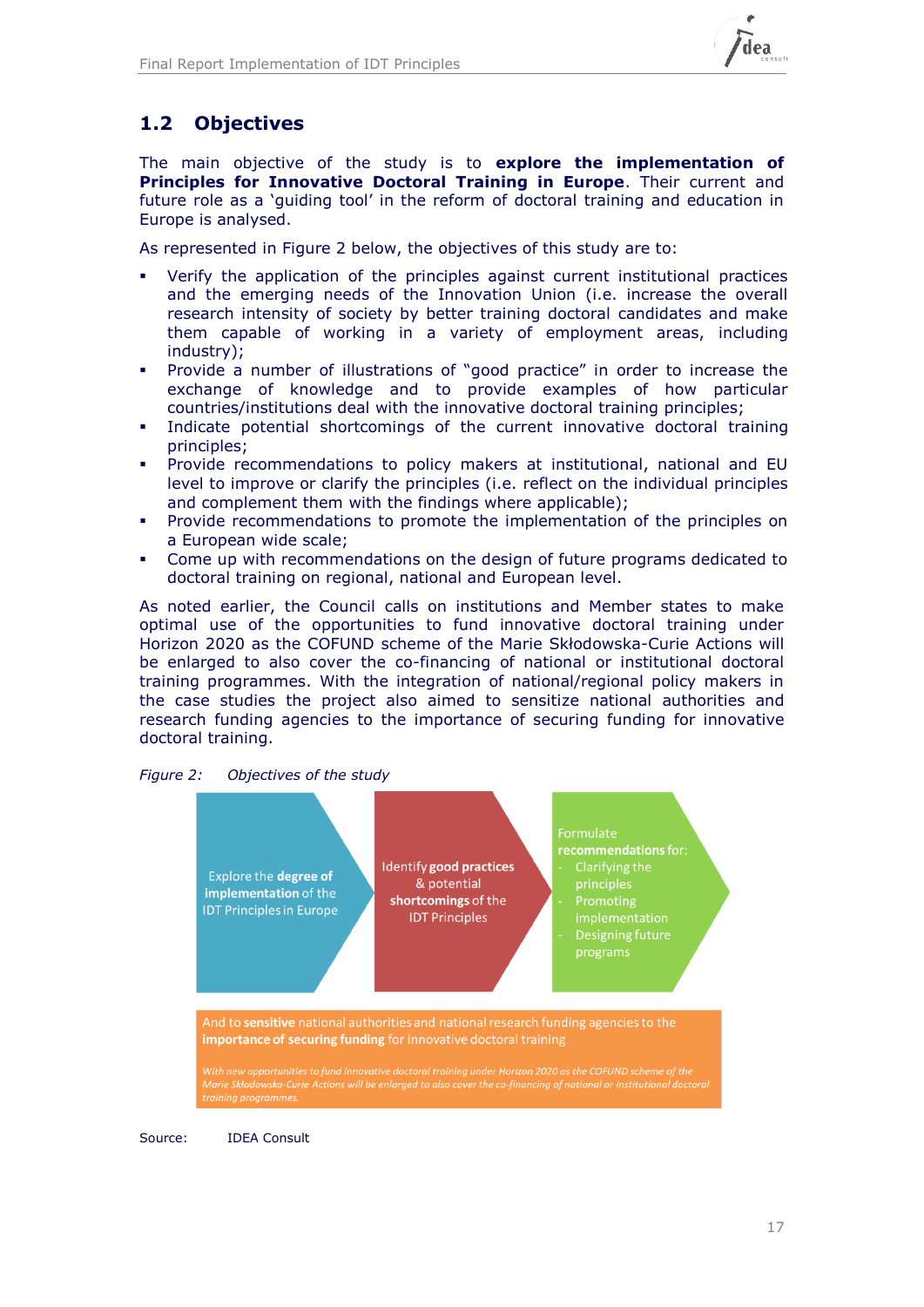## 1.2 Objectives

The main objective of the study is to **explore the implementation of Principles for Innovative Doctoral Training in Europe**. Their current and future role as a 'guiding tool' in the reform of doctoral training and education in Europe is analysed.

As represented in Figure 2 below, the objectives of this study are to:

- Verify the application of the principles against current institutional practices and the emerging needs of the Innovation Union (i.e. increase the overall research intensity of society by better training doctoral candidates and make them capable of working in a variety of employment areas, including industry);
- Provide a number of illustrations of "good practice" in order to increase the exchange of knowledge and to provide examples of how particular countries/institutions deal with the innovative doctoral training principles;
- Indicate potential shortcomings of the current innovative doctoral training principles;
- Provide recommendations to policy makers at institutional, national and EU level to improve or clarify the principles (i.e. reflect on the individual principles and complement them with the findings where applicable);
- Provide recommendations to promote the implementation of the principles on a European wide scale;
- Come up with recommendations on the design of future programs dedicated to doctoral training on regional, national and European level.

As noted earlier, the Council calls on institutions and Member states to make optimal use of the opportunities to fund innovative doctoral training under Horizon 2020 as the COFUND scheme of the Marie Skłodowska-Curie Actions will be enlarged to also cover the co-financing of national or institutional doctoral training programmes. With the integration of national/regional policy makers in the case studies the project also aimed to sensitize national authorities and research funding agencies to the importance of securing funding for innovative doctoral training.

*Figure 2: Objectives of the study*

Explore the **degree of implementation** of the IDT Principles in Europe

Identify **good practices** & potential **shortcomings** of the IDT Principles

Formulate **recommendations** for:
- Clarifying the principles
- Promoting implementation
- Designing future programs

And to **sensitive** national authorities and national research funding agencies to the **importance of securing funding** for innovative doctoral training

*With new opportunities to fund innovative doctoral training under Horizon 2020 as the COFUND scheme of the Marie Skłodowska-Curie Actions will be enlarged to also cover the co-financing of national or institutional doctoral training programmes.*

Source: IDEA Consult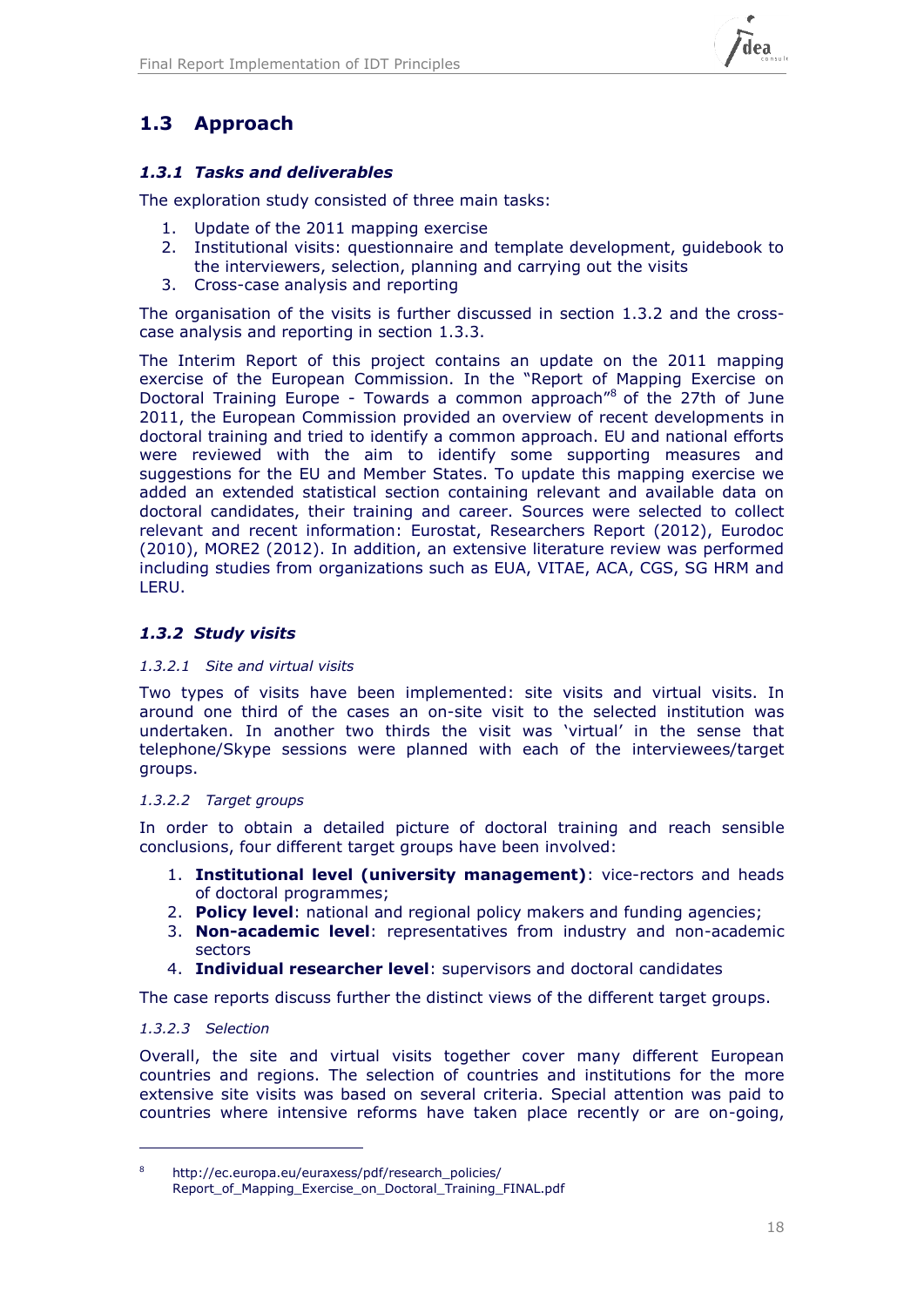## 1.3 Approach

### *1.3.1 Tasks and deliverables*

The exploration study consisted of three main tasks:

1. Update of the 2011 mapping exercise
2. Institutional visits: questionnaire and template development, guidebook to the interviewers, selection, planning and carrying out the visits
3. Cross-case analysis and reporting

The organisation of the visits is further discussed in section 1.3.2 and the cross-case analysis and reporting in section 1.3.3.

The Interim Report of this project contains an update on the 2011 mapping exercise of the European Commission. In the "Report of Mapping Exercise on Doctoral Training Europe - Towards a common approach"[8] of the 27th of June 2011, the European Commission provided an overview of recent developments in doctoral training and tried to identify a common approach. EU and national efforts were reviewed with the aim to identify some supporting measures and suggestions for the EU and Member States. To update this mapping exercise we added an extended statistical section containing relevant and available data on doctoral candidates, their training and career. Sources were selected to collect relevant and recent information: Eurostat, Researchers Report (2012), Eurodoc (2010), MORE2 (2012). In addition, an extensive literature review was performed including studies from organizations such as EUA, VITAE, ACA, CGS, SG HRM and LERU.

### *1.3.2 Study visits*

#### *1.3.2.1 Site and virtual visits*

Two types of visits have been implemented: site visits and virtual visits. In around one third of the cases an on-site visit to the selected institution was undertaken. In another two thirds the visit was 'virtual' in the sense that telephone/Skype sessions were planned with each of the interviewees/target groups.

#### *1.3.2.2 Target groups*

In order to obtain a detailed picture of doctoral training and reach sensible conclusions, four different target groups have been involved:

1. **Institutional level (university management)**: vice-rectors and heads of doctoral programmes;
2. **Policy level**: national and regional policy makers and funding agencies;
3. **Non-academic level**: representatives from industry and non-academic sectors
4. **Individual researcher level**: supervisors and doctoral candidates

The case reports discuss further the distinct views of the different target groups.

#### *1.3.2.3 Selection*

Overall, the site and virtual visits together cover many different European countries and regions. The selection of countries and institutions for the more extensive site visits was based on several criteria. Special attention was paid to countries where intensive reforms have taken place recently or are on-going,

---

[8] http://ec.europa.eu/euraxess/pdf/research_policies/Report_of_Mapping_Exercise_on_Doctoral_Training_FINAL.pdf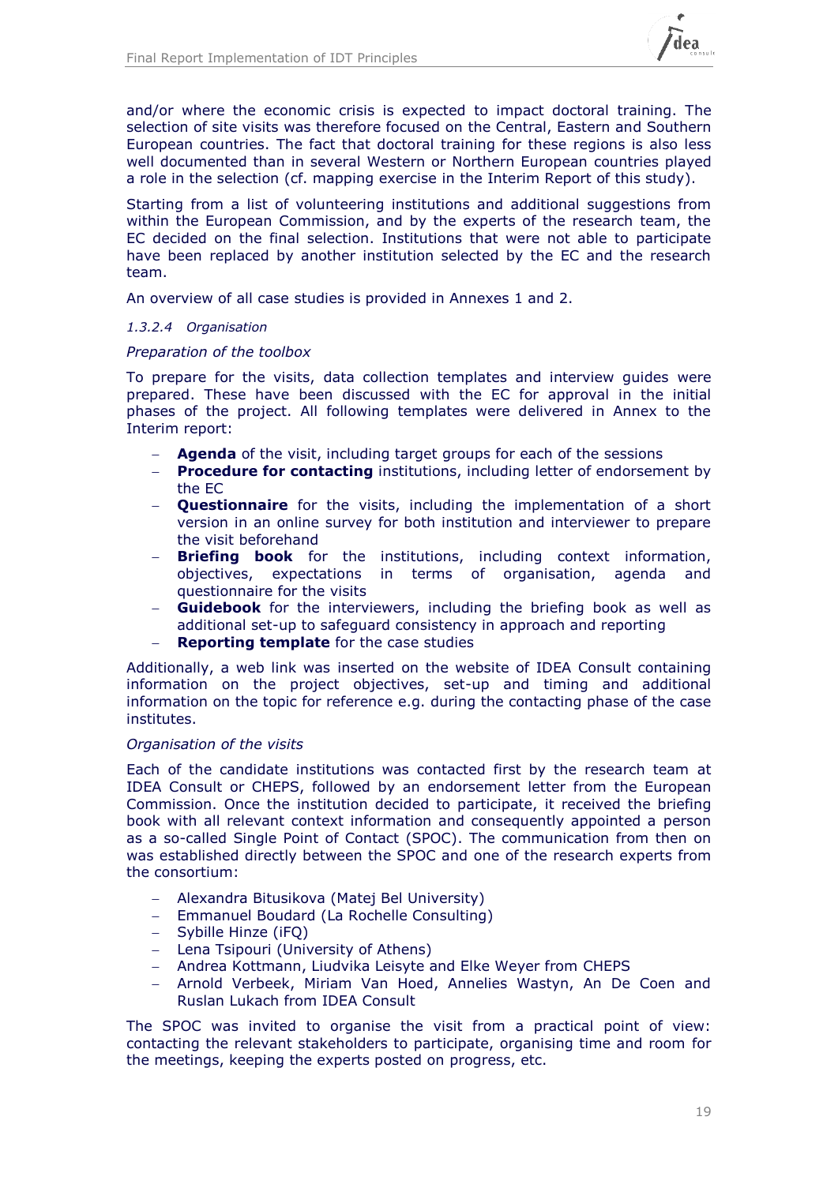and/or where the economic crisis is expected to impact doctoral training. The selection of site visits was therefore focused on the Central, Eastern and Southern European countries. The fact that doctoral training for these regions is also less well documented than in several Western or Northern European countries played a role in the selection (cf. mapping exercise in the Interim Report of this study).

Starting from a list of volunteering institutions and additional suggestions from within the European Commission, and by the experts of the research team, the EC decided on the final selection. Institutions that were not able to participate have been replaced by another institution selected by the EC and the research team.

An overview of all case studies is provided in Annexes 1 and 2.

#### *1.3.2.4 Organisation*

*Preparation of the toolbox*

To prepare for the visits, data collection templates and interview guides were prepared. These have been discussed with the EC for approval in the initial phases of the project. All following templates were delivered in Annex to the Interim report:

- **Agenda** of the visit, including target groups for each of the sessions
- **Procedure for contacting** institutions, including letter of endorsement by the EC
- **Questionnaire** for the visits, including the implementation of a short version in an online survey for both institution and interviewer to prepare the visit beforehand
- **Briefing book** for the institutions, including context information, objectives, expectations in terms of organisation, agenda and questionnaire for the visits
- **Guidebook** for the interviewers, including the briefing book as well as additional set-up to safeguard consistency in approach and reporting
- **Reporting template** for the case studies

Additionally, a web link was inserted on the website of IDEA Consult containing information on the project objectives, set-up and timing and additional information on the topic for reference e.g. during the contacting phase of the case institutes.

*Organisation of the visits*

Each of the candidate institutions was contacted first by the research team at IDEA Consult or CHEPS, followed by an endorsement letter from the European Commission. Once the institution decided to participate, it received the briefing book with all relevant context information and consequently appointed a person as a so-called Single Point of Contact (SPOC). The communication from then on was established directly between the SPOC and one of the research experts from the consortium:

- Alexandra Bitusikova (Matej Bel University)
- Emmanuel Boudard (La Rochelle Consulting)
- Sybille Hinze (iFQ)
- Lena Tsipouri (University of Athens)
- Andrea Kottmann, Liudvika Leisyte and Elke Weyer from CHEPS
- Arnold Verbeek, Miriam Van Hoed, Annelies Wastyn, An De Coen and Ruslan Lukach from IDEA Consult

The SPOC was invited to organise the visit from a practical point of view: contacting the relevant stakeholders to participate, organising time and room for the meetings, keeping the experts posted on progress, etc.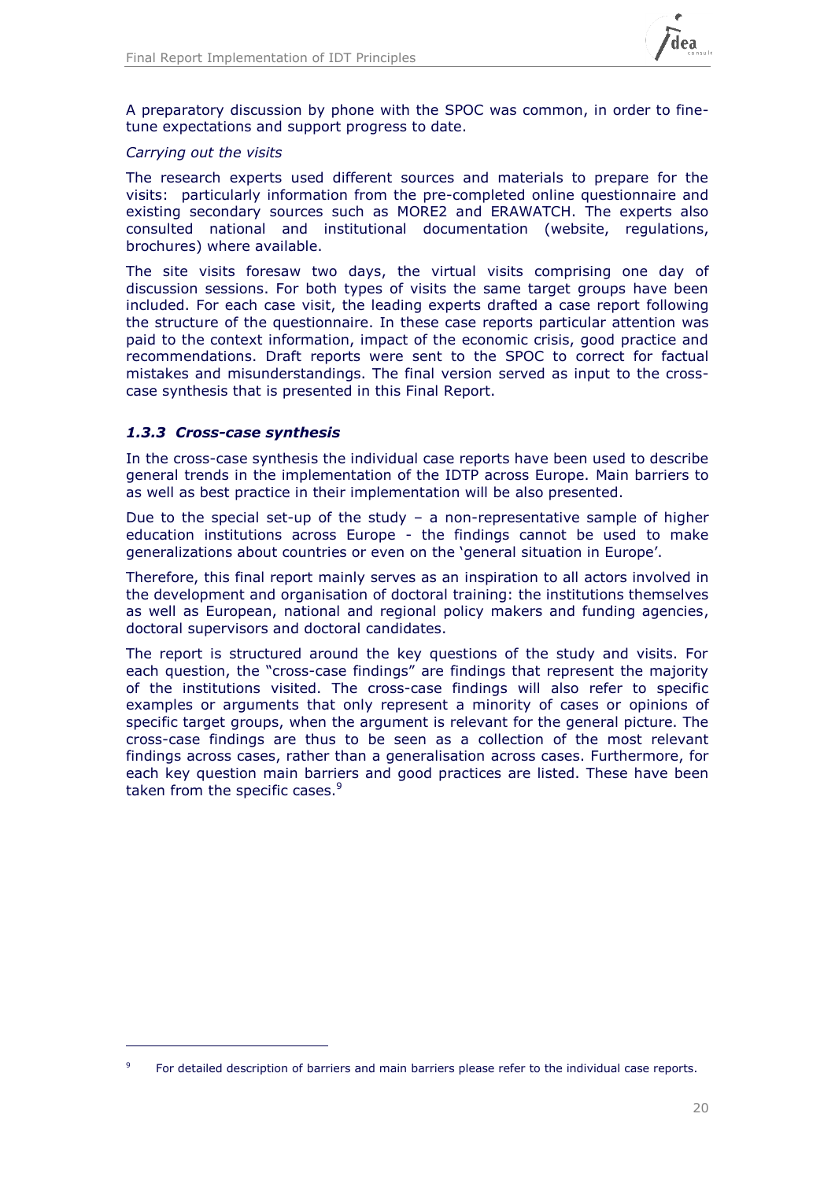A preparatory discussion by phone with the SPOC was common, in order to fine-tune expectations and support progress to date.

*Carrying out the visits*

The research experts used different sources and materials to prepare for the visits: particularly information from the pre-completed online questionnaire and existing secondary sources such as MORE2 and ERAWATCH. The experts also consulted national and institutional documentation (website, regulations, brochures) where available.

The site visits foresaw two days, the virtual visits comprising one day of discussion sessions. For both types of visits the same target groups have been included. For each case visit, the leading experts drafted a case report following the structure of the questionnaire. In these case reports particular attention was paid to the context information, impact of the economic crisis, good practice and recommendations. Draft reports were sent to the SPOC to correct for factual mistakes and misunderstandings. The final version served as input to the cross-case synthesis that is presented in this Final Report.

### *1.3.3 Cross-case synthesis*

In the cross-case synthesis the individual case reports have been used to describe general trends in the implementation of the IDTP across Europe. Main barriers to as well as best practice in their implementation will be also presented.

Due to the special set-up of the study – a non-representative sample of higher education institutions across Europe - the findings cannot be used to make generalizations about countries or even on the 'general situation in Europe'.

Therefore, this final report mainly serves as an inspiration to all actors involved in the development and organisation of doctoral training: the institutions themselves as well as European, national and regional policy makers and funding agencies, doctoral supervisors and doctoral candidates.

The report is structured around the key questions of the study and visits. For each question, the "cross-case findings" are findings that represent the majority of the institutions visited. The cross-case findings will also refer to specific examples or arguments that only represent a minority of cases or opinions of specific target groups, when the argument is relevant for the general picture. The cross-case findings are thus to be seen as a collection of the most relevant findings across cases, rather than a generalisation across cases. Furthermore, for each key question main barriers and good practices are listed. These have been taken from the specific cases.[9]

---

[9] For detailed description of barriers and main barriers please refer to the individual case reports.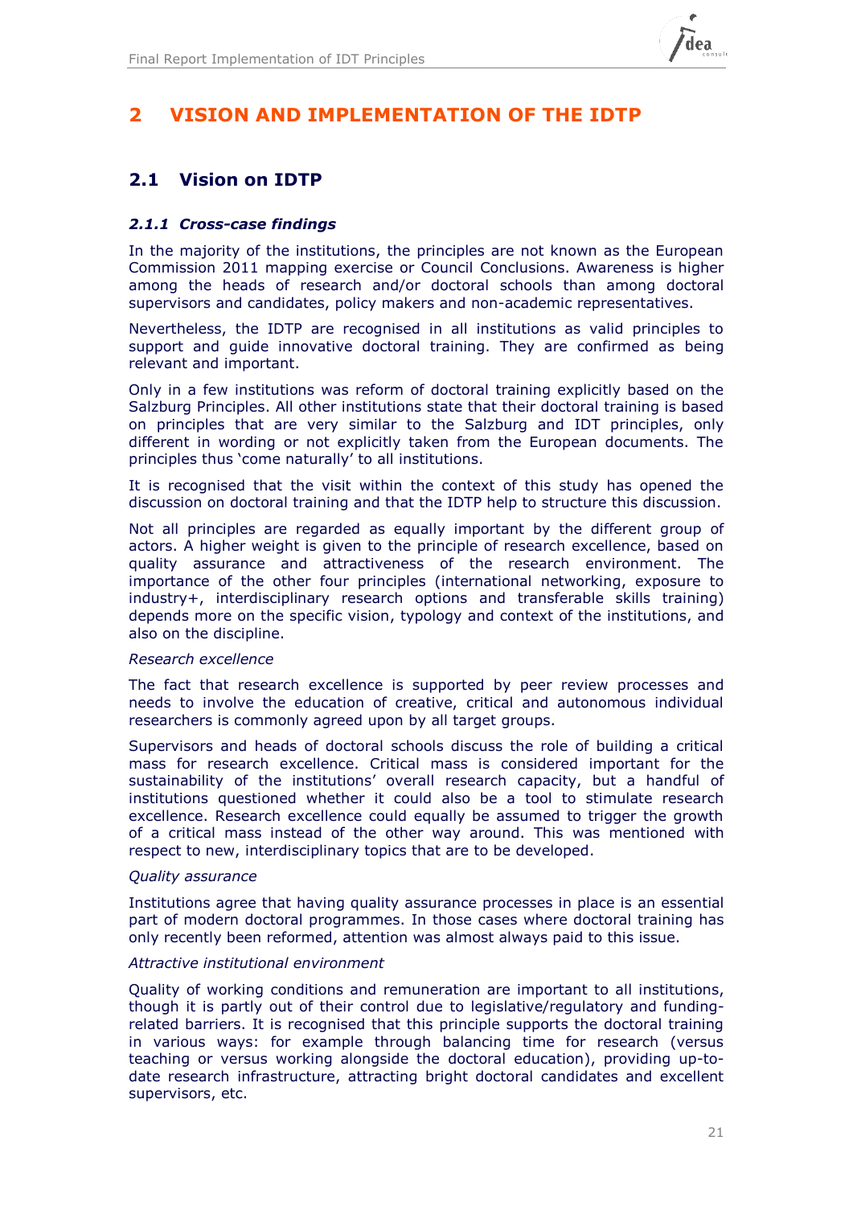# 2 VISION AND IMPLEMENTATION OF THE IDTP

## 2.1 Vision on IDTP

### *2.1.1 Cross-case findings*

In the majority of the institutions, the principles are not known as the European Commission 2011 mapping exercise or Council Conclusions. Awareness is higher among the heads of research and/or doctoral schools than among doctoral supervisors and candidates, policy makers and non-academic representatives.

Nevertheless, the IDTP are recognised in all institutions as valid principles to support and guide innovative doctoral training. They are confirmed as being relevant and important.

Only in a few institutions was reform of doctoral training explicitly based on the Salzburg Principles. All other institutions state that their doctoral training is based on principles that are very similar to the Salzburg and IDT principles, only different in wording or not explicitly taken from the European documents. The principles thus 'come naturally' to all institutions.

It is recognised that the visit within the context of this study has opened the discussion on doctoral training and that the IDTP help to structure this discussion.

Not all principles are regarded as equally important by the different group of actors. A higher weight is given to the principle of research excellence, based on quality assurance and attractiveness of the research environment. The importance of the other four principles (international networking, exposure to industry+, interdisciplinary research options and transferable skills training) depends more on the specific vision, typology and context of the institutions, and also on the discipline.

*Research excellence*

The fact that research excellence is supported by peer review processes and needs to involve the education of creative, critical and autonomous individual researchers is commonly agreed upon by all target groups.

Supervisors and heads of doctoral schools discuss the role of building a critical mass for research excellence. Critical mass is considered important for the sustainability of the institutions' overall research capacity, but a handful of institutions questioned whether it could also be a tool to stimulate research excellence. Research excellence could equally be assumed to trigger the growth of a critical mass instead of the other way around. This was mentioned with respect to new, interdisciplinary topics that are to be developed.

*Quality assurance*

Institutions agree that having quality assurance processes in place is an essential part of modern doctoral programmes. In those cases where doctoral training has only recently been reformed, attention was almost always paid to this issue.

*Attractive institutional environment*

Quality of working conditions and remuneration are important to all institutions, though it is partly out of their control due to legislative/regulatory and funding-related barriers. It is recognised that this principle supports the doctoral training in various ways: for example through balancing time for research (versus teaching or versus working alongside the doctoral education), providing up-to-date research infrastructure, attracting bright doctoral candidates and excellent supervisors, etc.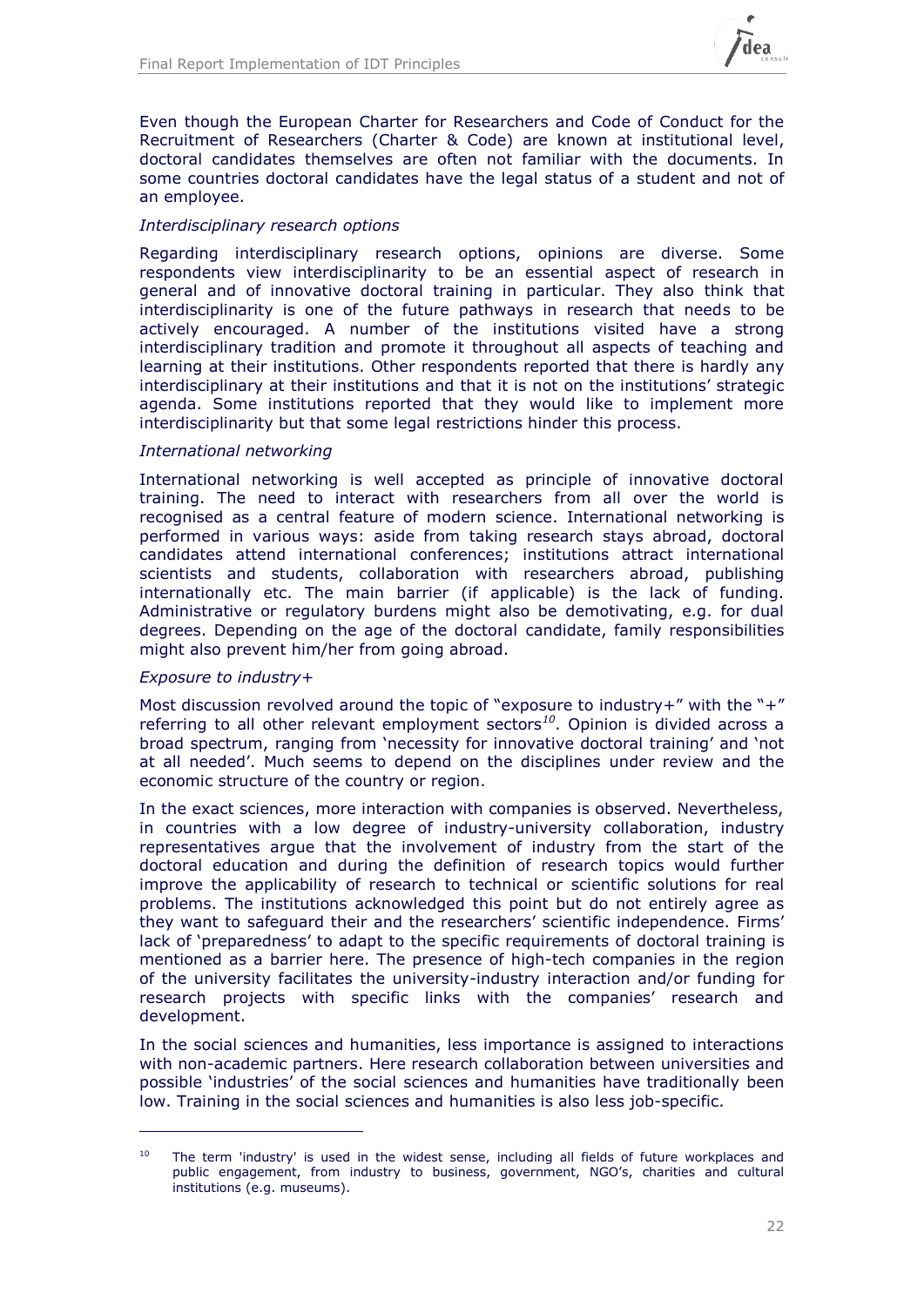Even though the European Charter for Researchers and Code of Conduct for the Recruitment of Researchers (Charter & Code) are known at institutional level, doctoral candidates themselves are often not familiar with the documents. In some countries doctoral candidates have the legal status of a student and not of an employee.

*Interdisciplinary research options*

Regarding interdisciplinary research options, opinions are diverse. Some respondents view interdisciplinarity to be an essential aspect of research in general and of innovative doctoral training in particular. They also think that interdisciplinarity is one of the future pathways in research that needs to be actively encouraged. A number of the institutions visited have a strong interdisciplinary tradition and promote it throughout all aspects of teaching and learning at their institutions. Other respondents reported that there is hardly any interdisciplinary at their institutions and that it is not on the institutions' strategic agenda. Some institutions reported that they would like to implement more interdisciplinarity but that some legal restrictions hinder this process.

*International networking*

International networking is well accepted as principle of innovative doctoral training. The need to interact with researchers from all over the world is recognised as a central feature of modern science. International networking is performed in various ways: aside from taking research stays abroad, doctoral candidates attend international conferences; institutions attract international scientists and students, collaboration with researchers abroad, publishing internationally etc. The main barrier (if applicable) is the lack of funding. Administrative or regulatory burdens might also be demotivating, e.g. for dual degrees. Depending on the age of the doctoral candidate, family responsibilities might also prevent him/her from going abroad.

*Exposure to industry+*

Most discussion revolved around the topic of "exposure to industry+" with the "+" referring to all other relevant employment sectors[10]. Opinion is divided across a broad spectrum, ranging from 'necessity for innovative doctoral training' and 'not at all needed'. Much seems to depend on the disciplines under review and the economic structure of the country or region.

In the exact sciences, more interaction with companies is observed. Nevertheless, in countries with a low degree of industry-university collaboration, industry representatives argue that the involvement of industry from the start of the doctoral education and during the definition of research topics would further improve the applicability of research to technical or scientific solutions for real problems. The institutions acknowledged this point but do not entirely agree as they want to safeguard their and the researchers' scientific independence. Firms' lack of 'preparedness' to adapt to the specific requirements of doctoral training is mentioned as a barrier here. The presence of high-tech companies in the region of the university facilitates the university-industry interaction and/or funding for research projects with specific links with the companies' research and development.

In the social sciences and humanities, less importance is assigned to interactions with non-academic partners. Here research collaboration between universities and possible 'industries' of the social sciences and humanities have traditionally been low. Training in the social sciences and humanities is also less job-specific.

---

[10] The term 'industry' is used in the widest sense, including all fields of future workplaces and public engagement, from industry to business, government, NGO's, charities and cultural institutions (e.g. museums).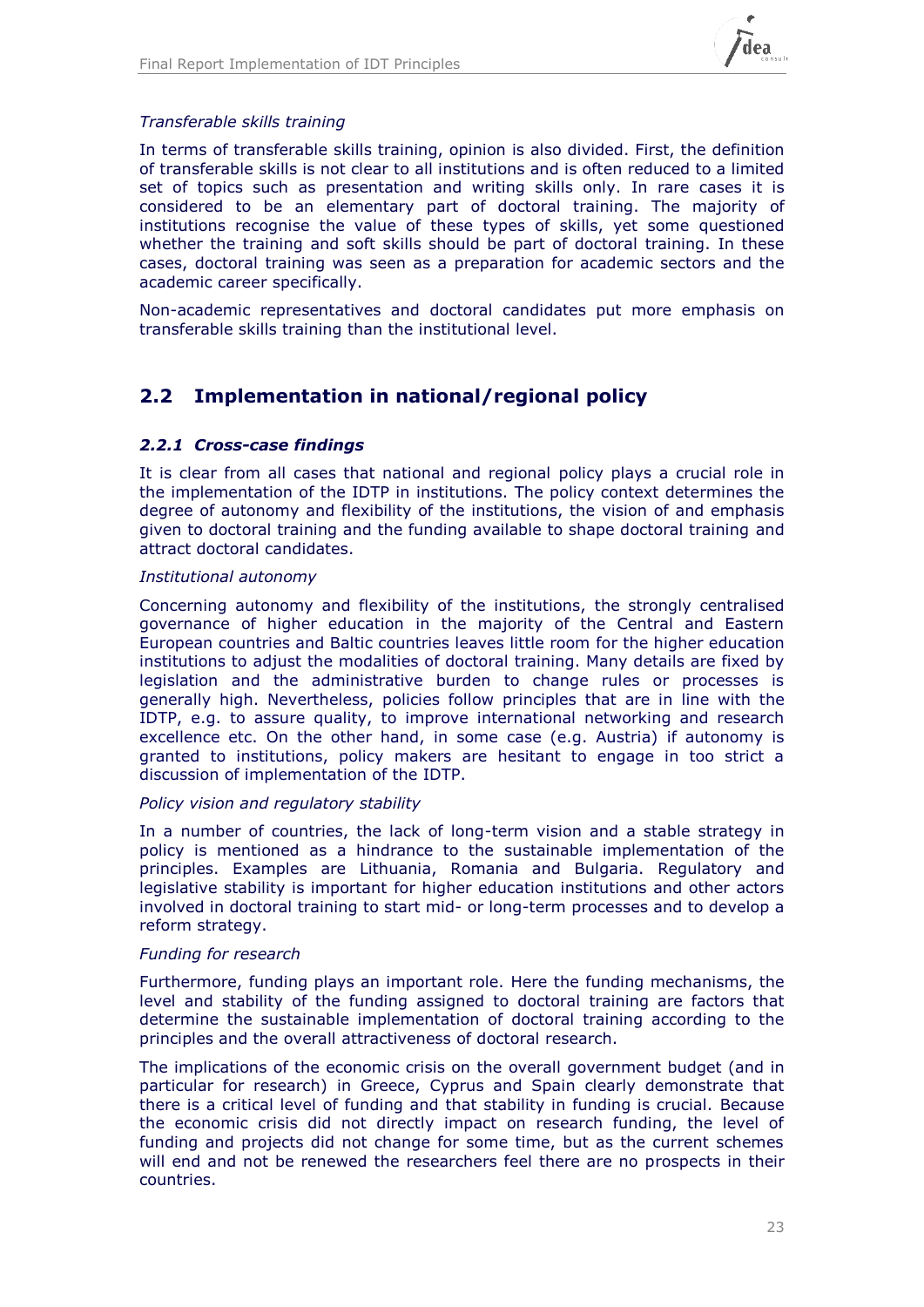*Transferable skills training*

In terms of transferable skills training, opinion is also divided. First, the definition of transferable skills is not clear to all institutions and is often reduced to a limited set of topics such as presentation and writing skills only. In rare cases it is considered to be an elementary part of doctoral training. The majority of institutions recognise the value of these types of skills, yet some questioned whether the training and soft skills should be part of doctoral training. In these cases, doctoral training was seen as a preparation for academic sectors and the academic career specifically.

Non-academic representatives and doctoral candidates put more emphasis on transferable skills training than the institutional level.

## 2.2 Implementation in national/regional policy

### *2.2.1 Cross-case findings*

It is clear from all cases that national and regional policy plays a crucial role in the implementation of the IDTP in institutions. The policy context determines the degree of autonomy and flexibility of the institutions, the vision of and emphasis given to doctoral training and the funding available to shape doctoral training and attract doctoral candidates.

*Institutional autonomy*

Concerning autonomy and flexibility of the institutions, the strongly centralised governance of higher education in the majority of the Central and Eastern European countries and Baltic countries leaves little room for the higher education institutions to adjust the modalities of doctoral training. Many details are fixed by legislation and the administrative burden to change rules or processes is generally high. Nevertheless, policies follow principles that are in line with the IDTP, e.g. to assure quality, to improve international networking and research excellence etc. On the other hand, in some case (e.g. Austria) if autonomy is granted to institutions, policy makers are hesitant to engage in too strict a discussion of implementation of the IDTP.

*Policy vision and regulatory stability*

In a number of countries, the lack of long-term vision and a stable strategy in policy is mentioned as a hindrance to the sustainable implementation of the principles. Examples are Lithuania, Romania and Bulgaria. Regulatory and legislative stability is important for higher education institutions and other actors involved in doctoral training to start mid- or long-term processes and to develop a reform strategy.

*Funding for research*

Furthermore, funding plays an important role. Here the funding mechanisms, the level and stability of the funding assigned to doctoral training are factors that determine the sustainable implementation of doctoral training according to the principles and the overall attractiveness of doctoral research.

The implications of the economic crisis on the overall government budget (and in particular for research) in Greece, Cyprus and Spain clearly demonstrate that there is a critical level of funding and that stability in funding is crucial. Because the economic crisis did not directly impact on research funding, the level of funding and projects did not change for some time, but as the current schemes will end and not be renewed the researchers feel there are no prospects in their countries.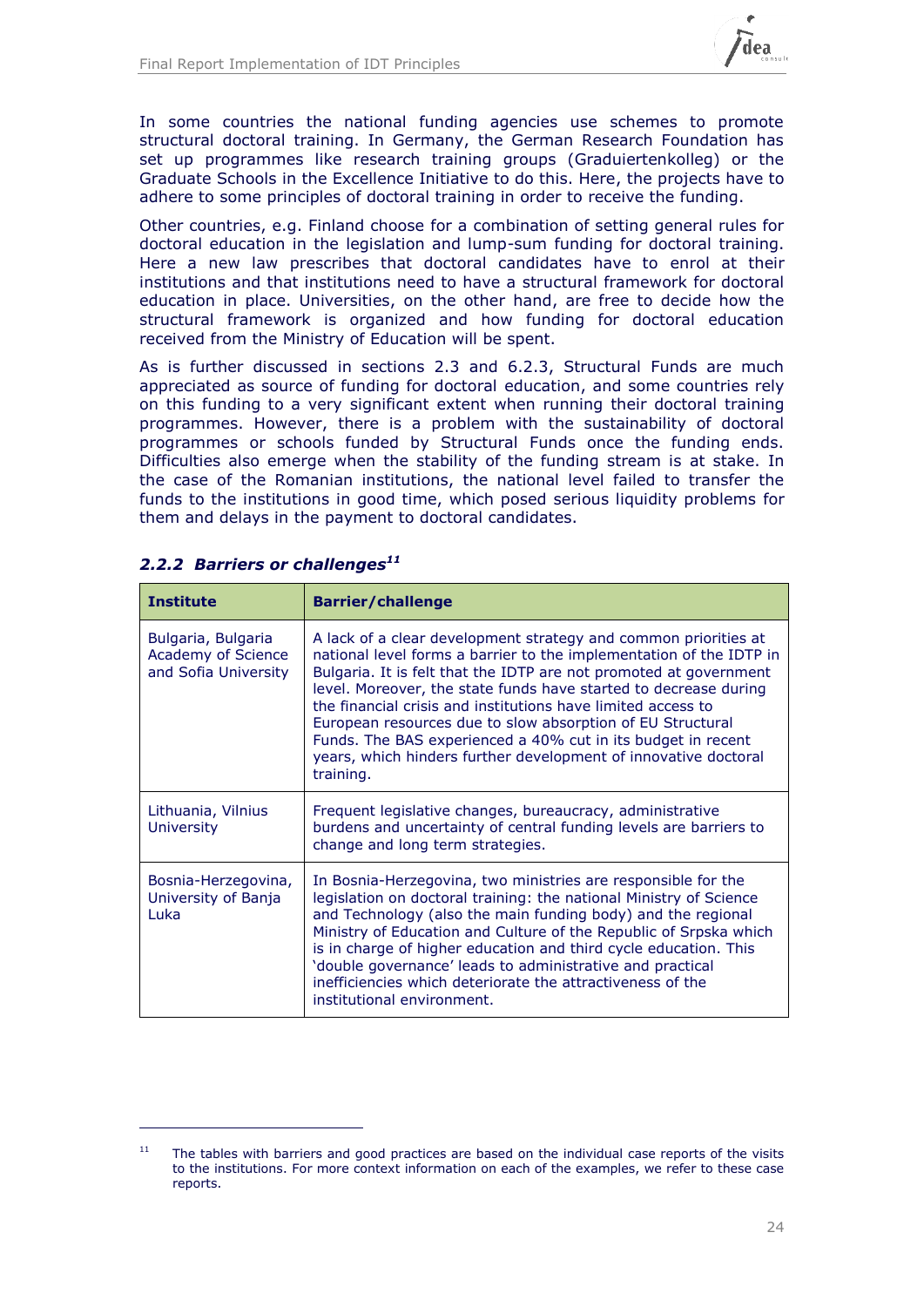In some countries the national funding agencies use schemes to promote structural doctoral training. In Germany, the German Research Foundation has set up programmes like research training groups (Graduiertenkolleg) or the Graduate Schools in the Excellence Initiative to do this. Here, the projects have to adhere to some principles of doctoral training in order to receive the funding.

Other countries, e.g. Finland choose for a combination of setting general rules for doctoral education in the legislation and lump-sum funding for doctoral training. Here a new law prescribes that doctoral candidates have to enrol at their institutions and that institutions need to have a structural framework for doctoral education in place. Universities, on the other hand, are free to decide how the structural framework is organized and how funding for doctoral education received from the Ministry of Education will be spent.

As is further discussed in sections 2.3 and 6.2.3, Structural Funds are much appreciated as source of funding for doctoral education, and some countries rely on this funding to a very significant extent when running their doctoral training programmes. However, there is a problem with the sustainability of doctoral programmes or schools funded by Structural Funds once the funding ends. Difficulties also emerge when the stability of the funding stream is at stake. In the case of the Romanian institutions, the national level failed to transfer the funds to the institutions in good time, which posed serious liquidity problems for them and delays in the payment to doctoral candidates.

### *2.2.2 Barriers or challenges*[11]

| Institute | Barrier/challenge |
|---|---|
| Bulgaria, Bulgaria Academy of Science and Sofia University | A lack of a clear development strategy and common priorities at national level forms a barrier to the implementation of the IDTP in Bulgaria. It is felt that the IDTP are not promoted at government level. Moreover, the state funds have started to decrease during the financial crisis and institutions have limited access to European resources due to slow absorption of EU Structural Funds. The BAS experienced a 40% cut in its budget in recent years, which hinders further development of innovative doctoral training. |
| Lithuania, Vilnius University | Frequent legislative changes, bureaucracy, administrative burdens and uncertainty of central funding levels are barriers to change and long term strategies. |
| Bosnia-Herzegovina, University of Banja Luka | In Bosnia-Herzegovina, two ministries are responsible for the legislation on doctoral training: the national Ministry of Science and Technology (also the main funding body) and the regional Ministry of Education and Culture of the Republic of Srpska which is in charge of higher education and third cycle education. This 'double governance' leads to administrative and practical inefficiencies which deteriorate the attractiveness of the institutional environment. |

[11] The tables with barriers and good practices are based on the individual case reports of the visits to the institutions. For more context information on each of the examples, we refer to these case reports.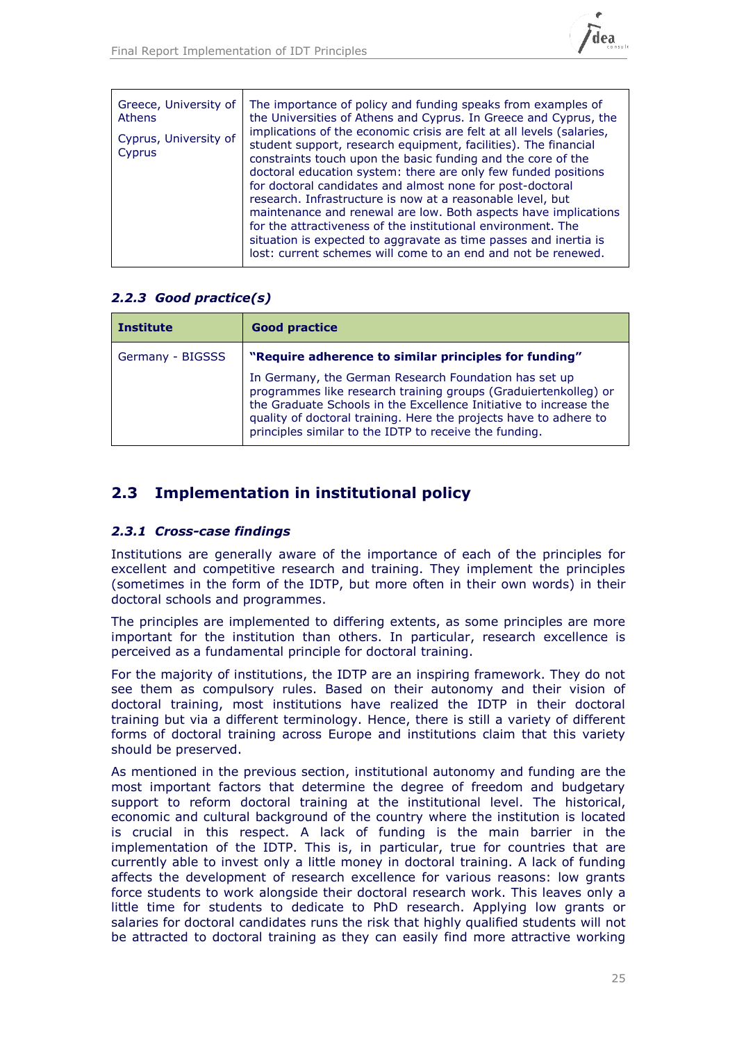| | |
|---|---|
| Greece, University of Athens<br><br>Cyprus, University of Cyprus | The importance of policy and funding speaks from examples of the Universities of Athens and Cyprus. In Greece and Cyprus, the implications of the economic crisis are felt at all levels (salaries, student support, research equipment, facilities). The financial constraints touch upon the basic funding and the core of the doctoral education system: there are only few funded positions for doctoral candidates and almost none for post-doctoral research. Infrastructure is now at a reasonable level, but maintenance and renewal are low. Both aspects have implications for the attractiveness of the institutional environment. The situation is expected to aggravate as time passes and inertia is lost: current schemes will come to an end and not be renewed. |

### *2.2.3 Good practice(s)*

| Institute | Good practice |
|---|---|
| Germany - BIGSSS | **"Require adherence to similar principles for funding"**<br><br>In Germany, the German Research Foundation has set up programmes like research training groups (Graduiertenkolleg) or the Graduate Schools in the Excellence Initiative to increase the quality of doctoral training. Here the projects have to adhere to principles similar to the IDTP to receive the funding. |

## 2.3 Implementation in institutional policy

### *2.3.1 Cross-case findings*

Institutions are generally aware of the importance of each of the principles for excellent and competitive research and training. They implement the principles (sometimes in the form of the IDTP, but more often in their own words) in their doctoral schools and programmes.

The principles are implemented to differing extents, as some principles are more important for the institution than others. In particular, research excellence is perceived as a fundamental principle for doctoral training.

For the majority of institutions, the IDTP are an inspiring framework. They do not see them as compulsory rules. Based on their autonomy and their vision of doctoral training, most institutions have realized the IDTP in their doctoral training but via a different terminology. Hence, there is still a variety of different forms of doctoral training across Europe and institutions claim that this variety should be preserved.

As mentioned in the previous section, institutional autonomy and funding are the most important factors that determine the degree of freedom and budgetary support to reform doctoral training at the institutional level. The historical, economic and cultural background of the country where the institution is located is crucial in this respect. A lack of funding is the main barrier in the implementation of the IDTP. This is, in particular, true for countries that are currently able to invest only a little money in doctoral training. A lack of funding affects the development of research excellence for various reasons: low grants force students to work alongside their doctoral research work. This leaves only a little time for students to dedicate to PhD research. Applying low grants or salaries for doctoral candidates runs the risk that highly qualified students will not be attracted to doctoral training as they can easily find more attractive working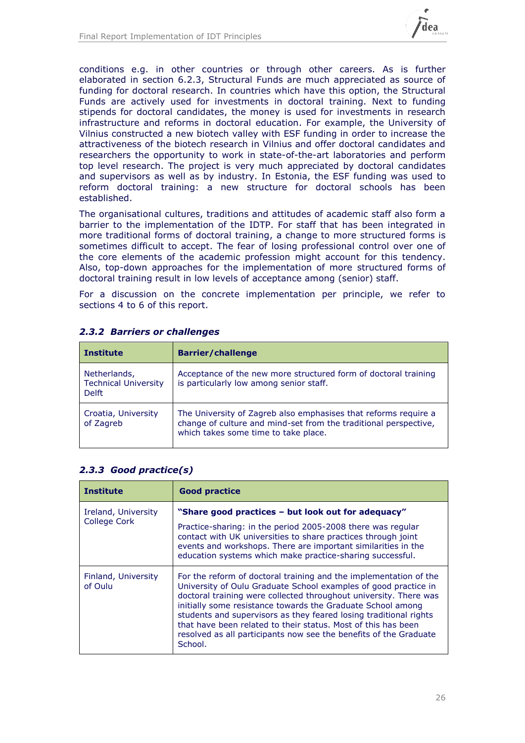conditions e.g. in other countries or through other careers. As is further elaborated in section 6.2.3, Structural Funds are much appreciated as source of funding for doctoral research. In countries which have this option, the Structural Funds are actively used for investments in doctoral training. Next to funding stipends for doctoral candidates, the money is used for investments in research infrastructure and reforms in doctoral education. For example, the University of Vilnius constructed a new biotech valley with ESF funding in order to increase the attractiveness of the biotech research in Vilnius and offer doctoral candidates and researchers the opportunity to work in state-of-the-art laboratories and perform top level research. The project is very much appreciated by doctoral candidates and supervisors as well as by industry. In Estonia, the ESF funding was used to reform doctoral training: a new structure for doctoral schools has been established.

The organisational cultures, traditions and attitudes of academic staff also form a barrier to the implementation of the IDTP. For staff that has been integrated in more traditional forms of doctoral training, a change to more structured forms is sometimes difficult to accept. The fear of losing professional control over one of the core elements of the academic profession might account for this tendency. Also, top-down approaches for the implementation of more structured forms of doctoral training result in low levels of acceptance among (senior) staff.

For a discussion on the concrete implementation per principle, we refer to sections 4 to 6 of this report.

### *2.3.2 Barriers or challenges*

| **Institute** | **Barrier/challenge** |
|---|---|
| Netherlands, Technical University Delft | Acceptance of the new more structured form of doctoral training is particularly low among senior staff. |
| Croatia, University of Zagreb | The University of Zagreb also emphasises that reforms require a change of culture and mind-set from the traditional perspective, which takes some time to take place. |

### *2.3.3 Good practice(s)*

| **Institute** | **Good practice** |
|---|---|
| Ireland, University College Cork | **"Share good practices – but look out for adequacy"** Practice-sharing: in the period 2005-2008 there was regular contact with UK universities to share practices through joint events and workshops. There are important similarities in the education systems which make practice-sharing successful. |
| Finland, University of Oulu | For the reform of doctoral training and the implementation of the University of Oulu Graduate School examples of good practice in doctoral training were collected throughout university. There was initially some resistance towards the Graduate School among students and supervisors as they feared losing traditional rights that have been related to their status. Most of this has been resolved as all participants now see the benefits of the Graduate School. |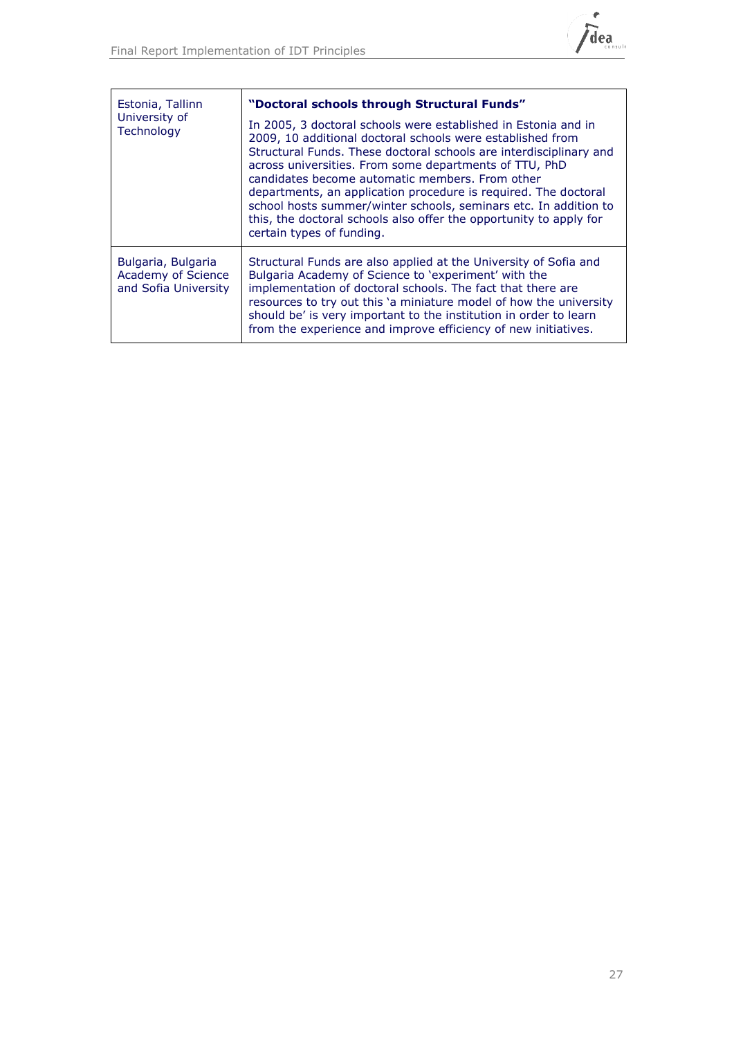| | |
|---|---|
| Estonia, Tallinn University of Technology | **"Doctoral schools through Structural Funds"**<br><br>In 2005, 3 doctoral schools were established in Estonia and in 2009, 10 additional doctoral schools were established from Structural Funds. These doctoral schools are interdisciplinary and across universities. From some departments of TTU, PhD candidates become automatic members. From other departments, an application procedure is required. The doctoral school hosts summer/winter schools, seminars etc. In addition to this, the doctoral schools also offer the opportunity to apply for certain types of funding. |
| Bulgaria, Bulgaria Academy of Science and Sofia University | Structural Funds are also applied at the University of Sofia and Bulgaria Academy of Science to 'experiment' with the implementation of doctoral schools. The fact that there are resources to try out this 'a miniature model of how the university should be' is very important to the institution in order to learn from the experience and improve efficiency of new initiatives. |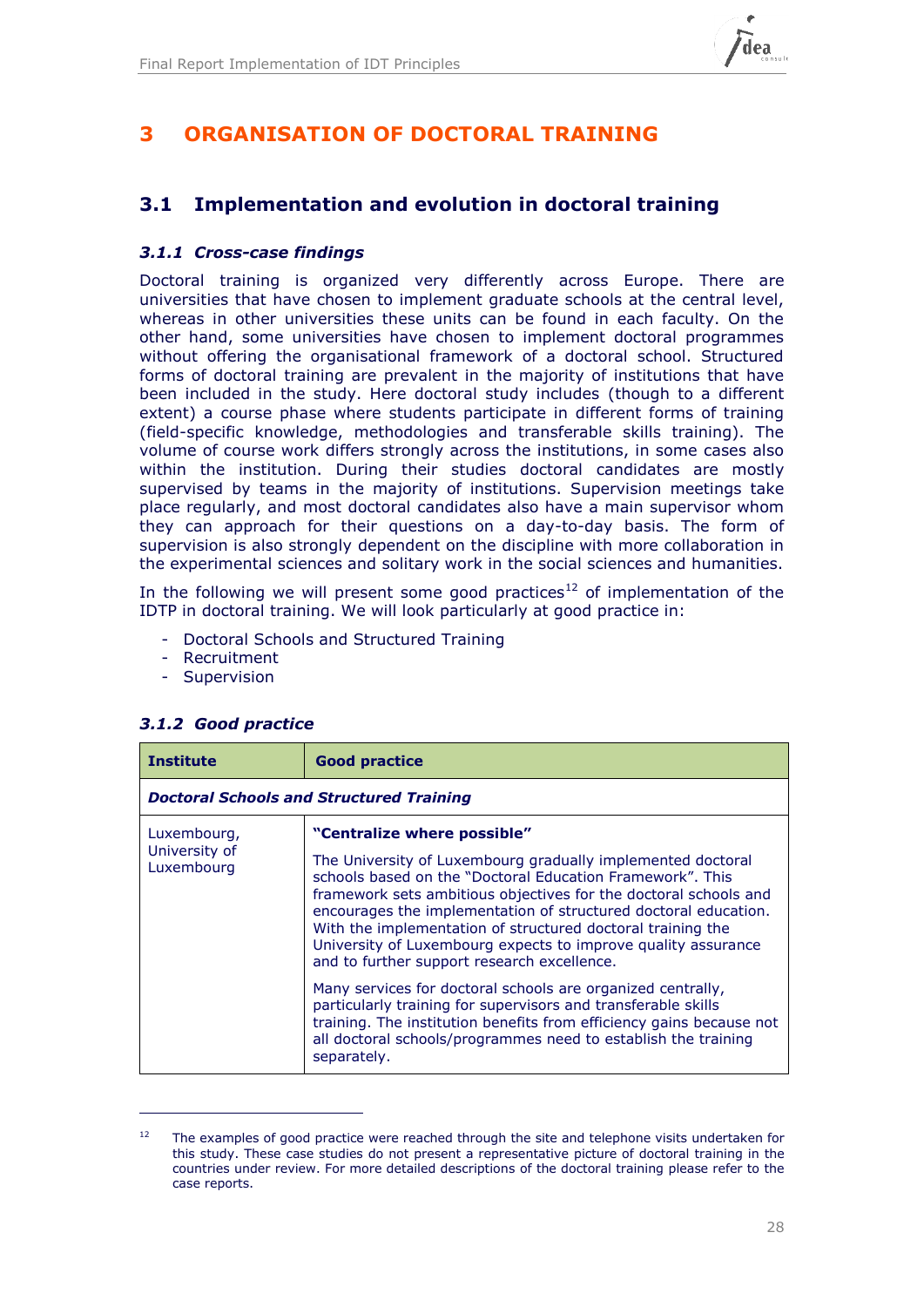# 3 ORGANISATION OF DOCTORAL TRAINING

## 3.1 Implementation and evolution in doctoral training

### *3.1.1 Cross-case findings*

Doctoral training is organized very differently across Europe. There are universities that have chosen to implement graduate schools at the central level, whereas in other universities these units can be found in each faculty. On the other hand, some universities have chosen to implement doctoral programmes without offering the organisational framework of a doctoral school. Structured forms of doctoral training are prevalent in the majority of institutions that have been included in the study. Here doctoral study includes (though to a different extent) a course phase where students participate in different forms of training (field-specific knowledge, methodologies and transferable skills training). The volume of course work differs strongly across the institutions, in some cases also within the institution. During their studies doctoral candidates are mostly supervised by teams in the majority of institutions. Supervision meetings take place regularly, and most doctoral candidates also have a main supervisor whom they can approach for their questions on a day-to-day basis. The form of supervision is also strongly dependent on the discipline with more collaboration in the experimental sciences and solitary work in the social sciences and humanities.

In the following we will present some good practices[12] of implementation of the IDTP in doctoral training. We will look particularly at good practice in:

- Doctoral Schools and Structured Training
- Recruitment
- Supervision

### *3.1.2 Good practice*

| Institute | Good practice |
|---|---|
| ***Doctoral Schools and Structured Training*** | |
| Luxembourg, University of Luxembourg | **"Centralize where possible"**<br><br>The University of Luxembourg gradually implemented doctoral schools based on the "Doctoral Education Framework". This framework sets ambitious objectives for the doctoral schools and encourages the implementation of structured doctoral education. With the implementation of structured doctoral training the University of Luxembourg expects to improve quality assurance and to further support research excellence.<br><br>Many services for doctoral schools are organized centrally, particularly training for supervisors and transferable skills training. The institution benefits from efficiency gains because not all doctoral schools/programmes need to establish the training separately. |

[12] The examples of good practice were reached through the site and telephone visits undertaken for this study. These case studies do not present a representative picture of doctoral training in the countries under review. For more detailed descriptions of the doctoral training please refer to the case reports.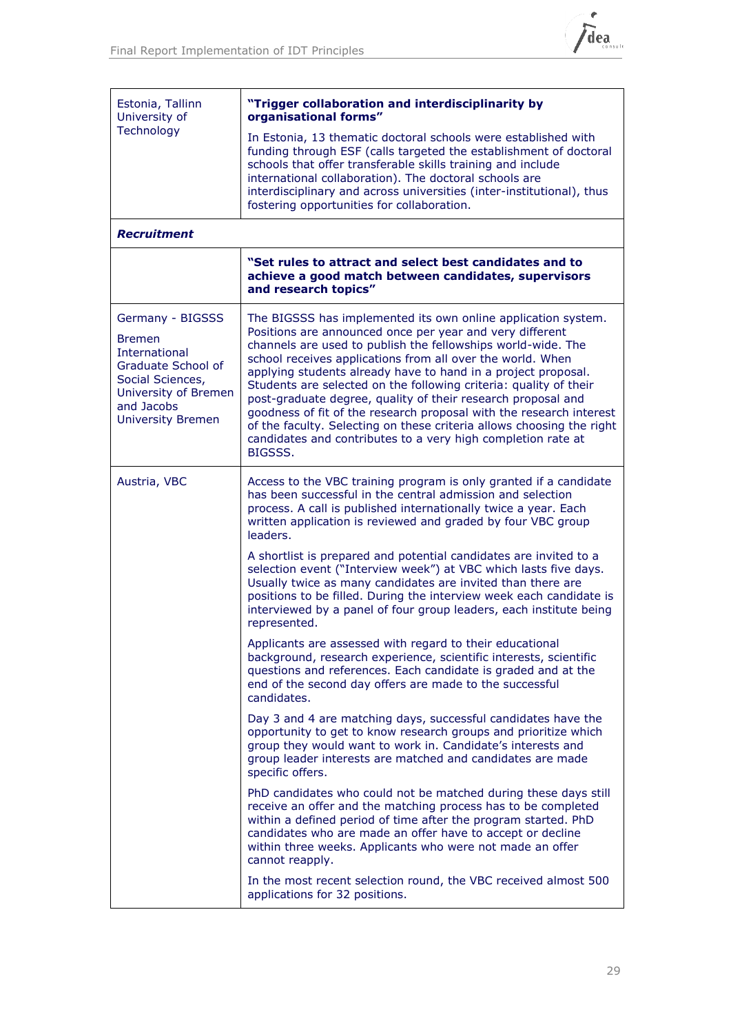| | |
|---|---|
| Estonia, Tallinn University of Technology | **"Trigger collaboration and interdisciplinarity by organisational forms"**<br><br>In Estonia, 13 thematic doctoral schools were established with funding through ESF (calls targeted the establishment of doctoral schools that offer transferable skills training and include international collaboration). The doctoral schools are interdisciplinary and across universities (inter-institutional), thus fostering opportunities for collaboration. |
| ***Recruitment*** | |
| | **"Set rules to attract and select best candidates and to achieve a good match between candidates, supervisors and research topics"** |
| Germany - BIGSSS<br><br>Bremen International Graduate School of Social Sciences, University of Bremen and Jacobs University Bremen | The BIGSSS has implemented its own online application system. Positions are announced once per year and very different channels are used to publish the fellowships world-wide. The school receives applications from all over the world. When applying students already have to hand in a project proposal. Students are selected on the following criteria: quality of their post-graduate degree, quality of their research proposal and goodness of fit of the research proposal with the research interest of the faculty. Selecting on these criteria allows choosing the right candidates and contributes to a very high completion rate at BIGSSS. |
| Austria, VBC | Access to the VBC training program is only granted if a candidate has been successful in the central admission and selection process. A call is published internationally twice a year. Each written application is reviewed and graded by four VBC group leaders.<br><br>A shortlist is prepared and potential candidates are invited to a selection event ("Interview week") at VBC which lasts five days. Usually twice as many candidates are invited than there are positions to be filled. During the interview week each candidate is interviewed by a panel of four group leaders, each institute being represented.<br><br>Applicants are assessed with regard to their educational background, research experience, scientific interests, scientific questions and references. Each candidate is graded and at the end of the second day offers are made to the successful candidates.<br><br>Day 3 and 4 are matching days, successful candidates have the opportunity to get to know research groups and prioritize which group they would want to work in. Candidate's interests and group leader interests are matched and candidates are made specific offers.<br><br>PhD candidates who could not be matched during these days still receive an offer and the matching process has to be completed within a defined period of time after the program started. PhD candidates who are made an offer have to accept or decline within three weeks. Applicants who were not made an offer cannot reapply.<br><br>In the most recent selection round, the VBC received almost 500 applications for 32 positions. |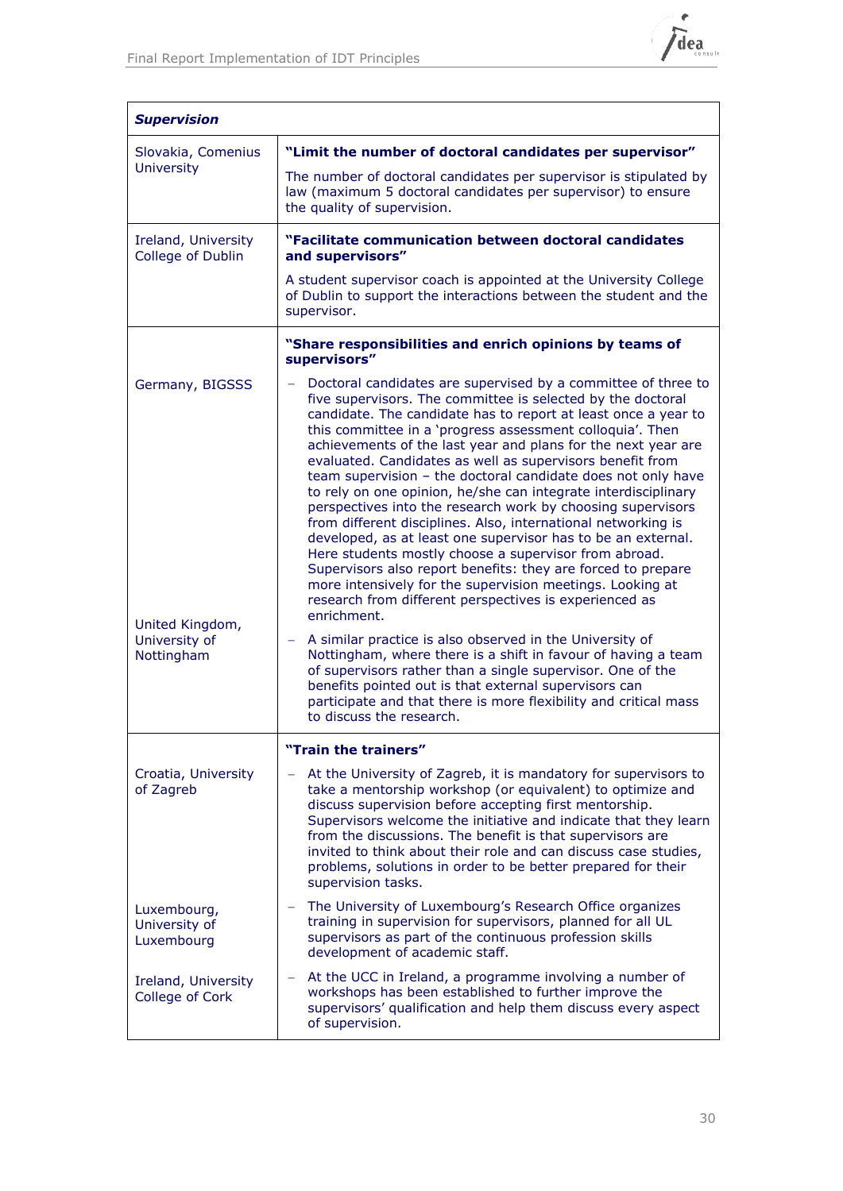| ***Supervision*** | |
|---|---|
| Slovakia, Comenius University | **"Limit the number of doctoral candidates per supervisor"**<br><br>The number of doctoral candidates per supervisor is stipulated by law (maximum 5 doctoral candidates per supervisor) to ensure the quality of supervision. |
| Ireland, University College of Dublin | **"Facilitate communication between doctoral candidates and supervisors"**<br><br>A student supervisor coach is appointed at the University College of Dublin to support the interactions between the student and the supervisor. |
| | **"Share responsibilities and enrich opinions by teams of supervisors"** |
| Germany, BIGSSS | – Doctoral candidates are supervised by a committee of three to five supervisors. The committee is selected by the doctoral candidate. The candidate has to report at least once a year to this committee in a 'progress assessment colloquia'. Then achievements of the last year and plans for the next year are evaluated. Candidates as well as supervisors benefit from team supervision – the doctoral candidate does not only have to rely on one opinion, he/she can integrate interdisciplinary perspectives into the research work by choosing supervisors from different disciplines. Also, international networking is developed, as at least one supervisor has to be an external. Here students mostly choose a supervisor from abroad. Supervisors also report benefits: they are forced to prepare more intensively for the supervision meetings. Looking at research from different perspectives is experienced as enrichment. |
| United Kingdom, University of Nottingham | – A similar practice is also observed in the University of Nottingham, where there is a shift in favour of having a team of supervisors rather than a single supervisor. One of the benefits pointed out is that external supervisors can participate and that there is more flexibility and critical mass to discuss the research. |
| | **"Train the trainers"** |
| Croatia, University of Zagreb | – At the University of Zagreb, it is mandatory for supervisors to take a mentorship workshop (or equivalent) to optimize and discuss supervision before accepting first mentorship. Supervisors welcome the initiative and indicate that they learn from the discussions. The benefit is that supervisors are invited to think about their role and can discuss case studies, problems, solutions in order to be better prepared for their supervision tasks. |
| Luxembourg, University of Luxembourg | – The University of Luxembourg's Research Office organizes training in supervision for supervisors, planned for all UL supervisors as part of the continuous profession skills development of academic staff. |
| Ireland, University College of Cork | – At the UCC in Ireland, a programme involving a number of workshops has been established to further improve the supervisors' qualification and help them discuss every aspect of supervision. |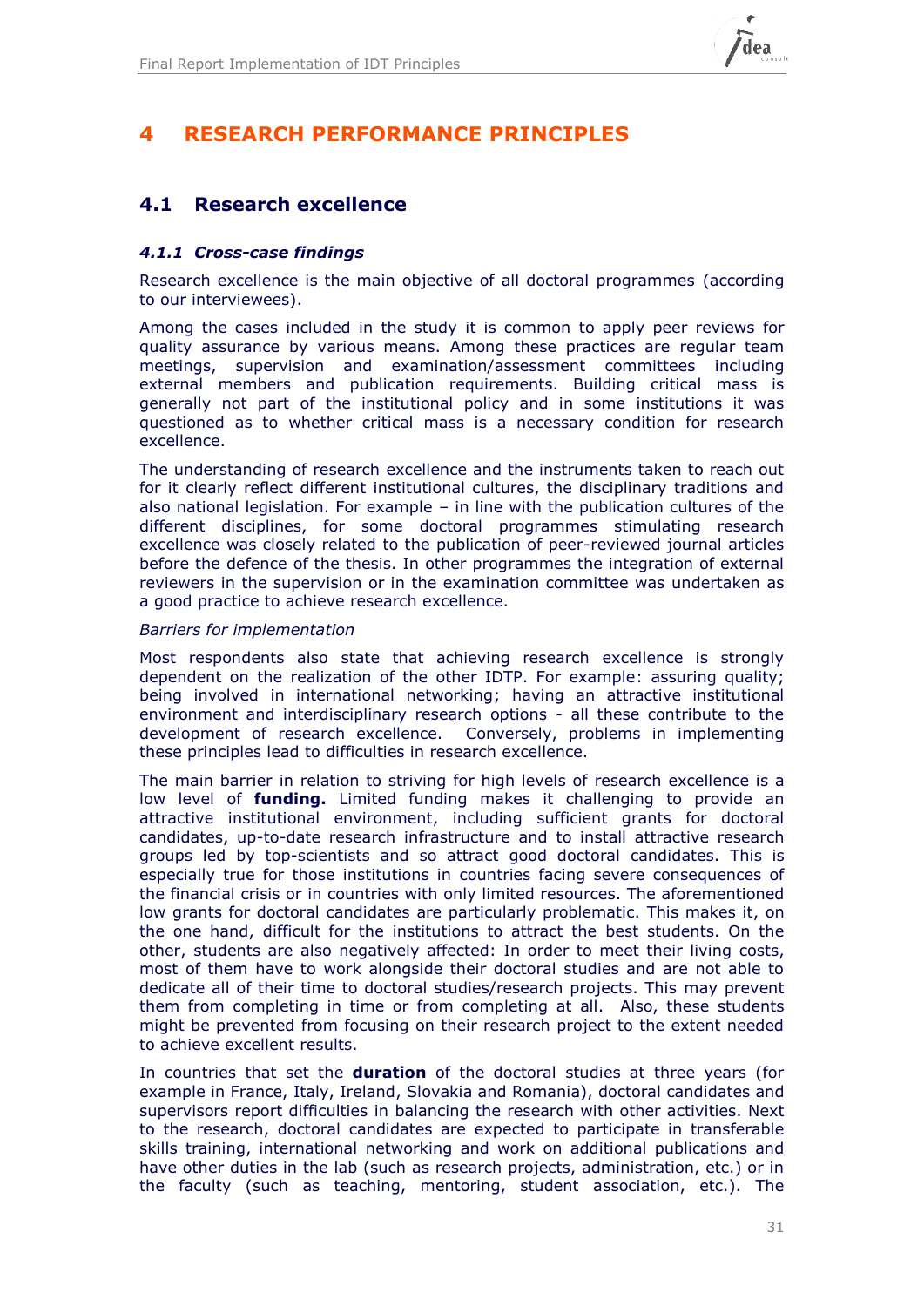# 4 RESEARCH PERFORMANCE PRINCIPLES

## 4.1 Research excellence

### *4.1.1 Cross-case findings*

Research excellence is the main objective of all doctoral programmes (according to our interviewees).

Among the cases included in the study it is common to apply peer reviews for quality assurance by various means. Among these practices are regular team meetings, supervision and examination/assessment committees including external members and publication requirements. Building critical mass is generally not part of the institutional policy and in some institutions it was questioned as to whether critical mass is a necessary condition for research excellence.

The understanding of research excellence and the instruments taken to reach out for it clearly reflect different institutional cultures, the disciplinary traditions and also national legislation. For example – in line with the publication cultures of the different disciplines, for some doctoral programmes stimulating research excellence was closely related to the publication of peer-reviewed journal articles before the defence of the thesis. In other programmes the integration of external reviewers in the supervision or in the examination committee was undertaken as a good practice to achieve research excellence.

*Barriers for implementation*

Most respondents also state that achieving research excellence is strongly dependent on the realization of the other IDTP. For example: assuring quality; being involved in international networking; having an attractive institutional environment and interdisciplinary research options - all these contribute to the development of research excellence. Conversely, problems in implementing these principles lead to difficulties in research excellence.

The main barrier in relation to striving for high levels of research excellence is a low level of **funding.** Limited funding makes it challenging to provide an attractive institutional environment, including sufficient grants for doctoral candidates, up-to-date research infrastructure and to install attractive research groups led by top-scientists and so attract good doctoral candidates. This is especially true for those institutions in countries facing severe consequences of the financial crisis or in countries with only limited resources. The aforementioned low grants for doctoral candidates are particularly problematic. This makes it, on the one hand, difficult for the institutions to attract the best students. On the other, students are also negatively affected: In order to meet their living costs, most of them have to work alongside their doctoral studies and are not able to dedicate all of their time to doctoral studies/research projects. This may prevent them from completing in time or from completing at all. Also, these students might be prevented from focusing on their research project to the extent needed to achieve excellent results.

In countries that set the **duration** of the doctoral studies at three years (for example in France, Italy, Ireland, Slovakia and Romania), doctoral candidates and supervisors report difficulties in balancing the research with other activities. Next to the research, doctoral candidates are expected to participate in transferable skills training, international networking and work on additional publications and have other duties in the lab (such as research projects, administration, etc.) or in the faculty (such as teaching, mentoring, student association, etc.). The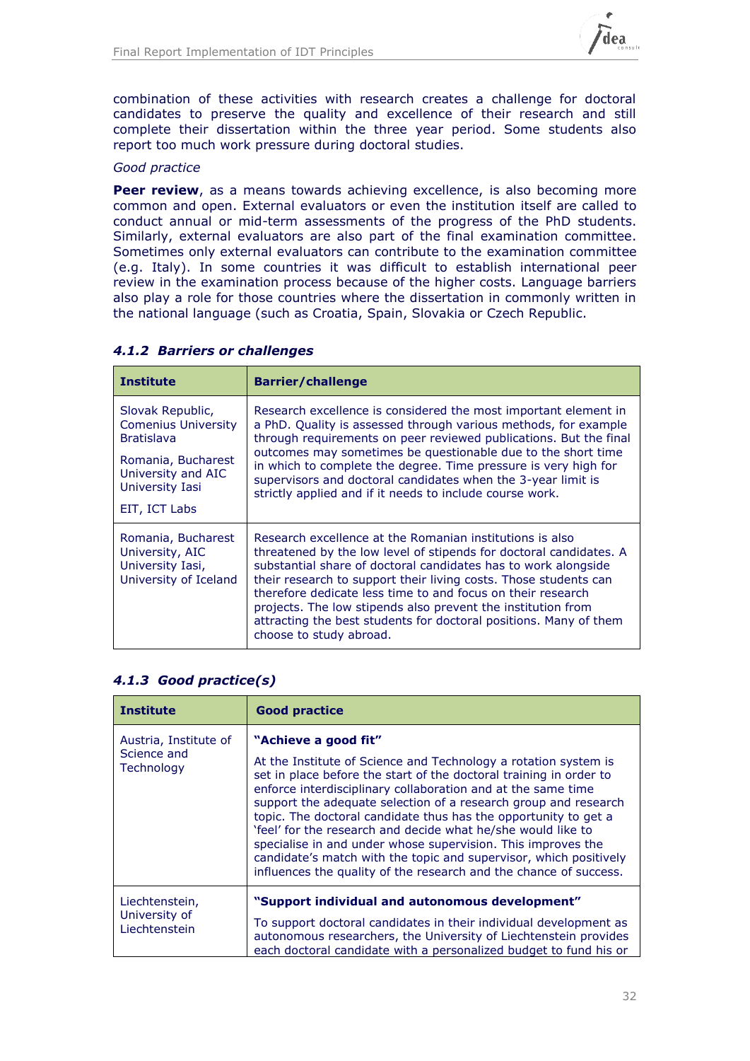combination of these activities with research creates a challenge for doctoral candidates to preserve the quality and excellence of their research and still complete their dissertation within the three year period. Some students also report too much work pressure during doctoral studies.

*Good practice*

**Peer review**, as a means towards achieving excellence, is also becoming more common and open. External evaluators or even the institution itself are called to conduct annual or mid-term assessments of the progress of the PhD students. Similarly, external evaluators are also part of the final examination committee. Sometimes only external evaluators can contribute to the examination committee (e.g. Italy). In some countries it was difficult to establish international peer review in the examination process because of the higher costs. Language barriers also play a role for those countries where the dissertation in commonly written in the national language (such as Croatia, Spain, Slovakia or Czech Republic.

### 4.1.2 Barriers or challenges

| Institute | Barrier/challenge |
|---|---|
| Slovak Republic, Comenius University Bratislava<br><br>Romania, Bucharest University and AIC University Iasi<br><br>EIT, ICT Labs | Research excellence is considered the most important element in a PhD. Quality is assessed through various methods, for example through requirements on peer reviewed publications. But the final outcomes may sometimes be questionable due to the short time in which to complete the degree. Time pressure is very high for supervisors and doctoral candidates when the 3-year limit is strictly applied and if it needs to include course work. |
| Romania, Bucharest University, AIC University Iasi, University of Iceland | Research excellence at the Romanian institutions is also threatened by the low level of stipends for doctoral candidates. A substantial share of doctoral candidates has to work alongside their research to support their living costs. Those students can therefore dedicate less time to and focus on their research projects. The low stipends also prevent the institution from attracting the best students for doctoral positions. Many of them choose to study abroad. |

### 4.1.3 Good practice(s)

| Institute | Good practice |
|---|---|
| Austria, Institute of Science and Technology | **"Achieve a good fit"**<br><br>At the Institute of Science and Technology a rotation system is set in place before the start of the doctoral training in order to enforce interdisciplinary collaboration and at the same time support the adequate selection of a research group and research topic. The doctoral candidate thus has the opportunity to get a 'feel' for the research and decide what he/she would like to specialise in and under whose supervision. This improves the candidate's match with the topic and supervisor, which positively influences the quality of the research and the chance of success. |
| Liechtenstein, University of Liechtenstein | **"Support individual and autonomous development"**<br><br>To support doctoral candidates in their individual development as autonomous researchers, the University of Liechtenstein provides each doctoral candidate with a personalized budget to fund his or |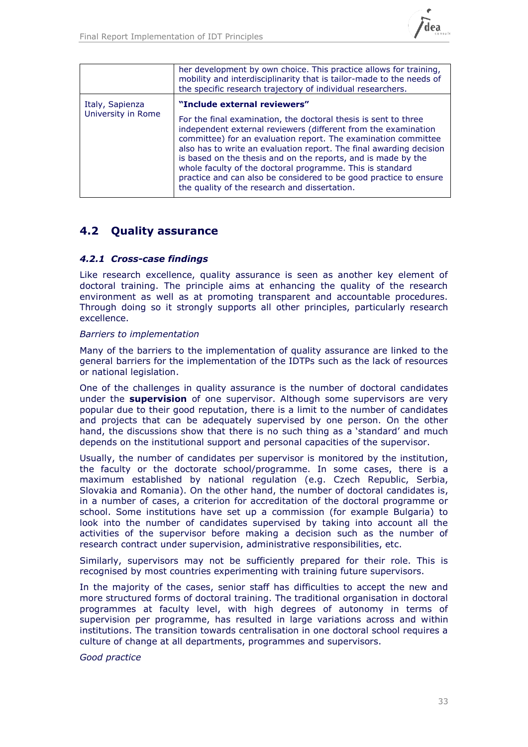| | |
|---|---|
| | her development by own choice. This practice allows for training, mobility and interdisciplinarity that is tailor-made to the needs of the specific research trajectory of individual researchers. |
| Italy, Sapienza University in Rome | **"Include external reviewers"** For the final examination, the doctoral thesis is sent to three independent external reviewers (different from the examination committee) for an evaluation report. The examination committee also has to write an evaluation report. The final awarding decision is based on the thesis and on the reports, and is made by the whole faculty of the doctoral programme. This is standard practice and can also be considered to be good practice to ensure the quality of the research and dissertation. |

## 4.2 Quality assurance

### *4.2.1 Cross-case findings*

Like research excellence, quality assurance is seen as another key element of doctoral training. The principle aims at enhancing the quality of the research environment as well as at promoting transparent and accountable procedures. Through doing so it strongly supports all other principles, particularly research excellence.

*Barriers to implementation*

Many of the barriers to the implementation of quality assurance are linked to the general barriers for the implementation of the IDTPs such as the lack of resources or national legislation.

One of the challenges in quality assurance is the number of doctoral candidates under the **supervision** of one supervisor. Although some supervisors are very popular due to their good reputation, there is a limit to the number of candidates and projects that can be adequately supervised by one person. On the other hand, the discussions show that there is no such thing as a 'standard' and much depends on the institutional support and personal capacities of the supervisor.

Usually, the number of candidates per supervisor is monitored by the institution, the faculty or the doctorate school/programme. In some cases, there is a maximum established by national regulation (e.g. Czech Republic, Serbia, Slovakia and Romania). On the other hand, the number of doctoral candidates is, in a number of cases, a criterion for accreditation of the doctoral programme or school. Some institutions have set up a commission (for example Bulgaria) to look into the number of candidates supervised by taking into account all the activities of the supervisor before making a decision such as the number of research contract under supervision, administrative responsibilities, etc.

Similarly, supervisors may not be sufficiently prepared for their role. This is recognised by most countries experimenting with training future supervisors.

In the majority of the cases, senior staff has difficulties to accept the new and more structured forms of doctoral training. The traditional organisation in doctoral programmes at faculty level, with high degrees of autonomy in terms of supervision per programme, has resulted in large variations across and within institutions. The transition towards centralisation in one doctoral school requires a culture of change at all departments, programmes and supervisors.

*Good practice*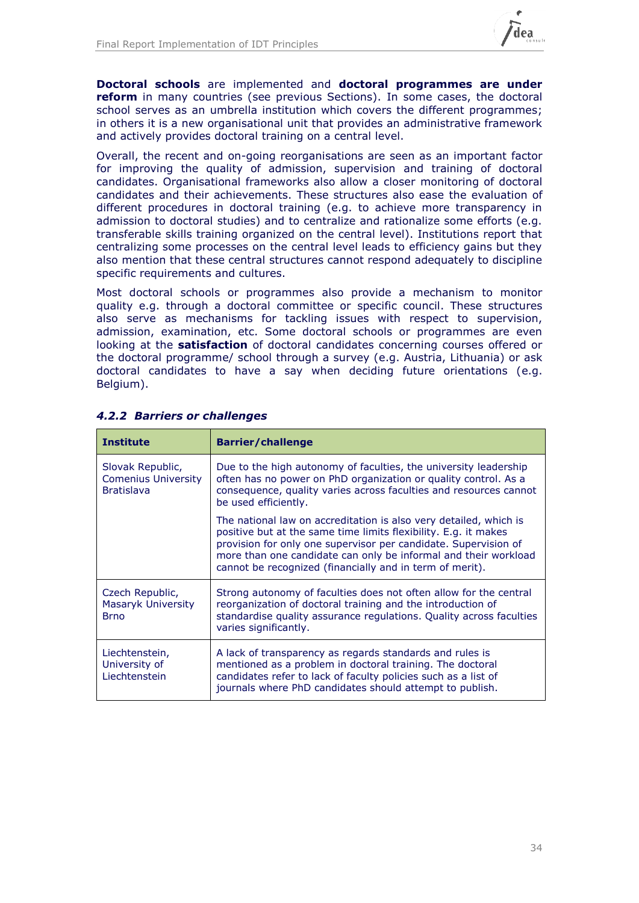**Doctoral schools** are implemented and **doctoral programmes are under reform** in many countries (see previous Sections). In some cases, the doctoral school serves as an umbrella institution which covers the different programmes; in others it is a new organisational unit that provides an administrative framework and actively provides doctoral training on a central level.

Overall, the recent and on-going reorganisations are seen as an important factor for improving the quality of admission, supervision and training of doctoral candidates. Organisational frameworks also allow a closer monitoring of doctoral candidates and their achievements. These structures also ease the evaluation of different procedures in doctoral training (e.g. to achieve more transparency in admission to doctoral studies) and to centralize and rationalize some efforts (e.g. transferable skills training organized on the central level). Institutions report that centralizing some processes on the central level leads to efficiency gains but they also mention that these central structures cannot respond adequately to discipline specific requirements and cultures.

Most doctoral schools or programmes also provide a mechanism to monitor quality e.g. through a doctoral committee or specific council. These structures also serve as mechanisms for tackling issues with respect to supervision, admission, examination, etc. Some doctoral schools or programmes are even looking at the **satisfaction** of doctoral candidates concerning courses offered or the doctoral programme/ school through a survey (e.g. Austria, Lithuania) or ask doctoral candidates to have a say when deciding future orientations (e.g. Belgium).

### *4.2.2 Barriers or challenges*

| Institute | Barrier/challenge |
|---|---|
| Slovak Republic, Comenius University Bratislava | Due to the high autonomy of faculties, the university leadership often has no power on PhD organization or quality control. As a consequence, quality varies across faculties and resources cannot be used efficiently.<br><br>The national law on accreditation is also very detailed, which is positive but at the same time limits flexibility. E.g. it makes provision for only one supervisor per candidate. Supervision of more than one candidate can only be informal and their workload cannot be recognized (financially and in term of merit). |
| Czech Republic, Masaryk University Brno | Strong autonomy of faculties does not often allow for the central reorganization of doctoral training and the introduction of standardise quality assurance regulations. Quality across faculties varies significantly. |
| Liechtenstein, University of Liechtenstein | A lack of transparency as regards standards and rules is mentioned as a problem in doctoral training. The doctoral candidates refer to lack of faculty policies such as a list of journals where PhD candidates should attempt to publish. |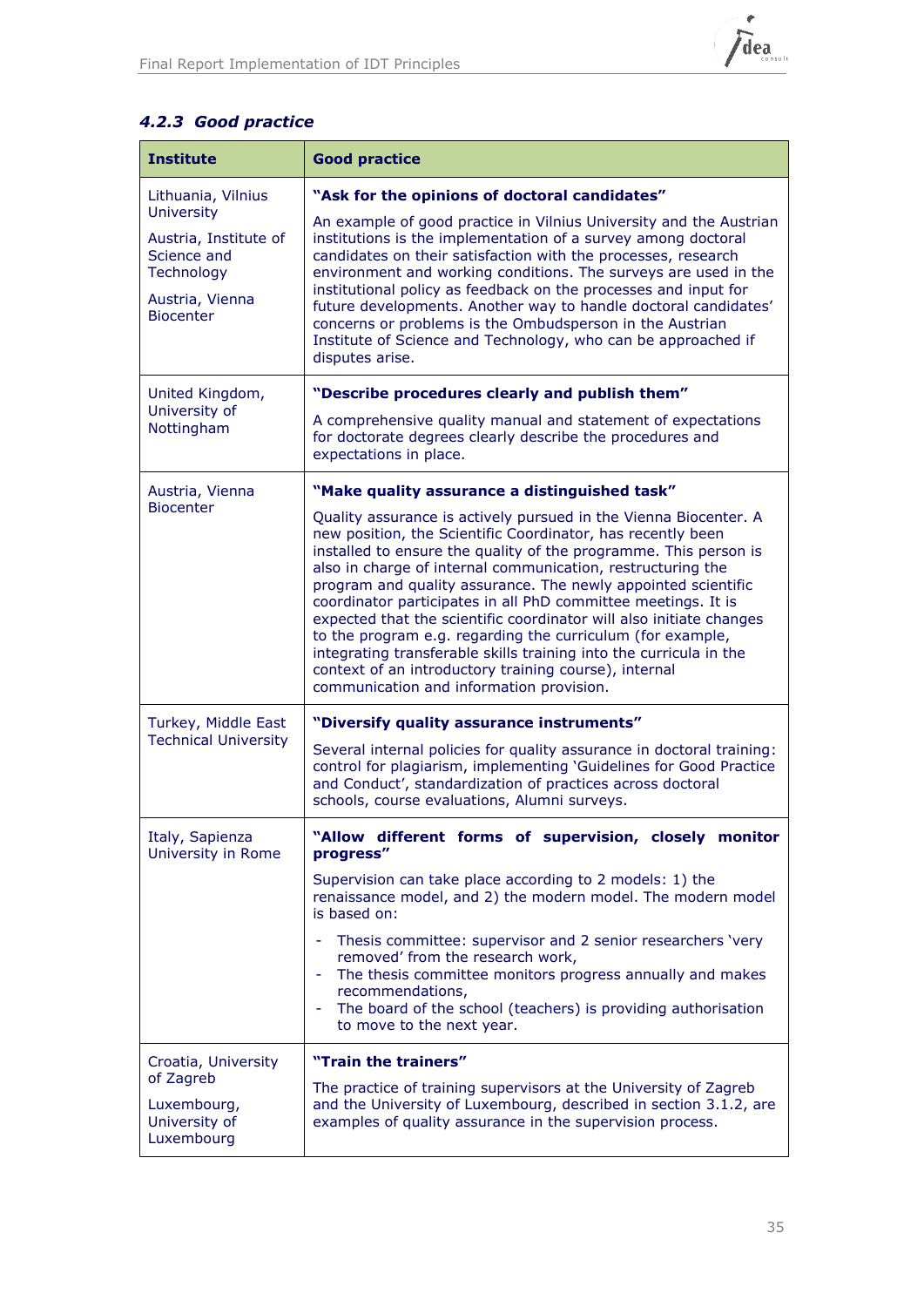#### 4.2.3 *Good practice*

| Institute | Good practice |
|---|---|
| Lithuania, Vilnius University<br><br>Austria, Institute of Science and Technology<br><br>Austria, Vienna Biocenter | **"Ask for the opinions of doctoral candidates"**<br><br>An example of good practice in Vilnius University and the Austrian institutions is the implementation of a survey among doctoral candidates on their satisfaction with the processes, research environment and working conditions. The surveys are used in the institutional policy as feedback on the processes and input for future developments. Another way to handle doctoral candidates' concerns or problems is the Ombudsperson in the Austrian Institute of Science and Technology, who can be approached if disputes arise. |
| United Kingdom, University of Nottingham | **"Describe procedures clearly and publish them"**<br><br>A comprehensive quality manual and statement of expectations for doctorate degrees clearly describe the procedures and expectations in place. |
| Austria, Vienna Biocenter | **"Make quality assurance a distinguished task"**<br><br>Quality assurance is actively pursued in the Vienna Biocenter. A new position, the Scientific Coordinator, has recently been installed to ensure the quality of the programme. This person is also in charge of internal communication, restructuring the program and quality assurance. The newly appointed scientific coordinator participates in all PhD committee meetings. It is expected that the scientific coordinator will also initiate changes to the program e.g. regarding the curriculum (for example, integrating transferable skills training into the curricula in the context of an introductory training course), internal communication and information provision. |
| Turkey, Middle East Technical University | **"Diversify quality assurance instruments"**<br><br>Several internal policies for quality assurance in doctoral training: control for plagiarism, implementing 'Guidelines for Good Practice and Conduct', standardization of practices across doctoral schools, course evaluations, Alumni surveys. |
| Italy, Sapienza University in Rome | **"Allow different forms of supervision, closely monitor progress"**<br><br>Supervision can take place according to 2 models: 1) the renaissance model, and 2) the modern model. The modern model is based on:<br><br>- Thesis committee: supervisor and 2 senior researchers 'very removed' from the research work,<br>- The thesis committee monitors progress annually and makes recommendations,<br>- The board of the school (teachers) is providing authorisation to move to the next year. |
| Croatia, University of Zagreb<br><br>Luxembourg, University of Luxembourg | **"Train the trainers"**<br><br>The practice of training supervisors at the University of Zagreb and the University of Luxembourg, described in section 3.1.2, are examples of quality assurance in the supervision process. |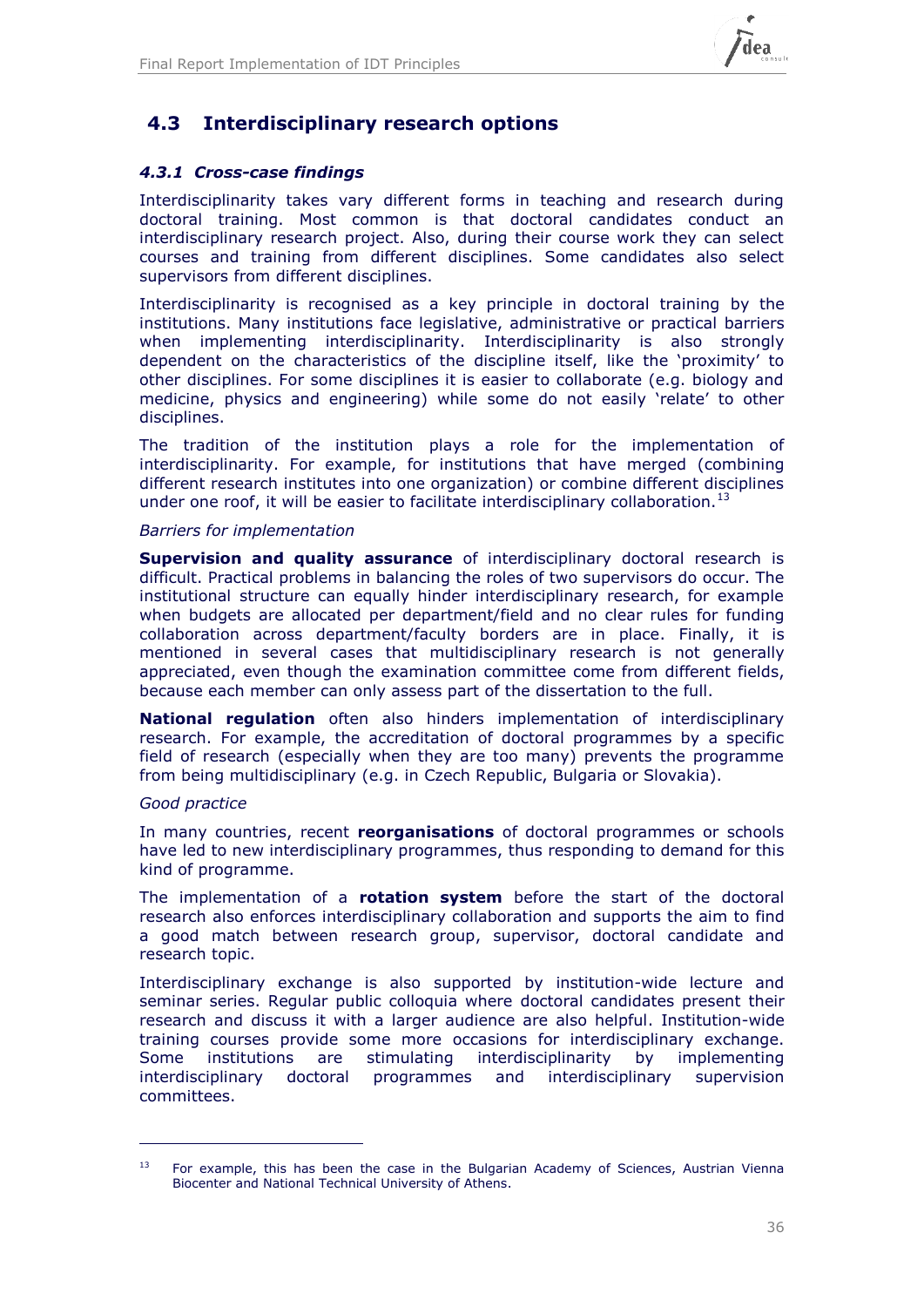## 4.3 Interdisciplinary research options

### *4.3.1 Cross-case findings*

Interdisciplinarity takes vary different forms in teaching and research during doctoral training. Most common is that doctoral candidates conduct an interdisciplinary research project. Also, during their course work they can select courses and training from different disciplines. Some candidates also select supervisors from different disciplines.

Interdisciplinarity is recognised as a key principle in doctoral training by the institutions. Many institutions face legislative, administrative or practical barriers when implementing interdisciplinarity. Interdisciplinarity is also strongly dependent on the characteristics of the discipline itself, like the 'proximity' to other disciplines. For some disciplines it is easier to collaborate (e.g. biology and medicine, physics and engineering) while some do not easily 'relate' to other disciplines.

The tradition of the institution plays a role for the implementation of interdisciplinarity. For example, for institutions that have merged (combining different research institutes into one organization) or combine different disciplines under one roof, it will be easier to facilitate interdisciplinary collaboration.[13]

*Barriers for implementation*

**Supervision and quality assurance** of interdisciplinary doctoral research is difficult. Practical problems in balancing the roles of two supervisors do occur. The institutional structure can equally hinder interdisciplinary research, for example when budgets are allocated per department/field and no clear rules for funding collaboration across department/faculty borders are in place. Finally, it is mentioned in several cases that multidisciplinary research is not generally appreciated, even though the examination committee come from different fields, because each member can only assess part of the dissertation to the full.

**National regulation** often also hinders implementation of interdisciplinary research. For example, the accreditation of doctoral programmes by a specific field of research (especially when they are too many) prevents the programme from being multidisciplinary (e.g. in Czech Republic, Bulgaria or Slovakia).

*Good practice*

In many countries, recent **reorganisations** of doctoral programmes or schools have led to new interdisciplinary programmes, thus responding to demand for this kind of programme.

The implementation of a **rotation system** before the start of the doctoral research also enforces interdisciplinary collaboration and supports the aim to find a good match between research group, supervisor, doctoral candidate and research topic.

Interdisciplinary exchange is also supported by institution-wide lecture and seminar series. Regular public colloquia where doctoral candidates present their research and discuss it with a larger audience are also helpful. Institution-wide training courses provide some more occasions for interdisciplinary exchange. Some institutions are stimulating interdisciplinarity by implementing interdisciplinary doctoral programmes and interdisciplinary supervision committees.

---

[13] For example, this has been the case in the Bulgarian Academy of Sciences, Austrian Vienna Biocenter and National Technical University of Athens.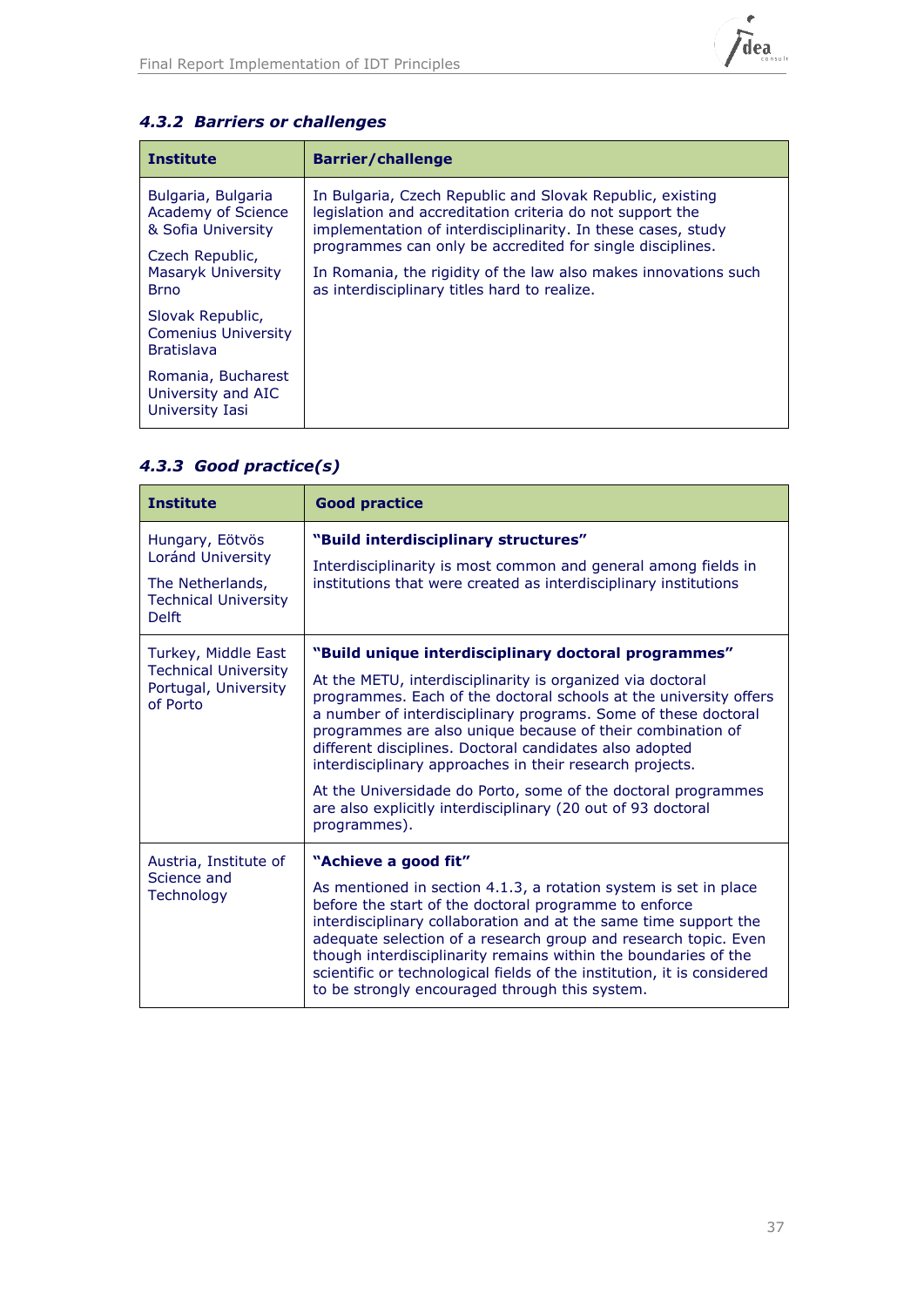### 4.3.2 Barriers or challenges

| Institute | Barrier/challenge |
|---|---|
| Bulgaria, Bulgaria Academy of Science & Sofia University<br><br>Czech Republic, Masaryk University Brno<br><br>Slovak Republic, Comenius University Bratislava<br><br>Romania, Bucharest University and AIC University Iasi | In Bulgaria, Czech Republic and Slovak Republic, existing legislation and accreditation criteria do not support the implementation of interdisciplinarity. In these cases, study programmes can only be accredited for single disciplines.<br><br>In Romania, the rigidity of the law also makes innovations such as interdisciplinary titles hard to realize. |

### 4.3.3 Good practice(s)

| Institute | Good practice |
|---|---|
| Hungary, Eötvös Loránd University<br><br>The Netherlands, Technical University Delft | **"Build interdisciplinary structures"**<br><br>Interdisciplinarity is most common and general among fields in institutions that were created as interdisciplinary institutions |
| Turkey, Middle East Technical University Portugal, University of Porto | **"Build unique interdisciplinary doctoral programmes"**<br><br>At the METU, interdisciplinarity is organized via doctoral programmes. Each of the doctoral schools at the university offers a number of interdisciplinary programs. Some of these doctoral programmes are also unique because of their combination of different disciplines. Doctoral candidates also adopted interdisciplinary approaches in their research projects.<br><br>At the Universidade do Porto, some of the doctoral programmes are also explicitly interdisciplinary (20 out of 93 doctoral programmes). |
| Austria, Institute of Science and Technology | **"Achieve a good fit"**<br><br>As mentioned in section 4.1.3, a rotation system is set in place before the start of the doctoral programme to enforce interdisciplinary collaboration and at the same time support the adequate selection of a research group and research topic. Even though interdisciplinarity remains within the boundaries of the scientific or technological fields of the institution, it is considered to be strongly encouraged through this system. |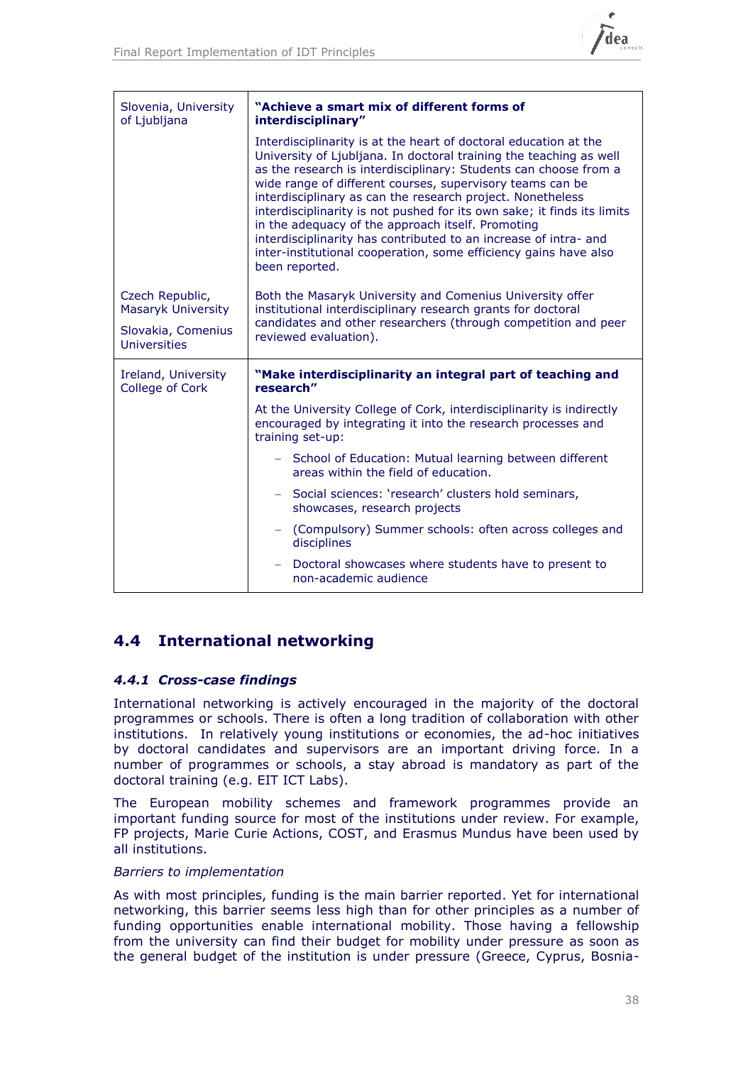| | |
|---|---|
| Slovenia, University of Ljubljana | **"Achieve a smart mix of different forms of interdisciplinary"**<br><br>Interdisciplinarity is at the heart of doctoral education at the University of Ljubljana. In doctoral training the teaching as well as the research is interdisciplinary: Students can choose from a wide range of different courses, supervisory teams can be interdisciplinary as can the research project. Nonetheless interdisciplinarity is not pushed for its own sake; it finds its limits in the adequacy of the approach itself. Promoting interdisciplinarity has contributed to an increase of intra- and inter-institutional cooperation, some efficiency gains have also been reported. |
| Czech Republic, Masaryk University<br><br>Slovakia, Comenius Universities | Both the Masaryk University and Comenius University offer institutional interdisciplinary research grants for doctoral candidates and other researchers (through competition and peer reviewed evaluation). |
| Ireland, University College of Cork | **"Make interdisciplinarity an integral part of teaching and research"**<br><br>At the University College of Cork, interdisciplinarity is indirectly encouraged by integrating it into the research processes and training set-up:<br><br>– School of Education: Mutual learning between different areas within the field of education.<br><br>– Social sciences: 'research' clusters hold seminars, showcases, research projects<br><br>– (Compulsory) Summer schools: often across colleges and disciplines<br><br>– Doctoral showcases where students have to present to non-academic audience |

## 4.4 International networking

### *4.4.1 Cross-case findings*

International networking is actively encouraged in the majority of the doctoral programmes or schools. There is often a long tradition of collaboration with other institutions. In relatively young institutions or economies, the ad-hoc initiatives by doctoral candidates and supervisors are an important driving force. In a number of programmes or schools, a stay abroad is mandatory as part of the doctoral training (e.g. EIT ICT Labs).

The European mobility schemes and framework programmes provide an important funding source for most of the institutions under review. For example, FP projects, Marie Curie Actions, COST, and Erasmus Mundus have been used by all institutions.

*Barriers to implementation*

As with most principles, funding is the main barrier reported. Yet for international networking, this barrier seems less high than for other principles as a number of funding opportunities enable international mobility. Those having a fellowship from the university can find their budget for mobility under pressure as soon as the general budget of the institution is under pressure (Greece, Cyprus, Bosnia-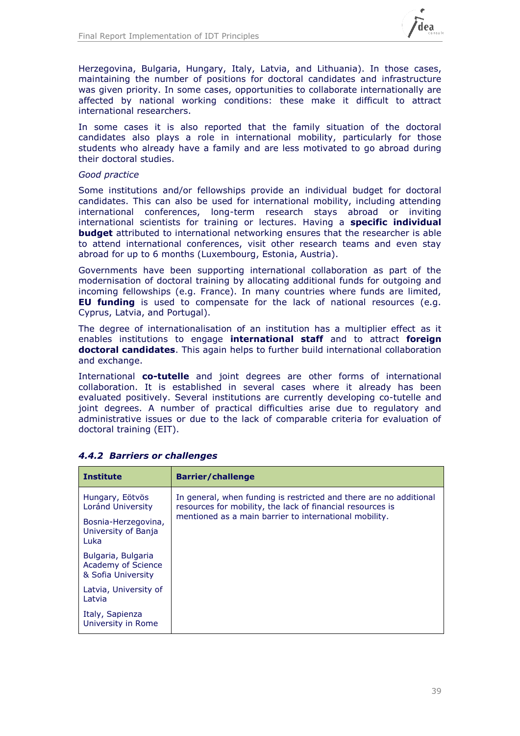Herzegovina, Bulgaria, Hungary, Italy, Latvia, and Lithuania). In those cases, maintaining the number of positions for doctoral candidates and infrastructure was given priority. In some cases, opportunities to collaborate internationally are affected by national working conditions: these make it difficult to attract international researchers.

In some cases it is also reported that the family situation of the doctoral candidates also plays a role in international mobility, particularly for those students who already have a family and are less motivated to go abroad during their doctoral studies.

*Good practice*

Some institutions and/or fellowships provide an individual budget for doctoral candidates. This can also be used for international mobility, including attending international conferences, long-term research stays abroad or inviting international scientists for training or lectures. Having a **specific individual budget** attributed to international networking ensures that the researcher is able to attend international conferences, visit other research teams and even stay abroad for up to 6 months (Luxembourg, Estonia, Austria).

Governments have been supporting international collaboration as part of the modernisation of doctoral training by allocating additional funds for outgoing and incoming fellowships (e.g. France). In many countries where funds are limited, **EU funding** is used to compensate for the lack of national resources (e.g. Cyprus, Latvia, and Portugal).

The degree of internationalisation of an institution has a multiplier effect as it enables institutions to engage **international staff** and to attract **foreign doctoral candidates**. This again helps to further build international collaboration and exchange.

International **co-tutelle** and joint degrees are other forms of international collaboration. It is established in several cases where it already has been evaluated positively. Several institutions are currently developing co-tutelle and joint degrees. A number of practical difficulties arise due to regulatory and administrative issues or due to the lack of comparable criteria for evaluation of doctoral training (EIT).

### *4.4.2 Barriers or challenges*

| Institute | Barrier/challenge |
|---|---|
| Hungary, Eötvös Loránd University<br><br>Bosnia-Herzegovina, University of Banja Luka<br><br>Bulgaria, Bulgaria Academy of Science & Sofia University<br><br>Latvia, University of Latvia<br><br>Italy, Sapienza University in Rome | In general, when funding is restricted and there are no additional resources for mobility, the lack of financial resources is mentioned as a main barrier to international mobility. |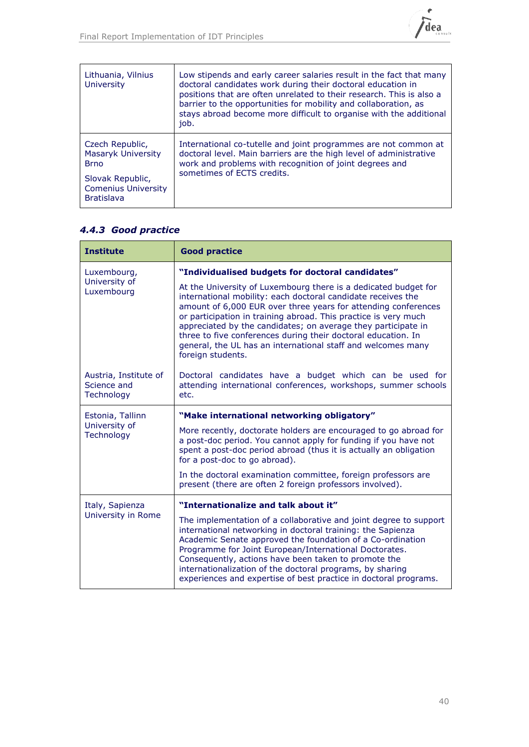| | |
|---|---|
| Lithuania, Vilnius University | Low stipends and early career salaries result in the fact that many doctoral candidates work during their doctoral education in positions that are often unrelated to their research. This is also a barrier to the opportunities for mobility and collaboration, as stays abroad become more difficult to organise with the additional job. |
| Czech Republic, Masaryk University Brno<br><br>Slovak Republic, Comenius University Bratislava | International co-tutelle and joint programmes are not common at doctoral level. Main barriers are the high level of administrative work and problems with recognition of joint degrees and sometimes of ECTS credits. |

### 4.4.3 Good practice

| Institute | Good practice |
|---|---|
| Luxembourg, University of Luxembourg | **"Individualised budgets for doctoral candidates"**<br><br>At the University of Luxembourg there is a dedicated budget for international mobility: each doctoral candidate receives the amount of 6,000 EUR over three years for attending conferences or participation in training abroad. This practice is very much appreciated by the candidates; on average they participate in three to five conferences during their doctoral education. In general, the UL has an international staff and welcomes many foreign students. |
| Austria, Institute of Science and Technology | Doctoral candidates have a budget which can be used for attending international conferences, workshops, summer schools etc. |
| Estonia, Tallinn University of Technology | **"Make international networking obligatory"**<br><br>More recently, doctorate holders are encouraged to go abroad for a post-doc period. You cannot apply for funding if you have not spent a post-doc period abroad (thus it is actually an obligation for a post-doc to go abroad).<br><br>In the doctoral examination committee, foreign professors are present (there are often 2 foreign professors involved). |
| Italy, Sapienza University in Rome | **"Internationalize and talk about it"**<br><br>The implementation of a collaborative and joint degree to support international networking in doctoral training: the Sapienza Academic Senate approved the foundation of a Co-ordination Programme for Joint European/International Doctorates. Consequently, actions have been taken to promote the internationalization of the doctoral programs, by sharing experiences and expertise of best practice in doctoral programs. |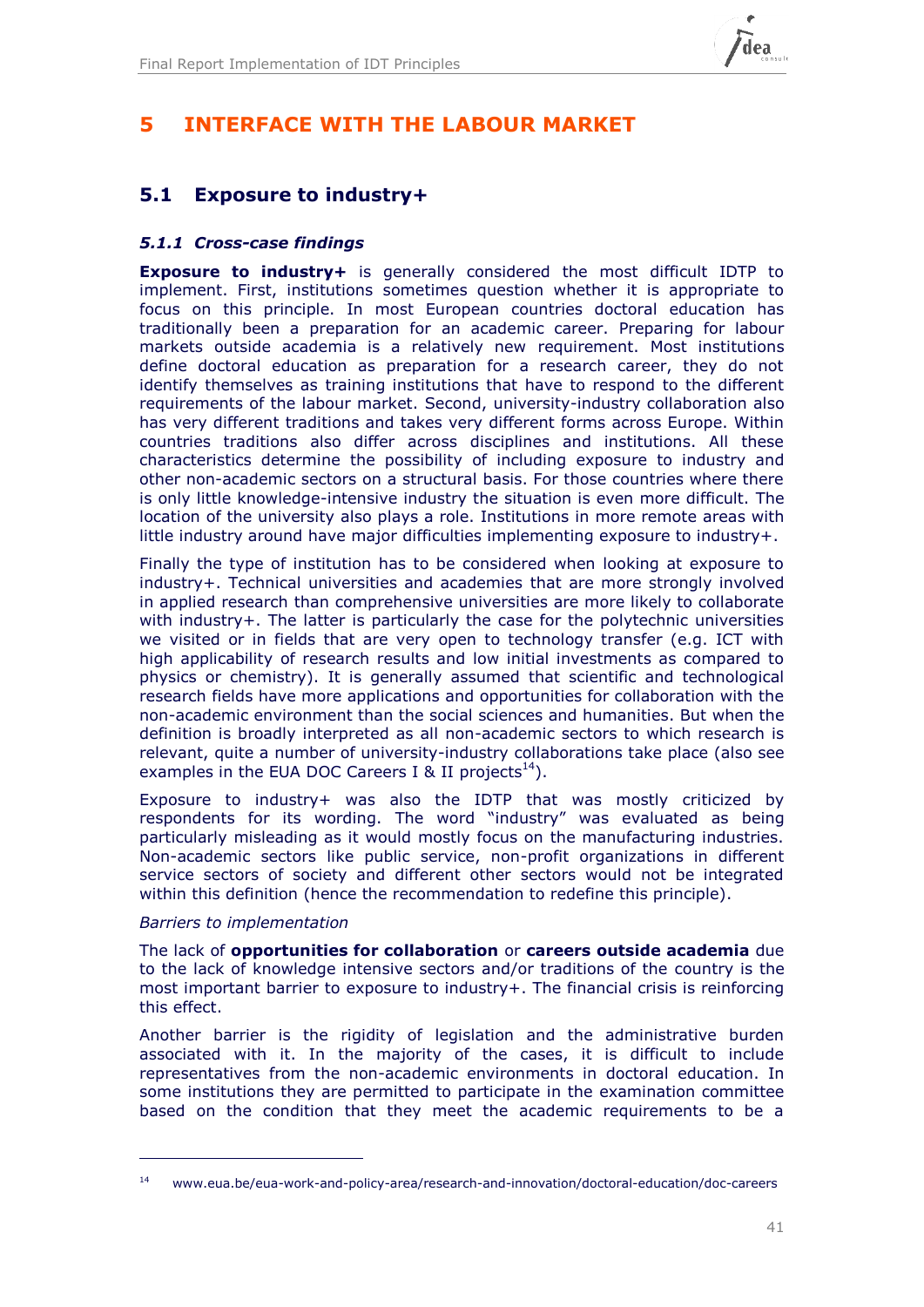# 5 INTERFACE WITH THE LABOUR MARKET

## 5.1 Exposure to industry+

### *5.1.1 Cross-case findings*

**Exposure to industry+** is generally considered the most difficult IDTP to implement. First, institutions sometimes question whether it is appropriate to focus on this principle. In most European countries doctoral education has traditionally been a preparation for an academic career. Preparing for labour markets outside academia is a relatively new requirement. Most institutions define doctoral education as preparation for a research career, they do not identify themselves as training institutions that have to respond to the different requirements of the labour market. Second, university-industry collaboration also has very different traditions and takes very different forms across Europe. Within countries traditions also differ across disciplines and institutions. All these characteristics determine the possibility of including exposure to industry and other non-academic sectors on a structural basis. For those countries where there is only little knowledge-intensive industry the situation is even more difficult. The location of the university also plays a role. Institutions in more remote areas with little industry around have major difficulties implementing exposure to industry+.

Finally the type of institution has to be considered when looking at exposure to industry+. Technical universities and academies that are more strongly involved in applied research than comprehensive universities are more likely to collaborate with industry+. The latter is particularly the case for the polytechnic universities we visited or in fields that are very open to technology transfer (e.g. ICT with high applicability of research results and low initial investments as compared to physics or chemistry). It is generally assumed that scientific and technological research fields have more applications and opportunities for collaboration with the non-academic environment than the social sciences and humanities. But when the definition is broadly interpreted as all non-academic sectors to which research is relevant, quite a number of university-industry collaborations take place (also see examples in the EUA DOC Careers I & II projects[14]).

Exposure to industry+ was also the IDTP that was mostly criticized by respondents for its wording. The word "industry" was evaluated as being particularly misleading as it would mostly focus on the manufacturing industries. Non-academic sectors like public service, non-profit organizations in different service sectors of society and different other sectors would not be integrated within this definition (hence the recommendation to redefine this principle).

*Barriers to implementation*

The lack of **opportunities for collaboration** or **careers outside academia** due to the lack of knowledge intensive sectors and/or traditions of the country is the most important barrier to exposure to industry+. The financial crisis is reinforcing this effect.

Another barrier is the rigidity of legislation and the administrative burden associated with it. In the majority of the cases, it is difficult to include representatives from the non-academic environments in doctoral education. In some institutions they are permitted to participate in the examination committee based on the condition that they meet the academic requirements to be a

---

[14] www.eua.be/eua-work-and-policy-area/research-and-innovation/doctoral-education/doc-careers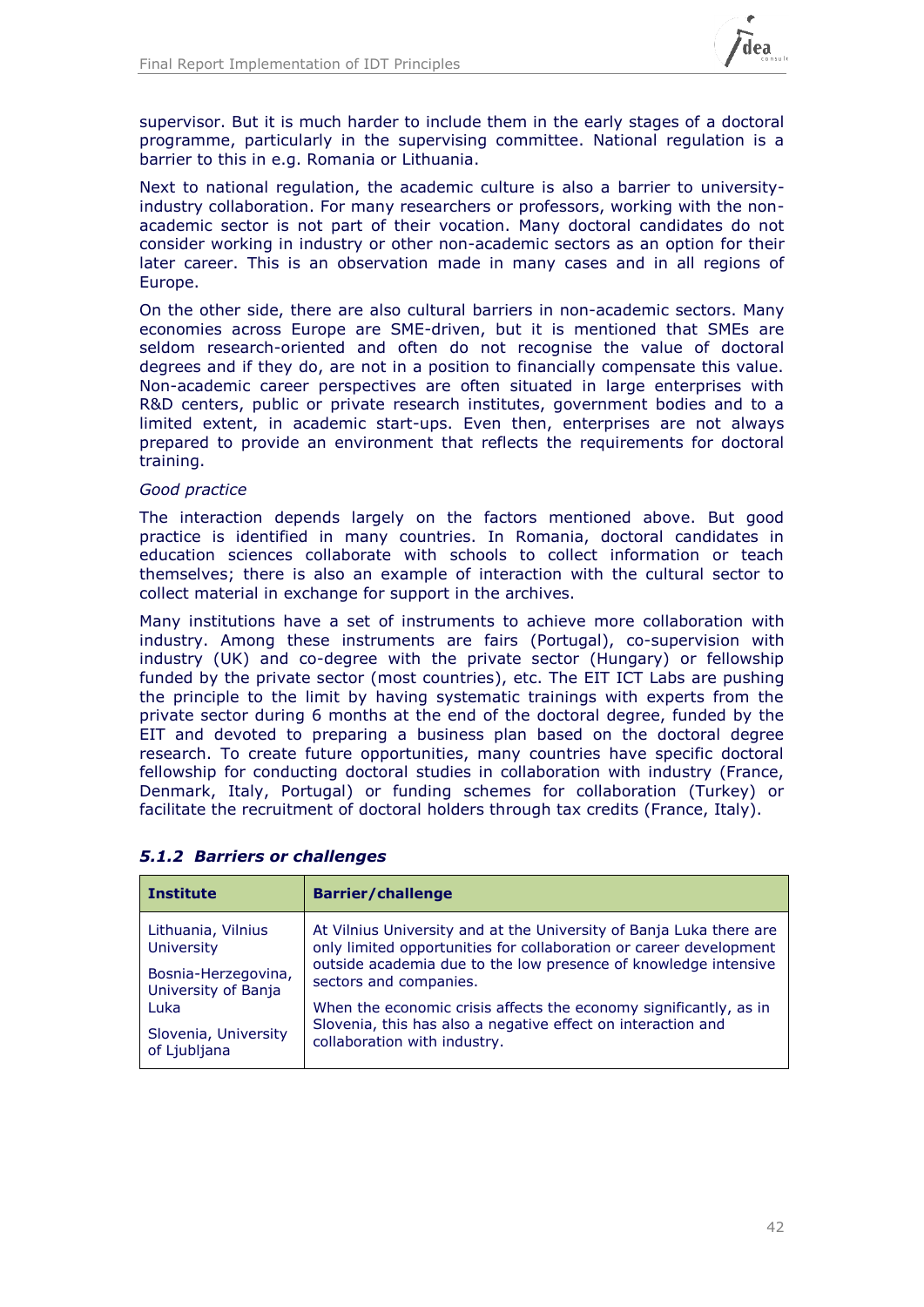supervisor. But it is much harder to include them in the early stages of a doctoral programme, particularly in the supervising committee. National regulation is a barrier to this in e.g. Romania or Lithuania.

Next to national regulation, the academic culture is also a barrier to university-industry collaboration. For many researchers or professors, working with the non-academic sector is not part of their vocation. Many doctoral candidates do not consider working in industry or other non-academic sectors as an option for their later career. This is an observation made in many cases and in all regions of Europe.

On the other side, there are also cultural barriers in non-academic sectors. Many economies across Europe are SME-driven, but it is mentioned that SMEs are seldom research-oriented and often do not recognise the value of doctoral degrees and if they do, are not in a position to financially compensate this value. Non-academic career perspectives are often situated in large enterprises with R&D centers, public or private research institutes, government bodies and to a limited extent, in academic start-ups. Even then, enterprises are not always prepared to provide an environment that reflects the requirements for doctoral training.

*Good practice*

The interaction depends largely on the factors mentioned above. But good practice is identified in many countries. In Romania, doctoral candidates in education sciences collaborate with schools to collect information or teach themselves; there is also an example of interaction with the cultural sector to collect material in exchange for support in the archives.

Many institutions have a set of instruments to achieve more collaboration with industry. Among these instruments are fairs (Portugal), co-supervision with industry (UK) and co-degree with the private sector (Hungary) or fellowship funded by the private sector (most countries), etc. The EIT ICT Labs are pushing the principle to the limit by having systematic trainings with experts from the private sector during 6 months at the end of the doctoral degree, funded by the EIT and devoted to preparing a business plan based on the doctoral degree research. To create future opportunities, many countries have specific doctoral fellowship for conducting doctoral studies in collaboration with industry (France, Denmark, Italy, Portugal) or funding schemes for collaboration (Turkey) or facilitate the recruitment of doctoral holders through tax credits (France, Italy).

### *5.1.2 Barriers or challenges*

| Institute | Barrier/challenge |
|---|---|
| Lithuania, Vilnius University<br><br>Bosnia-Herzegovina, University of Banja Luka<br><br>Slovenia, University of Ljubljana | At Vilnius University and at the University of Banja Luka there are only limited opportunities for collaboration or career development outside academia due to the low presence of knowledge intensive sectors and companies.<br><br>When the economic crisis affects the economy significantly, as in Slovenia, this has also a negative effect on interaction and collaboration with industry. |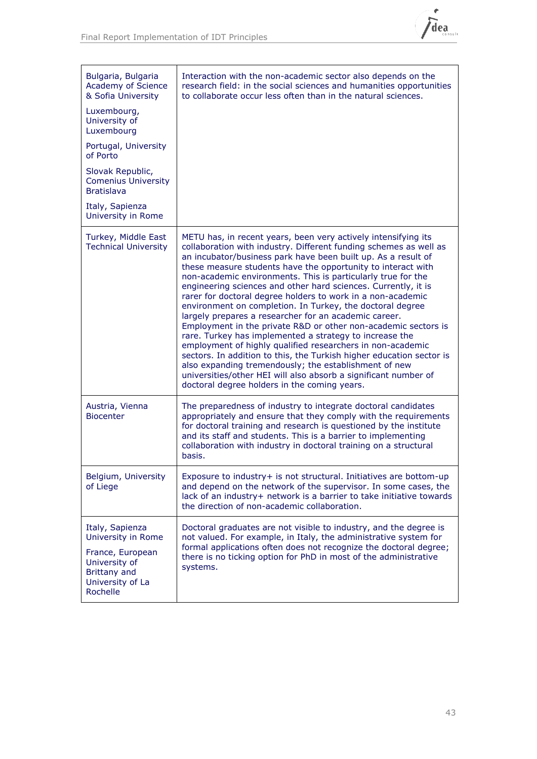| | |
|---|---|
| Bulgaria, Bulgaria Academy of Science & Sofia University<br><br>Luxembourg, University of Luxembourg<br><br>Portugal, University of Porto<br><br>Slovak Republic, Comenius University Bratislava<br><br>Italy, Sapienza University in Rome | Interaction with the non-academic sector also depends on the research field: in the social sciences and humanities opportunities to collaborate occur less often than in the natural sciences. |
| Turkey, Middle East Technical University | METU has, in recent years, been very actively intensifying its collaboration with industry. Different funding schemes as well as an incubator/business park have been built up. As a result of these measure students have the opportunity to interact with non-academic environments. This is particularly true for the engineering sciences and other hard sciences. Currently, it is rarer for doctoral degree holders to work in a non-academic environment on completion. In Turkey, the doctoral degree largely prepares a researcher for an academic career. Employment in the private R&D or other non-academic sectors is rare. Turkey has implemented a strategy to increase the employment of highly qualified researchers in non-academic sectors. In addition to this, the Turkish higher education sector is also expanding tremendously; the establishment of new universities/other HEI will also absorb a significant number of doctoral degree holders in the coming years. |
| Austria, Vienna Biocenter | The preparedness of industry to integrate doctoral candidates appropriately and ensure that they comply with the requirements for doctoral training and research is questioned by the institute and its staff and students. This is a barrier to implementing collaboration with industry in doctoral training on a structural basis. |
| Belgium, University of Liege | Exposure to industry+ is not structural. Initiatives are bottom-up and depend on the network of the supervisor. In some cases, the lack of an industry+ network is a barrier to take initiative towards the direction of non-academic collaboration. |
| Italy, Sapienza University in Rome<br><br>France, European University of Brittany and University of La Rochelle | Doctoral graduates are not visible to industry, and the degree is not valued. For example, in Italy, the administrative system for formal applications often does not recognize the doctoral degree; there is no ticking option for PhD in most of the administrative systems. |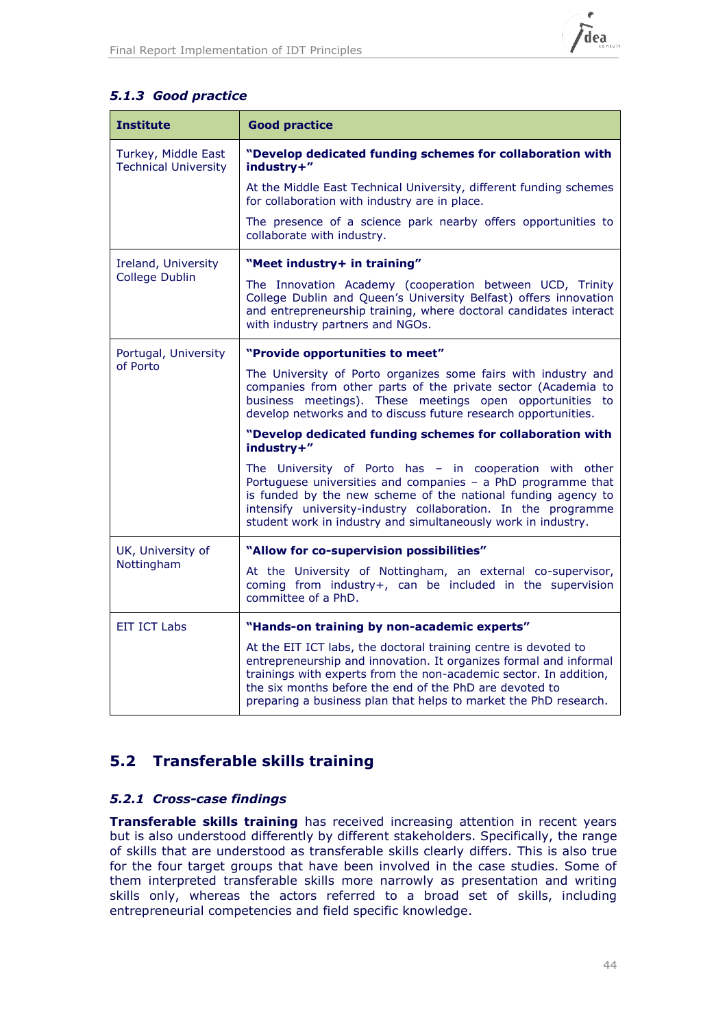### *5.1.3 Good practice*

| Institute | Good practice |
|---|---|
| Turkey, Middle East Technical University | **"Develop dedicated funding schemes for collaboration with industry+"**<br><br>At the Middle East Technical University, different funding schemes for collaboration with industry are in place.<br><br>The presence of a science park nearby offers opportunities to collaborate with industry. |
| Ireland, University College Dublin | **"Meet industry+ in training"**<br><br>The Innovation Academy (cooperation between UCD, Trinity College Dublin and Queen's University Belfast) offers innovation and entrepreneurship training, where doctoral candidates interact with industry partners and NGOs. |
| Portugal, University of Porto | **"Provide opportunities to meet"**<br><br>The University of Porto organizes some fairs with industry and companies from other parts of the private sector (Academia to business meetings). These meetings open opportunities to develop networks and to discuss future research opportunities.<br><br>**"Develop dedicated funding schemes for collaboration with industry+"**<br><br>The University of Porto has – in cooperation with other Portuguese universities and companies – a PhD programme that is funded by the new scheme of the national funding agency to intensify university-industry collaboration. In the programme student work in industry and simultaneously work in industry. |
| UK, University of Nottingham | **"Allow for co-supervision possibilities"**<br><br>At the University of Nottingham, an external co-supervisor, coming from industry+, can be included in the supervision committee of a PhD. |
| EIT ICT Labs | **"Hands-on training by non-academic experts"**<br><br>At the EIT ICT labs, the doctoral training centre is devoted to entrepreneurship and innovation. It organizes formal and informal trainings with experts from the non-academic sector. In addition, the six months before the end of the PhD are devoted to preparing a business plan that helps to market the PhD research. |

## 5.2 Transferable skills training

### *5.2.1 Cross-case findings*

**Transferable skills training** has received increasing attention in recent years but is also understood differently by different stakeholders. Specifically, the range of skills that are understood as transferable skills clearly differs. This is also true for the four target groups that have been involved in the case studies. Some of them interpreted transferable skills more narrowly as presentation and writing skills only, whereas the actors referred to a broad set of skills, including entrepreneurial competencies and field specific knowledge.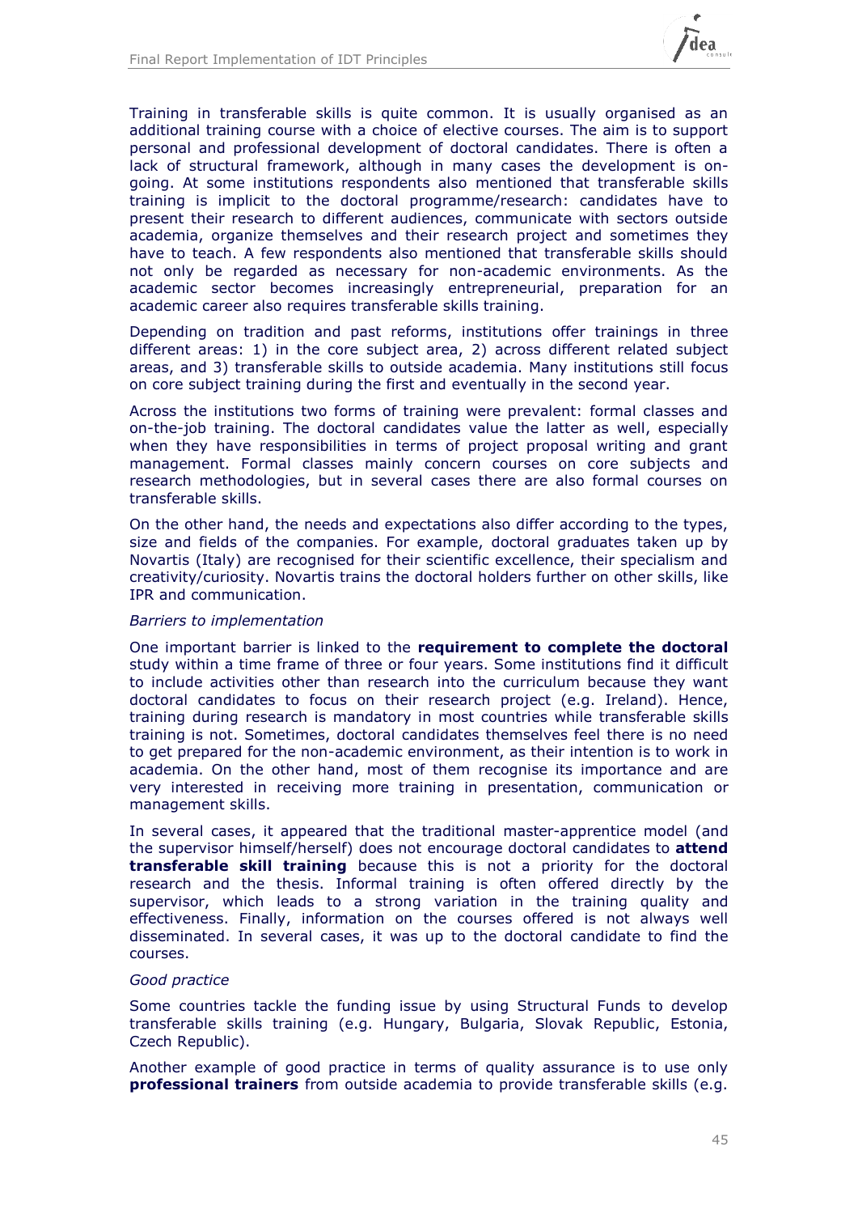Training in transferable skills is quite common. It is usually organised as an additional training course with a choice of elective courses. The aim is to support personal and professional development of doctoral candidates. There is often a lack of structural framework, although in many cases the development is on-going. At some institutions respondents also mentioned that transferable skills training is implicit to the doctoral programme/research: candidates have to present their research to different audiences, communicate with sectors outside academia, organize themselves and their research project and sometimes they have to teach. A few respondents also mentioned that transferable skills should not only be regarded as necessary for non-academic environments. As the academic sector becomes increasingly entrepreneurial, preparation for an academic career also requires transferable skills training.

Depending on tradition and past reforms, institutions offer trainings in three different areas: 1) in the core subject area, 2) across different related subject areas, and 3) transferable skills to outside academia. Many institutions still focus on core subject training during the first and eventually in the second year.

Across the institutions two forms of training were prevalent: formal classes and on-the-job training. The doctoral candidates value the latter as well, especially when they have responsibilities in terms of project proposal writing and grant management. Formal classes mainly concern courses on core subjects and research methodologies, but in several cases there are also formal courses on transferable skills.

On the other hand, the needs and expectations also differ according to the types, size and fields of the companies. For example, doctoral graduates taken up by Novartis (Italy) are recognised for their scientific excellence, their specialism and creativity/curiosity. Novartis trains the doctoral holders further on other skills, like IPR and communication.

*Barriers to implementation*

One important barrier is linked to the **requirement to complete the doctoral** study within a time frame of three or four years. Some institutions find it difficult to include activities other than research into the curriculum because they want doctoral candidates to focus on their research project (e.g. Ireland). Hence, training during research is mandatory in most countries while transferable skills training is not. Sometimes, doctoral candidates themselves feel there is no need to get prepared for the non-academic environment, as their intention is to work in academia. On the other hand, most of them recognise its importance and are very interested in receiving more training in presentation, communication or management skills.

In several cases, it appeared that the traditional master-apprentice model (and the supervisor himself/herself) does not encourage doctoral candidates to **attend transferable skill training** because this is not a priority for the doctoral research and the thesis. Informal training is often offered directly by the supervisor, which leads to a strong variation in the training quality and effectiveness. Finally, information on the courses offered is not always well disseminated. In several cases, it was up to the doctoral candidate to find the courses.

*Good practice*

Some countries tackle the funding issue by using Structural Funds to develop transferable skills training (e.g. Hungary, Bulgaria, Slovak Republic, Estonia, Czech Republic).

Another example of good practice in terms of quality assurance is to use only **professional trainers** from outside academia to provide transferable skills (e.g.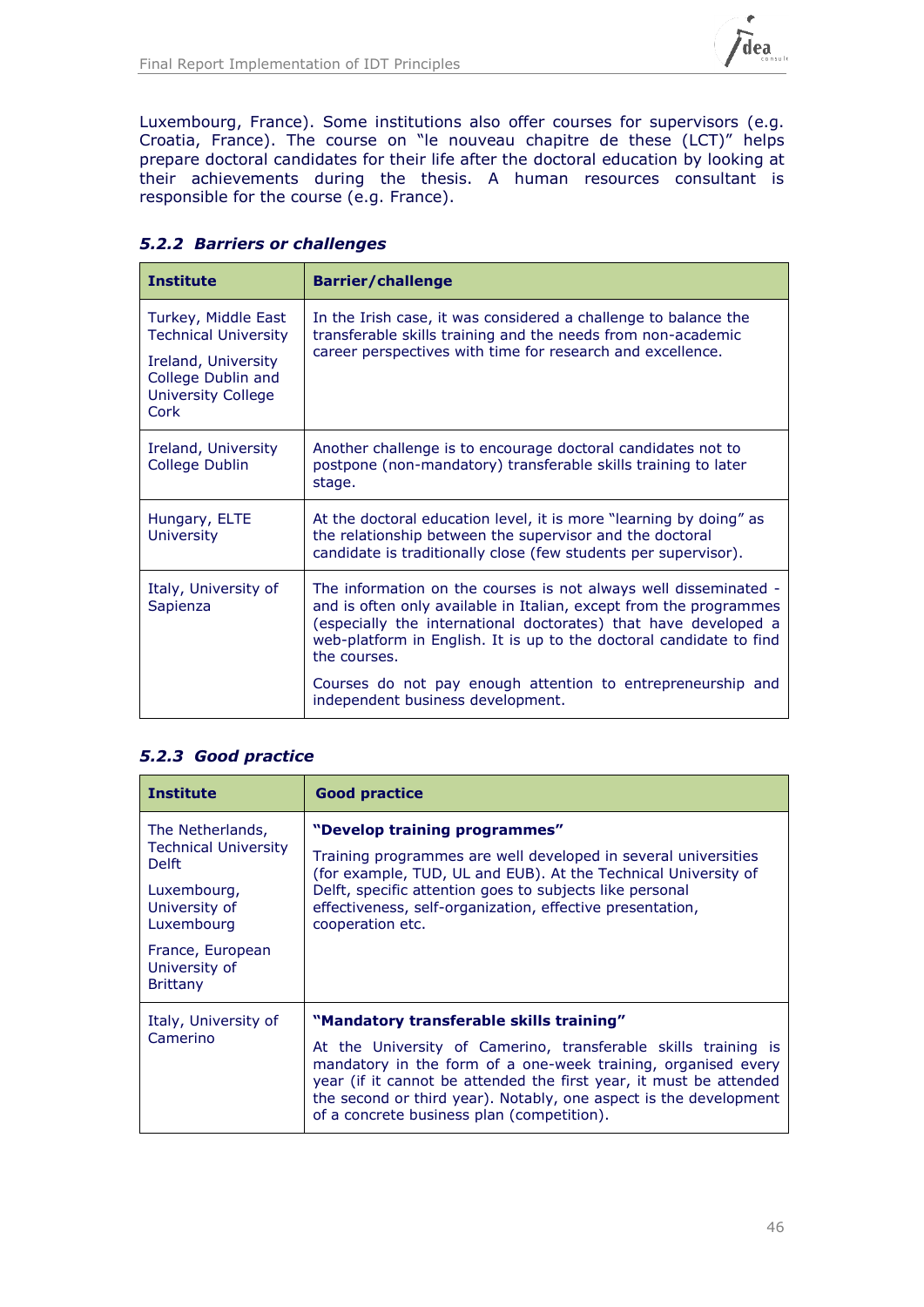Luxembourg, France). Some institutions also offer courses for supervisors (e.g. Croatia, France). The course on "le nouveau chapitre de these (LCT)" helps prepare doctoral candidates for their life after the doctoral education by looking at their achievements during the thesis. A human resources consultant is responsible for the course (e.g. France).

### *5.2.2 Barriers or challenges*

| Institute | Barrier/challenge |
| --- | --- |
| Turkey, Middle East Technical University<br><br>Ireland, University College Dublin and University College Cork | In the Irish case, it was considered a challenge to balance the transferable skills training and the needs from non-academic career perspectives with time for research and excellence. |
| Ireland, University College Dublin | Another challenge is to encourage doctoral candidates not to postpone (non-mandatory) transferable skills training to later stage. |
| Hungary, ELTE University | At the doctoral education level, it is more "learning by doing" as the relationship between the supervisor and the doctoral candidate is traditionally close (few students per supervisor). |
| Italy, University of Sapienza | The information on the courses is not always well disseminated - and is often only available in Italian, except from the programmes (especially the international doctorates) that have developed a web-platform in English. It is up to the doctoral candidate to find the courses.<br><br>Courses do not pay enough attention to entrepreneurship and independent business development. |

### *5.2.3 Good practice*

| Institute | Good practice |
| --- | --- |
| The Netherlands, Technical University Delft<br><br>Luxembourg, University of Luxembourg<br><br>France, European University of Brittany | **"Develop training programmes"**<br><br>Training programmes are well developed in several universities (for example, TUD, UL and EUB). At the Technical University of Delft, specific attention goes to subjects like personal effectiveness, self-organization, effective presentation, cooperation etc. |
| Italy, University of Camerino | **"Mandatory transferable skills training"**<br><br>At the University of Camerino, transferable skills training is mandatory in the form of a one-week training, organised every year (if it cannot be attended the first year, it must be attended the second or third year). Notably, one aspect is the development of a concrete business plan (competition). |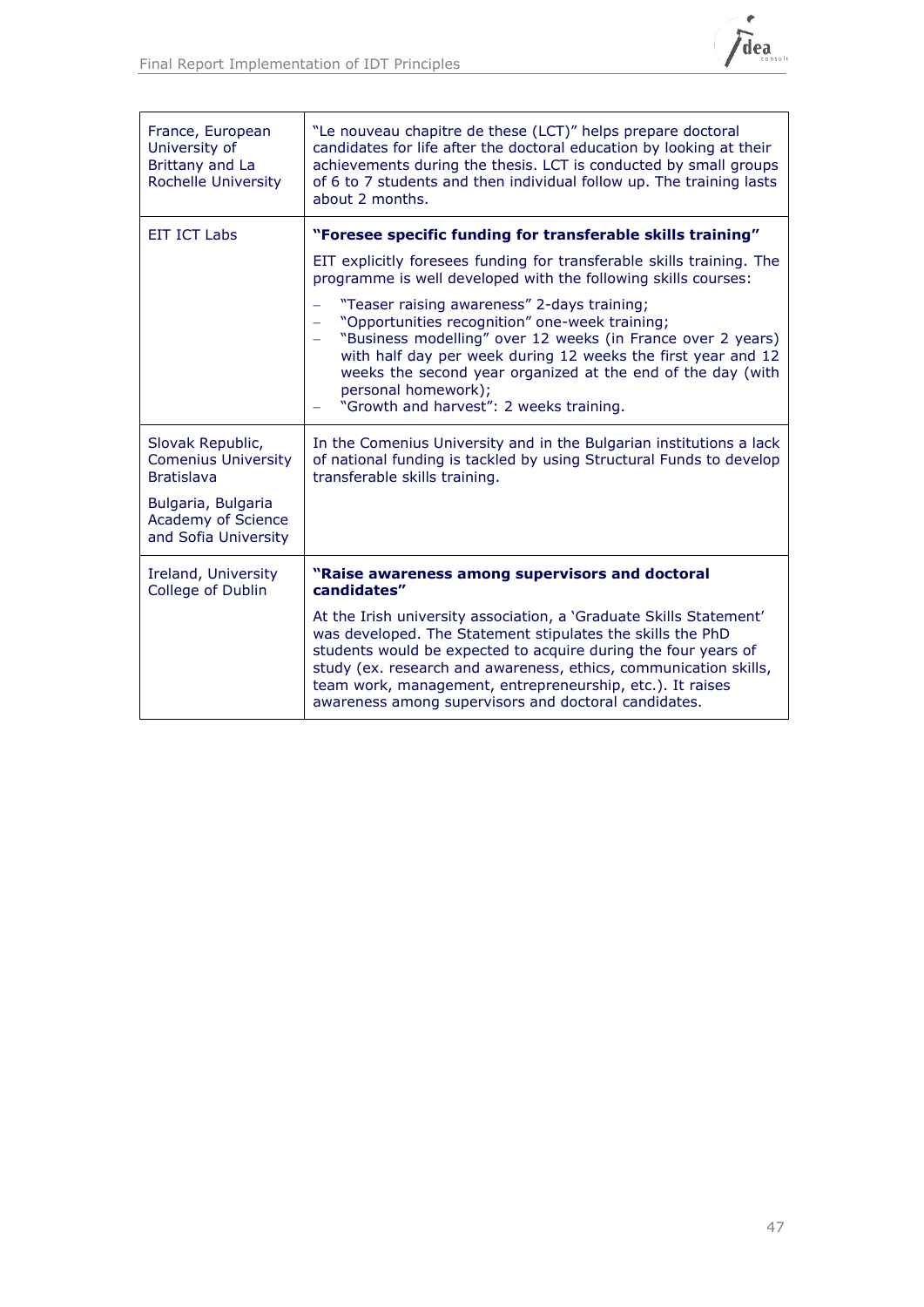| | |
|---|---|
| France, European University of Brittany and La Rochelle University | "Le nouveau chapitre de these (LCT)" helps prepare doctoral candidates for life after the doctoral education by looking at their achievements during the thesis. LCT is conducted by small groups of 6 to 7 students and then individual follow up. The training lasts about 2 months. |
| EIT ICT Labs | **"Foresee specific funding for transferable skills training"**<br><br>EIT explicitly foresees funding for transferable skills training. The programme is well developed with the following skills courses:<br><br>– "Teaser raising awareness" 2-days training;<br>– "Opportunities recognition" one-week training;<br>– "Business modelling" over 12 weeks (in France over 2 years) with half day per week during 12 weeks the first year and 12 weeks the second year organized at the end of the day (with personal homework);<br>– "Growth and harvest": 2 weeks training. |
| Slovak Republic, Comenius University Bratislava<br><br>Bulgaria, Bulgaria Academy of Science and Sofia University | In the Comenius University and in the Bulgarian institutions a lack of national funding is tackled by using Structural Funds to develop transferable skills training. |
| Ireland, University College of Dublin | **"Raise awareness among supervisors and doctoral candidates"**<br><br>At the Irish university association, a 'Graduate Skills Statement' was developed. The Statement stipulates the skills the PhD students would be expected to acquire during the four years of study (ex. research and awareness, ethics, communication skills, team work, management, entrepreneurship, etc.). It raises awareness among supervisors and doctoral candidates. |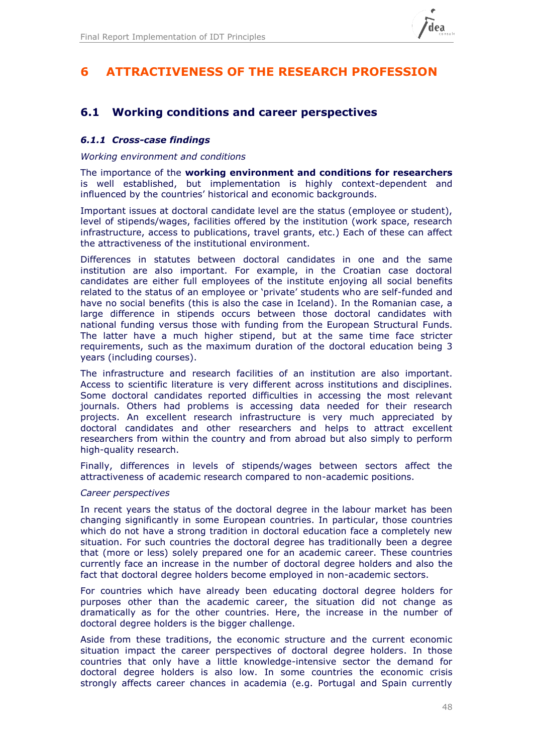# 6 ATTRACTIVENESS OF THE RESEARCH PROFESSION

## 6.1 Working conditions and career perspectives

### *6.1.1 Cross-case findings*

*Working environment and conditions*

The importance of the **working environment and conditions for researchers** is well established, but implementation is highly context-dependent and influenced by the countries' historical and economic backgrounds.

Important issues at doctoral candidate level are the status (employee or student), level of stipends/wages, facilities offered by the institution (work space, research infrastructure, access to publications, travel grants, etc.) Each of these can affect the attractiveness of the institutional environment.

Differences in statutes between doctoral candidates in one and the same institution are also important. For example, in the Croatian case doctoral candidates are either full employees of the institute enjoying all social benefits related to the status of an employee or 'private' students who are self-funded and have no social benefits (this is also the case in Iceland). In the Romanian case, a large difference in stipends occurs between those doctoral candidates with national funding versus those with funding from the European Structural Funds. The latter have a much higher stipend, but at the same time face stricter requirements, such as the maximum duration of the doctoral education being 3 years (including courses).

The infrastructure and research facilities of an institution are also important. Access to scientific literature is very different across institutions and disciplines. Some doctoral candidates reported difficulties in accessing the most relevant journals. Others had problems is accessing data needed for their research projects. An excellent research infrastructure is very much appreciated by doctoral candidates and other researchers and helps to attract excellent researchers from within the country and from abroad but also simply to perform high-quality research.

Finally, differences in levels of stipends/wages between sectors affect the attractiveness of academic research compared to non-academic positions.

*Career perspectives*

In recent years the status of the doctoral degree in the labour market has been changing significantly in some European countries. In particular, those countries which do not have a strong tradition in doctoral education face a completely new situation. For such countries the doctoral degree has traditionally been a degree that (more or less) solely prepared one for an academic career. These countries currently face an increase in the number of doctoral degree holders and also the fact that doctoral degree holders become employed in non-academic sectors.

For countries which have already been educating doctoral degree holders for purposes other than the academic career, the situation did not change as dramatically as for the other countries. Here, the increase in the number of doctoral degree holders is the bigger challenge.

Aside from these traditions, the economic structure and the current economic situation impact the career perspectives of doctoral degree holders. In those countries that only have a little knowledge-intensive sector the demand for doctoral degree holders is also low. In some countries the economic crisis strongly affects career chances in academia (e.g. Portugal and Spain currently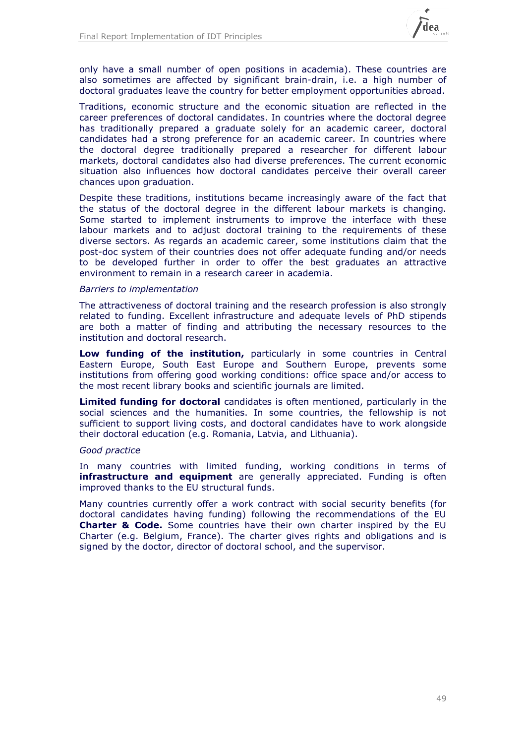only have a small number of open positions in academia). These countries are also sometimes are affected by significant brain-drain, i.e. a high number of doctoral graduates leave the country for better employment opportunities abroad.

Traditions, economic structure and the economic situation are reflected in the career preferences of doctoral candidates. In countries where the doctoral degree has traditionally prepared a graduate solely for an academic career, doctoral candidates had a strong preference for an academic career. In countries where the doctoral degree traditionally prepared a researcher for different labour markets, doctoral candidates also had diverse preferences. The current economic situation also influences how doctoral candidates perceive their overall career chances upon graduation.

Despite these traditions, institutions became increasingly aware of the fact that the status of the doctoral degree in the different labour markets is changing. Some started to implement instruments to improve the interface with these labour markets and to adjust doctoral training to the requirements of these diverse sectors. As regards an academic career, some institutions claim that the post-doc system of their countries does not offer adequate funding and/or needs to be developed further in order to offer the best graduates an attractive environment to remain in a research career in academia.

*Barriers to implementation*

The attractiveness of doctoral training and the research profession is also strongly related to funding. Excellent infrastructure and adequate levels of PhD stipends are both a matter of finding and attributing the necessary resources to the institution and doctoral research.

**Low funding of the institution,** particularly in some countries in Central Eastern Europe, South East Europe and Southern Europe, prevents some institutions from offering good working conditions: office space and/or access to the most recent library books and scientific journals are limited.

**Limited funding for doctoral** candidates is often mentioned, particularly in the social sciences and the humanities. In some countries, the fellowship is not sufficient to support living costs, and doctoral candidates have to work alongside their doctoral education (e.g. Romania, Latvia, and Lithuania).

*Good practice*

In many countries with limited funding, working conditions in terms of **infrastructure and equipment** are generally appreciated. Funding is often improved thanks to the EU structural funds.

Many countries currently offer a work contract with social security benefits (for doctoral candidates having funding) following the recommendations of the EU **Charter & Code.** Some countries have their own charter inspired by the EU Charter (e.g. Belgium, France). The charter gives rights and obligations and is signed by the doctor, director of doctoral school, and the supervisor.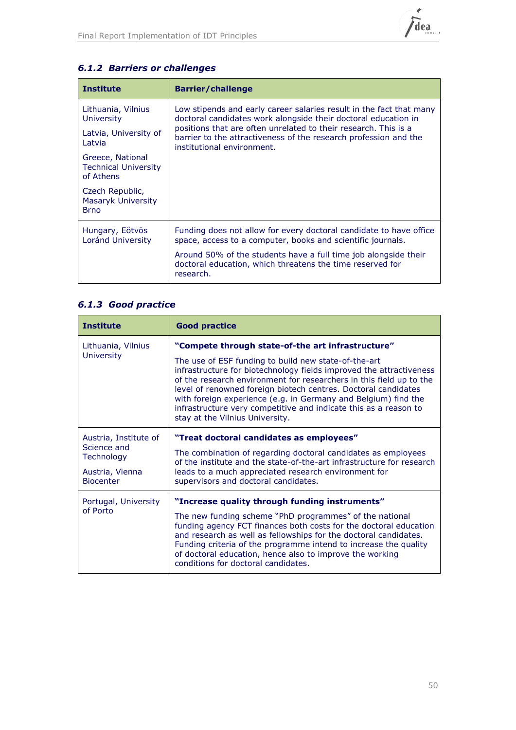### *6.1.2 Barriers or challenges*

| Institute | Barrier/challenge |
|---|---|
| Lithuania, Vilnius University<br><br>Latvia, University of Latvia<br><br>Greece, National Technical University of Athens<br><br>Czech Republic, Masaryk University Brno | Low stipends and early career salaries result in the fact that many doctoral candidates work alongside their doctoral education in positions that are often unrelated to their research. This is a barrier to the attractiveness of the research profession and the institutional environment. |
| Hungary, Eötvös Loránd University | Funding does not allow for every doctoral candidate to have office space, access to a computer, books and scientific journals.<br><br>Around 50% of the students have a full time job alongside their doctoral education, which threatens the time reserved for research. |

### *6.1.3 Good practice*

| Institute | Good practice |
|---|---|
| Lithuania, Vilnius University | **"Compete through state-of-the art infrastructure"**<br><br>The use of ESF funding to build new state-of-the-art infrastructure for biotechnology fields improved the attractiveness of the research environment for researchers in this field up to the level of renowned foreign biotech centres. Doctoral candidates with foreign experience (e.g. in Germany and Belgium) find the infrastructure very competitive and indicate this as a reason to stay at the Vilnius University. |
| Austria, Institute of Science and Technology<br><br>Austria, Vienna Biocenter | **"Treat doctoral candidates as employees"**<br><br>The combination of regarding doctoral candidates as employees of the institute and the state-of-the-art infrastructure for research leads to a much appreciated research environment for supervisors and doctoral candidates. |
| Portugal, University of Porto | **"Increase quality through funding instruments"**<br><br>The new funding scheme "PhD programmes" of the national funding agency FCT finances both costs for the doctoral education and research as well as fellowships for the doctoral candidates. Funding criteria of the programme intend to increase the quality of doctoral education, hence also to improve the working conditions for doctoral candidates. |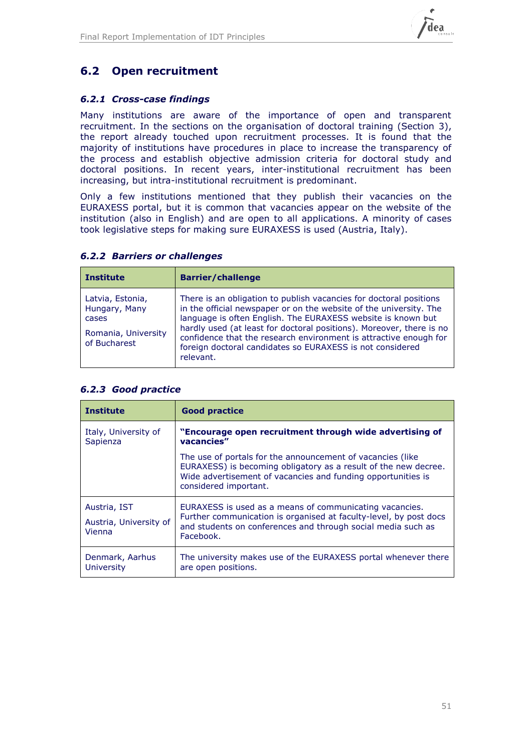## 6.2 Open recruitment

### *6.2.1 Cross-case findings*

Many institutions are aware of the importance of open and transparent recruitment. In the sections on the organisation of doctoral training (Section 3), the report already touched upon recruitment processes. It is found that the majority of institutions have procedures in place to increase the transparency of the process and establish objective admission criteria for doctoral study and doctoral positions. In recent years, inter-institutional recruitment has been increasing, but intra-institutional recruitment is predominant.

Only a few institutions mentioned that they publish their vacancies on the EURAXESS portal, but it is common that vacancies appear on the website of the institution (also in English) and are open to all applications. A minority of cases took legislative steps for making sure EURAXESS is used (Austria, Italy).

### *6.2.2 Barriers or challenges*

| Institute | Barrier/challenge |
|---|---|
| Latvia, Estonia, Hungary, Many cases<br><br>Romania, University of Bucharest | There is an obligation to publish vacancies for doctoral positions in the official newspaper or on the website of the university. The language is often English. The EURAXESS website is known but hardly used (at least for doctoral positions). Moreover, there is no confidence that the research environment is attractive enough for foreign doctoral candidates so EURAXESS is not considered relevant. |

### *6.2.3 Good practice*

| Institute | Good practice |
|---|---|
| Italy, University of Sapienza | **"Encourage open recruitment through wide advertising of vacancies"**<br><br>The use of portals for the announcement of vacancies (like EURAXESS) is becoming obligatory as a result of the new decree. Wide advertisement of vacancies and funding opportunities is considered important. |
| Austria, IST<br><br>Austria, University of Vienna | EURAXESS is used as a means of communicating vacancies. Further communication is organised at faculty-level, by post docs and students on conferences and through social media such as Facebook. |
| Denmark, Aarhus University | The university makes use of the EURAXESS portal whenever there are open positions. |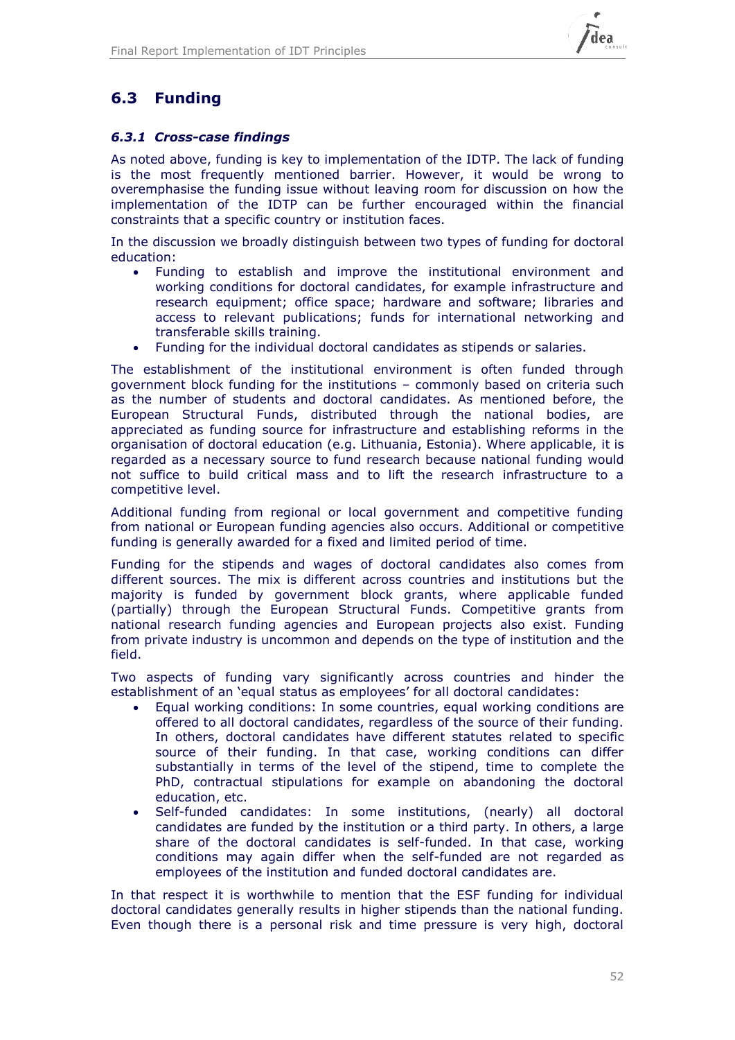## 6.3 Funding

### *6.3.1 Cross-case findings*

As noted above, funding is key to implementation of the IDTP. The lack of funding is the most frequently mentioned barrier. However, it would be wrong to overemphasise the funding issue without leaving room for discussion on how the implementation of the IDTP can be further encouraged within the financial constraints that a specific country or institution faces.

In the discussion we broadly distinguish between two types of funding for doctoral education:

- Funding to establish and improve the institutional environment and working conditions for doctoral candidates, for example infrastructure and research equipment; office space; hardware and software; libraries and access to relevant publications; funds for international networking and transferable skills training.
- Funding for the individual doctoral candidates as stipends or salaries.

The establishment of the institutional environment is often funded through government block funding for the institutions – commonly based on criteria such as the number of students and doctoral candidates. As mentioned before, the European Structural Funds, distributed through the national bodies, are appreciated as funding source for infrastructure and establishing reforms in the organisation of doctoral education (e.g. Lithuania, Estonia). Where applicable, it is regarded as a necessary source to fund research because national funding would not suffice to build critical mass and to lift the research infrastructure to a competitive level.

Additional funding from regional or local government and competitive funding from national or European funding agencies also occurs. Additional or competitive funding is generally awarded for a fixed and limited period of time.

Funding for the stipends and wages of doctoral candidates also comes from different sources. The mix is different across countries and institutions but the majority is funded by government block grants, where applicable funded (partially) through the European Structural Funds. Competitive grants from national research funding agencies and European projects also exist. Funding from private industry is uncommon and depends on the type of institution and the field.

Two aspects of funding vary significantly across countries and hinder the establishment of an 'equal status as employees' for all doctoral candidates:

- Equal working conditions: In some countries, equal working conditions are offered to all doctoral candidates, regardless of the source of their funding. In others, doctoral candidates have different statutes related to specific source of their funding. In that case, working conditions can differ substantially in terms of the level of the stipend, time to complete the PhD, contractual stipulations for example on abandoning the doctoral education, etc.
- Self-funded candidates: In some institutions, (nearly) all doctoral candidates are funded by the institution or a third party. In others, a large share of the doctoral candidates is self-funded. In that case, working conditions may again differ when the self-funded are not regarded as employees of the institution and funded doctoral candidates are.

In that respect it is worthwhile to mention that the ESF funding for individual doctoral candidates generally results in higher stipends than the national funding. Even though there is a personal risk and time pressure is very high, doctoral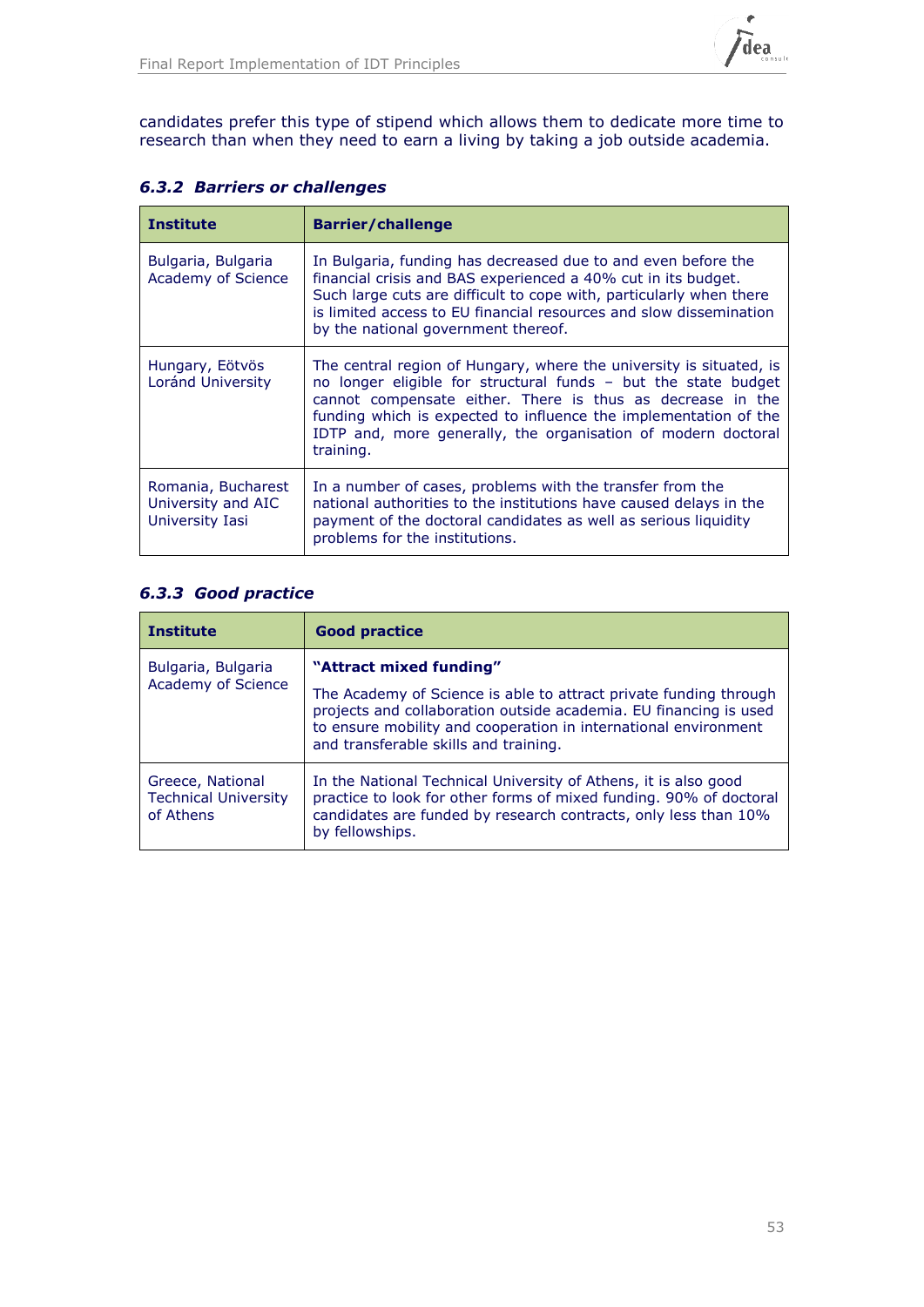candidates prefer this type of stipend which allows them to dedicate more time to research than when they need to earn a living by taking a job outside academia.

### *6.3.2 Barriers or challenges*

| Institute | Barrier/challenge |
| --- | --- |
| Bulgaria, Bulgaria Academy of Science | In Bulgaria, funding has decreased due to and even before the financial crisis and BAS experienced a 40% cut in its budget. Such large cuts are difficult to cope with, particularly when there is limited access to EU financial resources and slow dissemination by the national government thereof. |
| Hungary, Eötvös Loránd University | The central region of Hungary, where the university is situated, is no longer eligible for structural funds – but the state budget cannot compensate either. There is thus as decrease in the funding which is expected to influence the implementation of the IDTP and, more generally, the organisation of modern doctoral training. |
| Romania, Bucharest University and AIC University Iasi | In a number of cases, problems with the transfer from the national authorities to the institutions have caused delays in the payment of the doctoral candidates as well as serious liquidity problems for the institutions. |

### *6.3.3 Good practice*

| Institute | Good practice |
| --- | --- |
| Bulgaria, Bulgaria Academy of Science | **"Attract mixed funding"** The Academy of Science is able to attract private funding through projects and collaboration outside academia. EU financing is used to ensure mobility and cooperation in international environment and transferable skills and training. |
| Greece, National Technical University of Athens | In the National Technical University of Athens, it is also good practice to look for other forms of mixed funding. 90% of doctoral candidates are funded by research contracts, only less than 10% by fellowships. |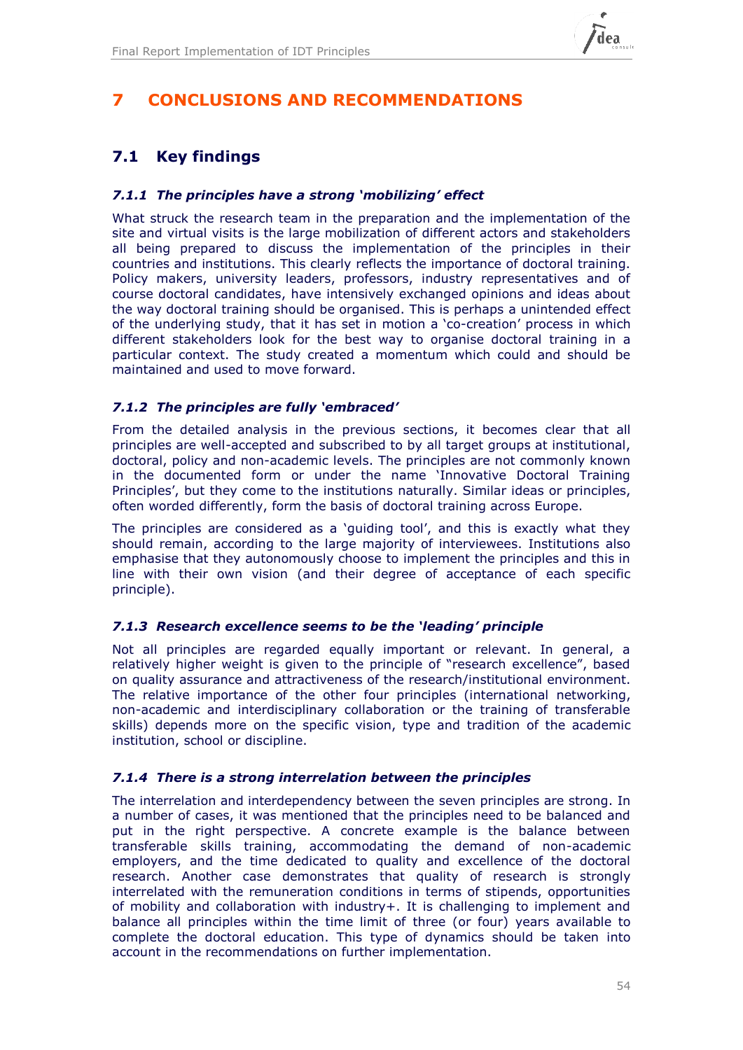# 7 CONCLUSIONS AND RECOMMENDATIONS

## 7.1 Key findings

### *7.1.1 The principles have a strong 'mobilizing' effect*

What struck the research team in the preparation and the implementation of the site and virtual visits is the large mobilization of different actors and stakeholders all being prepared to discuss the implementation of the principles in their countries and institutions. This clearly reflects the importance of doctoral training. Policy makers, university leaders, professors, industry representatives and of course doctoral candidates, have intensively exchanged opinions and ideas about the way doctoral training should be organised. This is perhaps a unintended effect of the underlying study, that it has set in motion a 'co-creation' process in which different stakeholders look for the best way to organise doctoral training in a particular context. The study created a momentum which could and should be maintained and used to move forward.

### *7.1.2 The principles are fully 'embraced'*

From the detailed analysis in the previous sections, it becomes clear that all principles are well-accepted and subscribed to by all target groups at institutional, doctoral, policy and non-academic levels. The principles are not commonly known in the documented form or under the name 'Innovative Doctoral Training Principles', but they come to the institutions naturally. Similar ideas or principles, often worded differently, form the basis of doctoral training across Europe.

The principles are considered as a 'guiding tool', and this is exactly what they should remain, according to the large majority of interviewees. Institutions also emphasise that they autonomously choose to implement the principles and this in line with their own vision (and their degree of acceptance of each specific principle).

### *7.1.3 Research excellence seems to be the 'leading' principle*

Not all principles are regarded equally important or relevant. In general, a relatively higher weight is given to the principle of "research excellence", based on quality assurance and attractiveness of the research/institutional environment. The relative importance of the other four principles (international networking, non-academic and interdisciplinary collaboration or the training of transferable skills) depends more on the specific vision, type and tradition of the academic institution, school or discipline.

### *7.1.4 There is a strong interrelation between the principles*

The interrelation and interdependency between the seven principles are strong. In a number of cases, it was mentioned that the principles need to be balanced and put in the right perspective. A concrete example is the balance between transferable skills training, accommodating the demand of non-academic employers, and the time dedicated to quality and excellence of the doctoral research. Another case demonstrates that quality of research is strongly interrelated with the remuneration conditions in terms of stipends, opportunities of mobility and collaboration with industry+. It is challenging to implement and balance all principles within the time limit of three (or four) years available to complete the doctoral education. This type of dynamics should be taken into account in the recommendations on further implementation.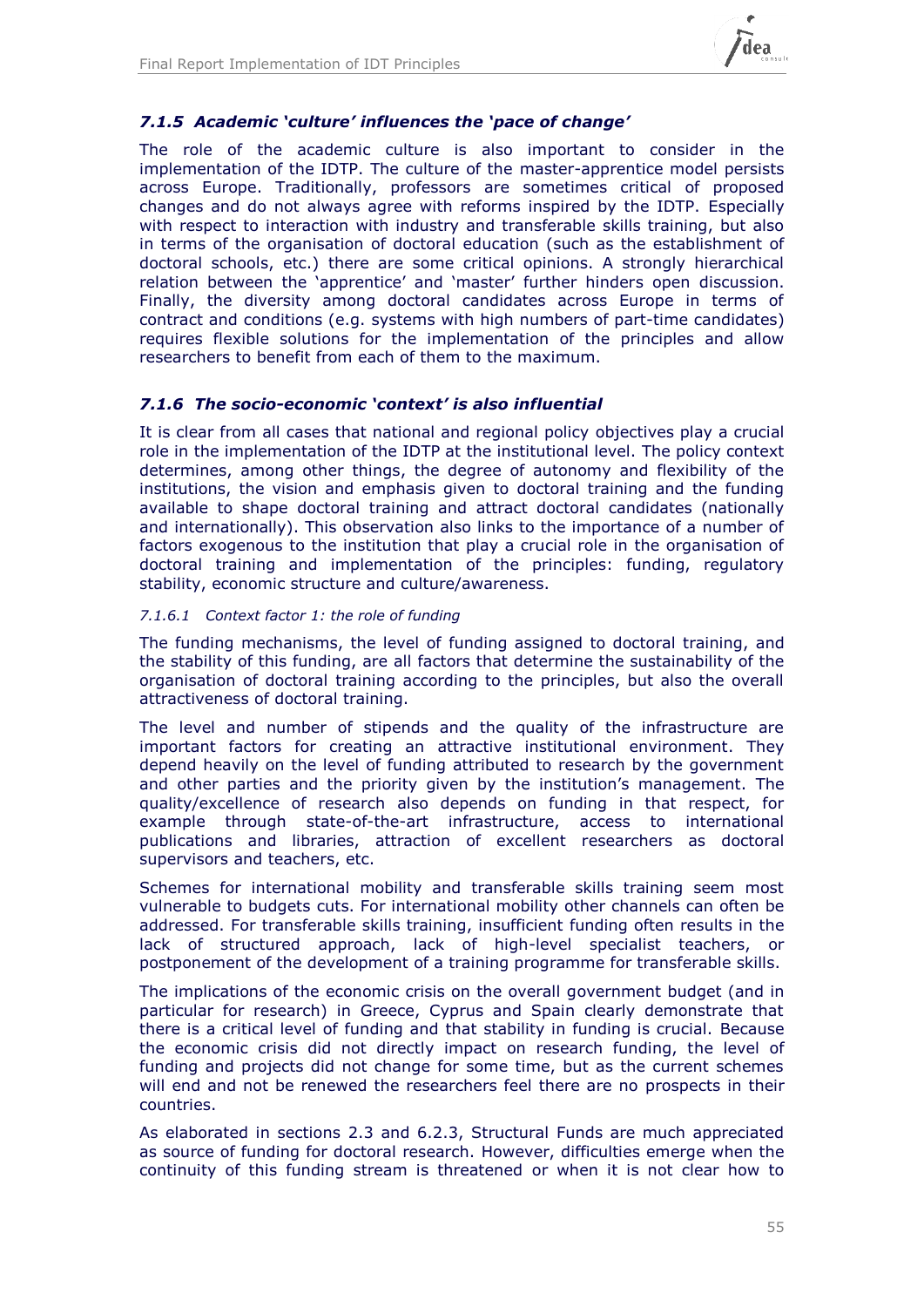### *7.1.5 Academic 'culture' influences the 'pace of change'*

The role of the academic culture is also important to consider in the implementation of the IDTP. The culture of the master-apprentice model persists across Europe. Traditionally, professors are sometimes critical of proposed changes and do not always agree with reforms inspired by the IDTP. Especially with respect to interaction with industry and transferable skills training, but also in terms of the organisation of doctoral education (such as the establishment of doctoral schools, etc.) there are some critical opinions. A strongly hierarchical relation between the 'apprentice' and 'master' further hinders open discussion. Finally, the diversity among doctoral candidates across Europe in terms of contract and conditions (e.g. systems with high numbers of part-time candidates) requires flexible solutions for the implementation of the principles and allow researchers to benefit from each of them to the maximum.

### *7.1.6 The socio-economic 'context' is also influential*

It is clear from all cases that national and regional policy objectives play a crucial role in the implementation of the IDTP at the institutional level. The policy context determines, among other things, the degree of autonomy and flexibility of the institutions, the vision and emphasis given to doctoral training and the funding available to shape doctoral training and attract doctoral candidates (nationally and internationally). This observation also links to the importance of a number of factors exogenous to the institution that play a crucial role in the organisation of doctoral training and implementation of the principles: funding, regulatory stability, economic structure and culture/awareness.

#### *7.1.6.1 Context factor 1: the role of funding*

The funding mechanisms, the level of funding assigned to doctoral training, and the stability of this funding, are all factors that determine the sustainability of the organisation of doctoral training according to the principles, but also the overall attractiveness of doctoral training.

The level and number of stipends and the quality of the infrastructure are important factors for creating an attractive institutional environment. They depend heavily on the level of funding attributed to research by the government and other parties and the priority given by the institution's management. The quality/excellence of research also depends on funding in that respect, for example through state-of-the-art infrastructure, access to international publications and libraries, attraction of excellent researchers as doctoral supervisors and teachers, etc.

Schemes for international mobility and transferable skills training seem most vulnerable to budgets cuts. For international mobility other channels can often be addressed. For transferable skills training, insufficient funding often results in the lack of structured approach, lack of high-level specialist teachers, or postponement of the development of a training programme for transferable skills.

The implications of the economic crisis on the overall government budget (and in particular for research) in Greece, Cyprus and Spain clearly demonstrate that there is a critical level of funding and that stability in funding is crucial. Because the economic crisis did not directly impact on research funding, the level of funding and projects did not change for some time, but as the current schemes will end and not be renewed the researchers feel there are no prospects in their countries.

As elaborated in sections 2.3 and 6.2.3, Structural Funds are much appreciated as source of funding for doctoral research. However, difficulties emerge when the continuity of this funding stream is threatened or when it is not clear how to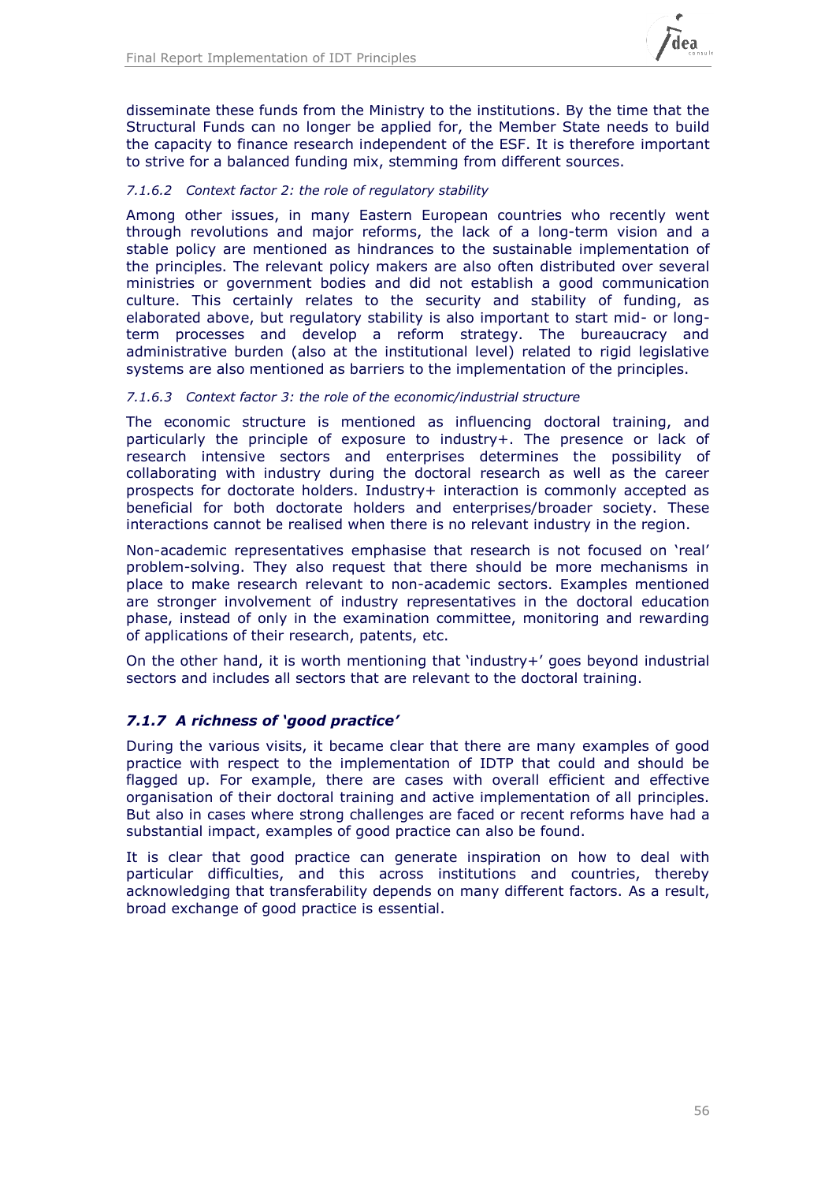disseminate these funds from the Ministry to the institutions. By the time that the Structural Funds can no longer be applied for, the Member State needs to build the capacity to finance research independent of the ESF. It is therefore important to strive for a balanced funding mix, stemming from different sources.

#### *7.1.6.2 Context factor 2: the role of regulatory stability*

Among other issues, in many Eastern European countries who recently went through revolutions and major reforms, the lack of a long-term vision and a stable policy are mentioned as hindrances to the sustainable implementation of the principles. The relevant policy makers are also often distributed over several ministries or government bodies and did not establish a good communication culture. This certainly relates to the security and stability of funding, as elaborated above, but regulatory stability is also important to start mid- or long-term processes and develop a reform strategy. The bureaucracy and administrative burden (also at the institutional level) related to rigid legislative systems are also mentioned as barriers to the implementation of the principles.

#### *7.1.6.3 Context factor 3: the role of the economic/industrial structure*

The economic structure is mentioned as influencing doctoral training, and particularly the principle of exposure to industry+. The presence or lack of research intensive sectors and enterprises determines the possibility of collaborating with industry during the doctoral research as well as the career prospects for doctorate holders. Industry+ interaction is commonly accepted as beneficial for both doctorate holders and enterprises/broader society. These interactions cannot be realised when there is no relevant industry in the region.

Non-academic representatives emphasise that research is not focused on 'real' problem-solving. They also request that there should be more mechanisms in place to make research relevant to non-academic sectors. Examples mentioned are stronger involvement of industry representatives in the doctoral education phase, instead of only in the examination committee, monitoring and rewarding of applications of their research, patents, etc.

On the other hand, it is worth mentioning that 'industry+' goes beyond industrial sectors and includes all sectors that are relevant to the doctoral training.

### *7.1.7 A richness of 'good practice'*

During the various visits, it became clear that there are many examples of good practice with respect to the implementation of IDTP that could and should be flagged up. For example, there are cases with overall efficient and effective organisation of their doctoral training and active implementation of all principles. But also in cases where strong challenges are faced or recent reforms have had a substantial impact, examples of good practice can also be found.

It is clear that good practice can generate inspiration on how to deal with particular difficulties, and this across institutions and countries, thereby acknowledging that transferability depends on many different factors. As a result, broad exchange of good practice is essential.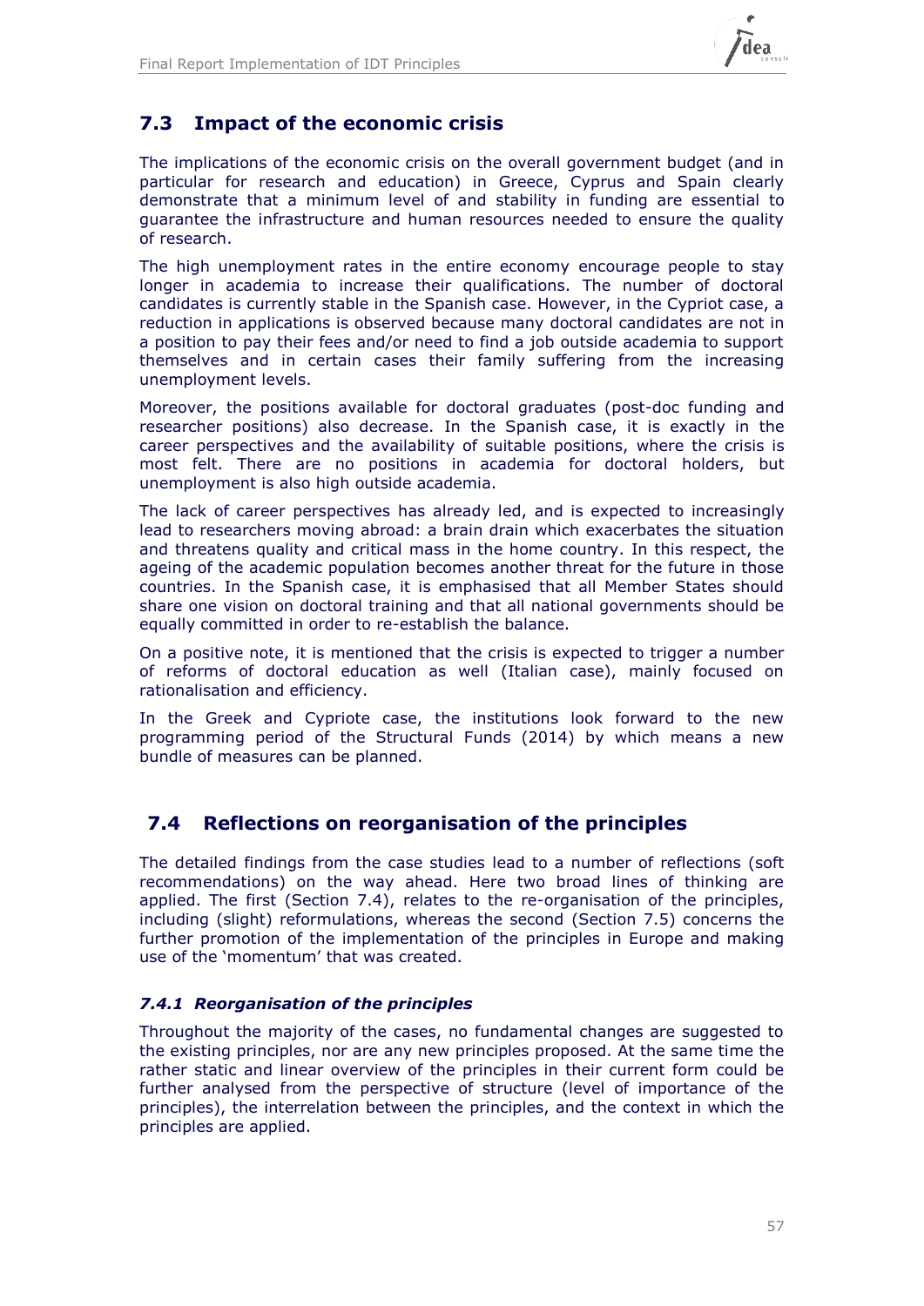## 7.3 Impact of the economic crisis

The implications of the economic crisis on the overall government budget (and in particular for research and education) in Greece, Cyprus and Spain clearly demonstrate that a minimum level of and stability in funding are essential to guarantee the infrastructure and human resources needed to ensure the quality of research.

The high unemployment rates in the entire economy encourage people to stay longer in academia to increase their qualifications. The number of doctoral candidates is currently stable in the Spanish case. However, in the Cypriot case, a reduction in applications is observed because many doctoral candidates are not in a position to pay their fees and/or need to find a job outside academia to support themselves and in certain cases their family suffering from the increasing unemployment levels.

Moreover, the positions available for doctoral graduates (post-doc funding and researcher positions) also decrease. In the Spanish case, it is exactly in the career perspectives and the availability of suitable positions, where the crisis is most felt. There are no positions in academia for doctoral holders, but unemployment is also high outside academia.

The lack of career perspectives has already led, and is expected to increasingly lead to researchers moving abroad: a brain drain which exacerbates the situation and threatens quality and critical mass in the home country. In this respect, the ageing of the academic population becomes another threat for the future in those countries. In the Spanish case, it is emphasised that all Member States should share one vision on doctoral training and that all national governments should be equally committed in order to re-establish the balance.

On a positive note, it is mentioned that the crisis is expected to trigger a number of reforms of doctoral education as well (Italian case), mainly focused on rationalisation and efficiency.

In the Greek and Cypriote case, the institutions look forward to the new programming period of the Structural Funds (2014) by which means a new bundle of measures can be planned.

## 7.4 Reflections on reorganisation of the principles

The detailed findings from the case studies lead to a number of reflections (soft recommendations) on the way ahead. Here two broad lines of thinking are applied. The first (Section 7.4), relates to the re-organisation of the principles, including (slight) reformulations, whereas the second (Section 7.5) concerns the further promotion of the implementation of the principles in Europe and making use of the 'momentum' that was created.

### *7.4.1 Reorganisation of the principles*

Throughout the majority of the cases, no fundamental changes are suggested to the existing principles, nor are any new principles proposed. At the same time the rather static and linear overview of the principles in their current form could be further analysed from the perspective of structure (level of importance of the principles), the interrelation between the principles, and the context in which the principles are applied.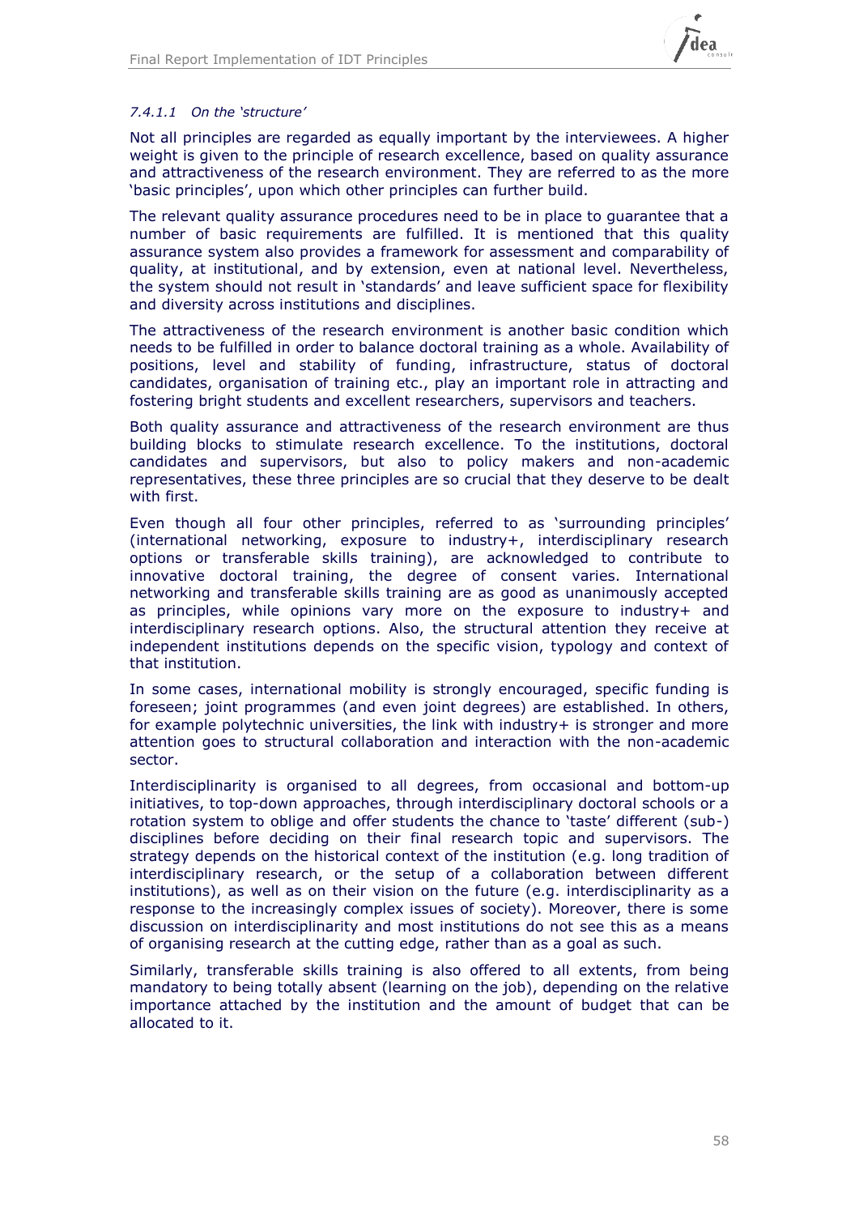#### *7.4.1.1 On the 'structure'*

Not all principles are regarded as equally important by the interviewees. A higher weight is given to the principle of research excellence, based on quality assurance and attractiveness of the research environment. They are referred to as the more 'basic principles', upon which other principles can further build.

The relevant quality assurance procedures need to be in place to guarantee that a number of basic requirements are fulfilled. It is mentioned that this quality assurance system also provides a framework for assessment and comparability of quality, at institutional, and by extension, even at national level. Nevertheless, the system should not result in 'standards' and leave sufficient space for flexibility and diversity across institutions and disciplines.

The attractiveness of the research environment is another basic condition which needs to be fulfilled in order to balance doctoral training as a whole. Availability of positions, level and stability of funding, infrastructure, status of doctoral candidates, organisation of training etc., play an important role in attracting and fostering bright students and excellent researchers, supervisors and teachers.

Both quality assurance and attractiveness of the research environment are thus building blocks to stimulate research excellence. To the institutions, doctoral candidates and supervisors, but also to policy makers and non-academic representatives, these three principles are so crucial that they deserve to be dealt with first.

Even though all four other principles, referred to as 'surrounding principles' (international networking, exposure to industry+, interdisciplinary research options or transferable skills training), are acknowledged to contribute to innovative doctoral training, the degree of consent varies. International networking and transferable skills training are as good as unanimously accepted as principles, while opinions vary more on the exposure to industry+ and interdisciplinary research options. Also, the structural attention they receive at independent institutions depends on the specific vision, typology and context of that institution.

In some cases, international mobility is strongly encouraged, specific funding is foreseen; joint programmes (and even joint degrees) are established. In others, for example polytechnic universities, the link with industry+ is stronger and more attention goes to structural collaboration and interaction with the non-academic sector.

Interdisciplinarity is organised to all degrees, from occasional and bottom-up initiatives, to top-down approaches, through interdisciplinary doctoral schools or a rotation system to oblige and offer students the chance to 'taste' different (sub-) disciplines before deciding on their final research topic and supervisors. The strategy depends on the historical context of the institution (e.g. long tradition of interdisciplinary research, or the setup of a collaboration between different institutions), as well as on their vision on the future (e.g. interdisciplinarity as a response to the increasingly complex issues of society). Moreover, there is some discussion on interdisciplinarity and most institutions do not see this as a means of organising research at the cutting edge, rather than as a goal as such.

Similarly, transferable skills training is also offered to all extents, from being mandatory to being totally absent (learning on the job), depending on the relative importance attached by the institution and the amount of budget that can be allocated to it.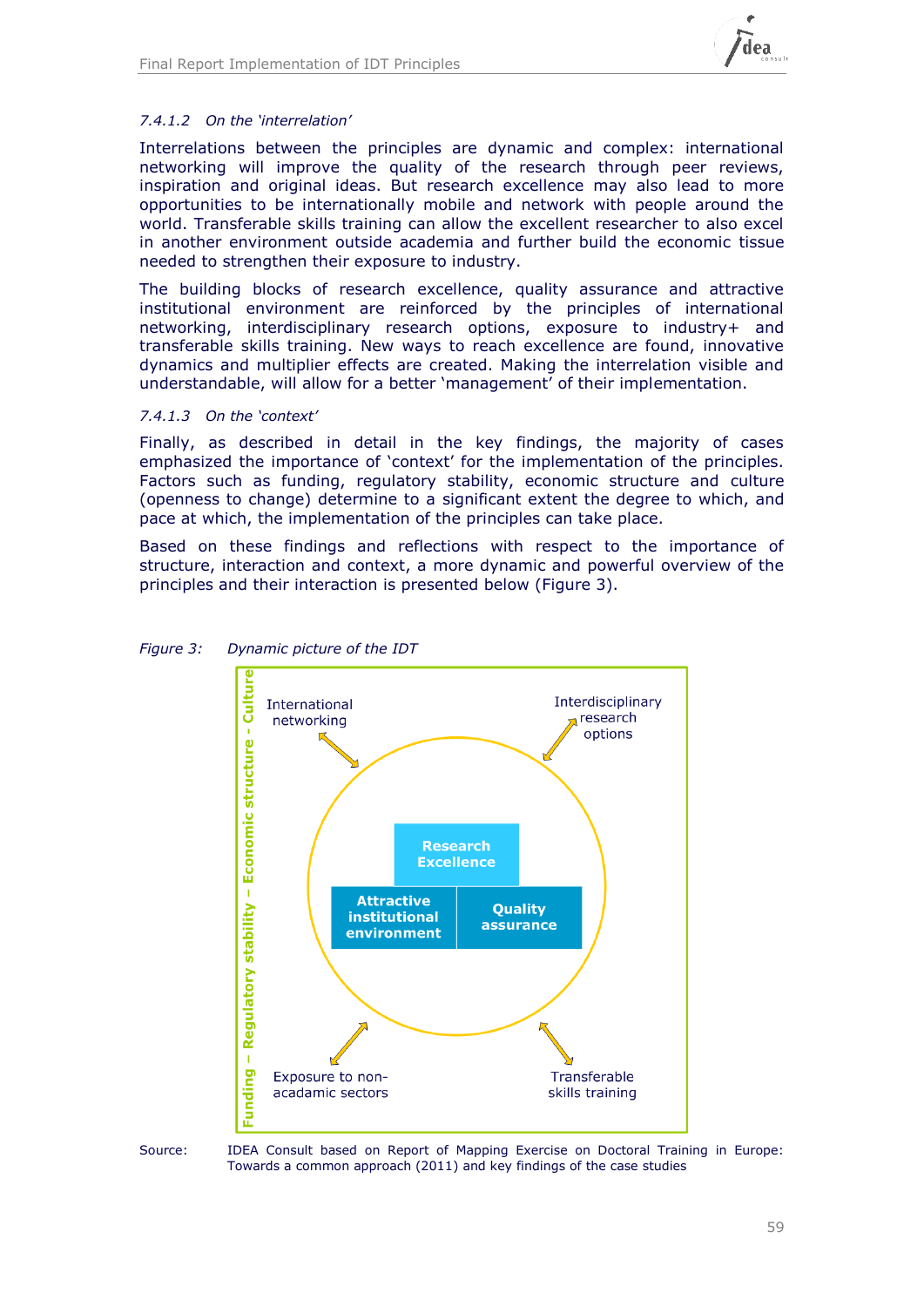#### 7.4.1.2 On the 'interrelation'

Interrelations between the principles are dynamic and complex: international networking will improve the quality of the research through peer reviews, inspiration and original ideas. But research excellence may also lead to more opportunities to be internationally mobile and network with people around the world. Transferable skills training can allow the excellent researcher to also excel in another environment outside academia and further build the economic tissue needed to strengthen their exposure to industry.

The building blocks of research excellence, quality assurance and attractive institutional environment are reinforced by the principles of international networking, interdisciplinary research options, exposure to industry+ and transferable skills training. New ways to reach excellence are found, innovative dynamics and multiplier effects are created. Making the interrelation visible and understandable, will allow for a better 'management' of their implementation.

#### 7.4.1.3 On the 'context'

Finally, as described in detail in the key findings, the majority of cases emphasized the importance of 'context' for the implementation of the principles. Factors such as funding, regulatory stability, economic structure and culture (openness to change) determine to a significant extent the degree to which, and pace at which, the implementation of the principles can take place.

Based on these findings and reflections with respect to the importance of structure, interaction and context, a more dynamic and powerful overview of the principles and their interaction is presented below (Figure 3).

*Figure 3: Dynamic picture of the IDT*

Funding – Regulatory stability – Economic structure – Culture

International networking

Interdisciplinary research options

Research Excellence

Attractive institutional environment

Quality assurance

Exposure to non-acadamic sectors

Transferable skills training

Source: IDEA Consult based on Report of Mapping Exercise on Doctoral Training in Europe: Towards a common approach (2011) and key findings of the case studies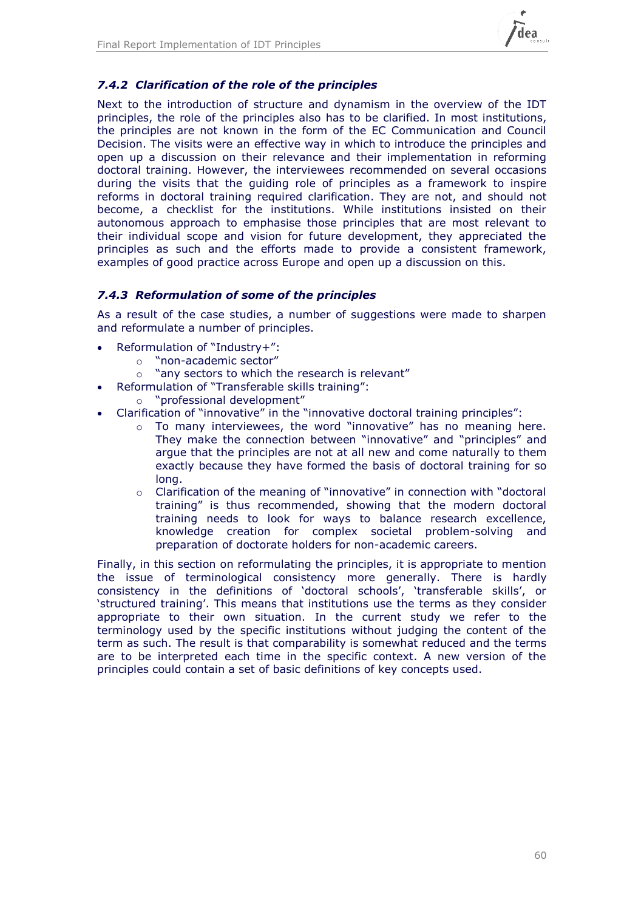### *7.4.2 Clarification of the role of the principles*

Next to the introduction of structure and dynamism in the overview of the IDT principles, the role of the principles also has to be clarified. In most institutions, the principles are not known in the form of the EC Communication and Council Decision. The visits were an effective way in which to introduce the principles and open up a discussion on their relevance and their implementation in reforming doctoral training. However, the interviewees recommended on several occasions during the visits that the guiding role of principles as a framework to inspire reforms in doctoral training required clarification. They are not, and should not become, a checklist for the institutions. While institutions insisted on their autonomous approach to emphasise those principles that are most relevant to their individual scope and vision for future development, they appreciated the principles as such and the efforts made to provide a consistent framework, examples of good practice across Europe and open up a discussion on this.

### *7.4.3 Reformulation of some of the principles*

As a result of the case studies, a number of suggestions were made to sharpen and reformulate a number of principles.

- Reformulation of "Industry+":
  - "non-academic sector"
  - "any sectors to which the research is relevant"
- Reformulation of "Transferable skills training":
  - "professional development"
- Clarification of "innovative" in the "innovative doctoral training principles":
  - To many interviewees, the word "innovative" has no meaning here. They make the connection between "innovative" and "principles" and argue that the principles are not at all new and come naturally to them exactly because they have formed the basis of doctoral training for so long.
  - Clarification of the meaning of "innovative" in connection with "doctoral training" is thus recommended, showing that the modern doctoral training needs to look for ways to balance research excellence, knowledge creation for complex societal problem-solving and preparation of doctorate holders for non-academic careers.

Finally, in this section on reformulating the principles, it is appropriate to mention the issue of terminological consistency more generally. There is hardly consistency in the definitions of 'doctoral schools', 'transferable skills', or 'structured training'. This means that institutions use the terms as they consider appropriate to their own situation. In the current study we refer to the terminology used by the specific institutions without judging the content of the term as such. The result is that comparability is somewhat reduced and the terms are to be interpreted each time in the specific context. A new version of the principles could contain a set of basic definitions of key concepts used.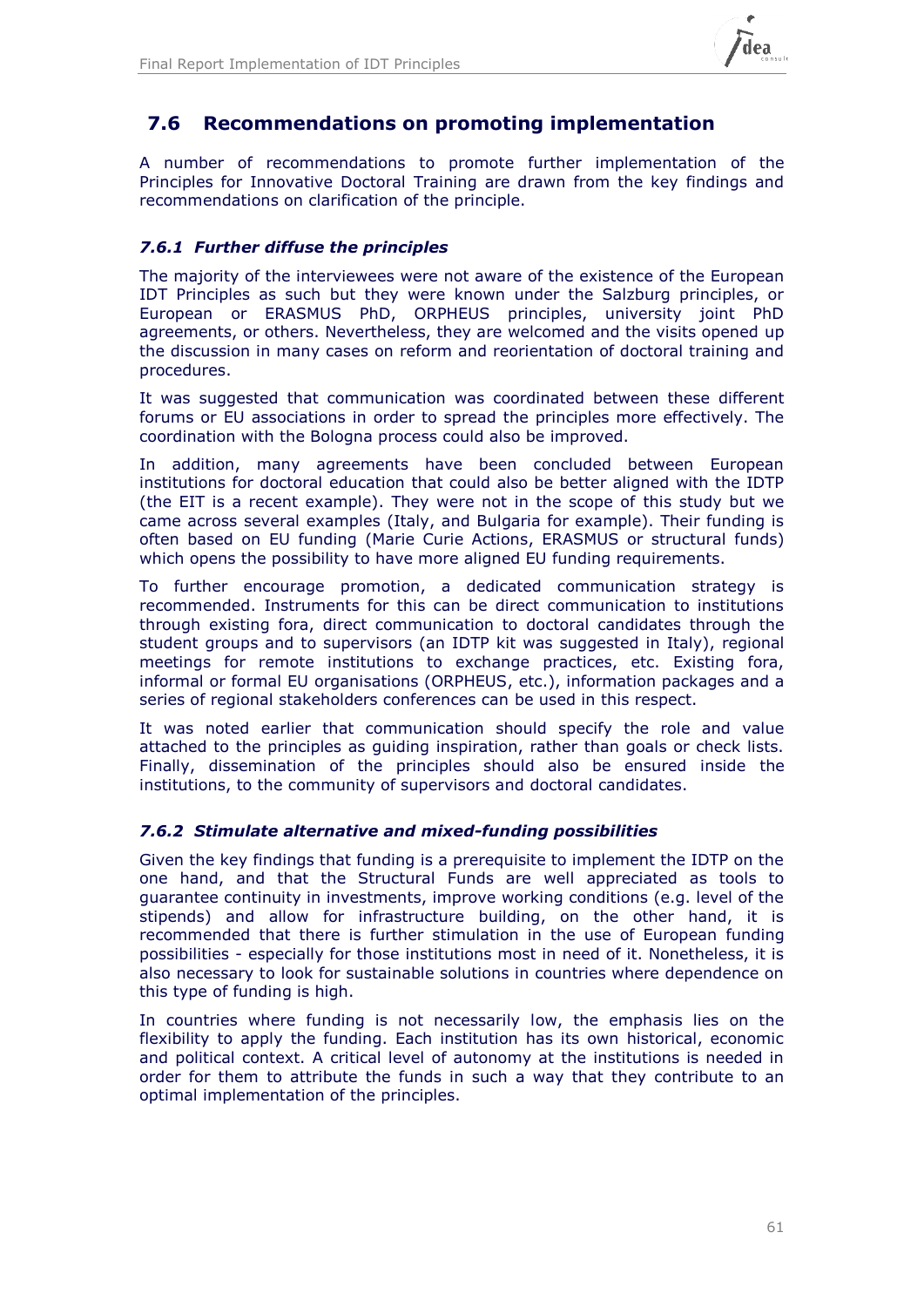## 7.6 Recommendations on promoting implementation

A number of recommendations to promote further implementation of the Principles for Innovative Doctoral Training are drawn from the key findings and recommendations on clarification of the principle.

### *7.6.1 Further diffuse the principles*

The majority of the interviewees were not aware of the existence of the European IDT Principles as such but they were known under the Salzburg principles, or European or ERASMUS PhD, ORPHEUS principles, university joint PhD agreements, or others. Nevertheless, they are welcomed and the visits opened up the discussion in many cases on reform and reorientation of doctoral training and procedures.

It was suggested that communication was coordinated between these different forums or EU associations in order to spread the principles more effectively. The coordination with the Bologna process could also be improved.

In addition, many agreements have been concluded between European institutions for doctoral education that could also be better aligned with the IDTP (the EIT is a recent example). They were not in the scope of this study but we came across several examples (Italy, and Bulgaria for example). Their funding is often based on EU funding (Marie Curie Actions, ERASMUS or structural funds) which opens the possibility to have more aligned EU funding requirements.

To further encourage promotion, a dedicated communication strategy is recommended. Instruments for this can be direct communication to institutions through existing fora, direct communication to doctoral candidates through the student groups and to supervisors (an IDTP kit was suggested in Italy), regional meetings for remote institutions to exchange practices, etc. Existing fora, informal or formal EU organisations (ORPHEUS, etc.), information packages and a series of regional stakeholders conferences can be used in this respect.

It was noted earlier that communication should specify the role and value attached to the principles as guiding inspiration, rather than goals or check lists. Finally, dissemination of the principles should also be ensured inside the institutions, to the community of supervisors and doctoral candidates.

### *7.6.2 Stimulate alternative and mixed-funding possibilities*

Given the key findings that funding is a prerequisite to implement the IDTP on the one hand, and that the Structural Funds are well appreciated as tools to guarantee continuity in investments, improve working conditions (e.g. level of the stipends) and allow for infrastructure building, on the other hand, it is recommended that there is further stimulation in the use of European funding possibilities - especially for those institutions most in need of it. Nonetheless, it is also necessary to look for sustainable solutions in countries where dependence on this type of funding is high.

In countries where funding is not necessarily low, the emphasis lies on the flexibility to apply the funding. Each institution has its own historical, economic and political context. A critical level of autonomy at the institutions is needed in order for them to attribute the funds in such a way that they contribute to an optimal implementation of the principles.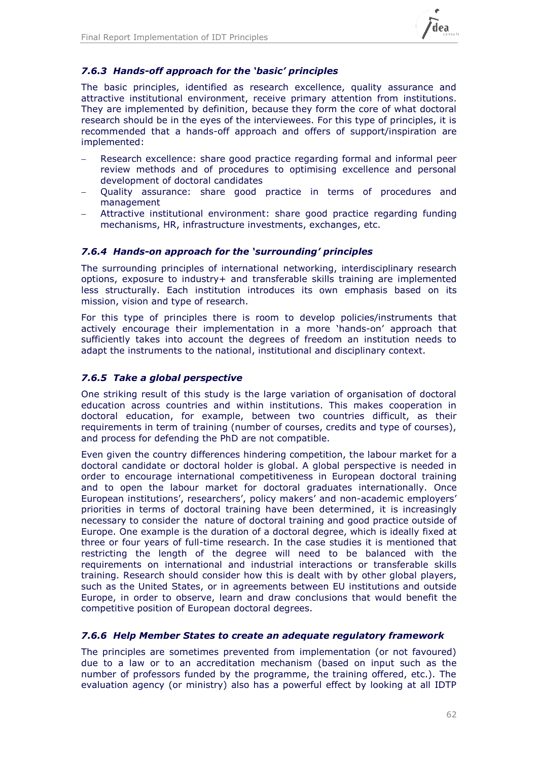### *7.6.3 Hands-off approach for the 'basic' principles*

The basic principles, identified as research excellence, quality assurance and attractive institutional environment, receive primary attention from institutions. They are implemented by definition, because they form the core of what doctoral research should be in the eyes of the interviewees. For this type of principles, it is recommended that a hands-off approach and offers of support/inspiration are implemented:

- Research excellence: share good practice regarding formal and informal peer review methods and of procedures to optimising excellence and personal development of doctoral candidates
- Quality assurance: share good practice in terms of procedures and management
- Attractive institutional environment: share good practice regarding funding mechanisms, HR, infrastructure investments, exchanges, etc.

### *7.6.4 Hands-on approach for the 'surrounding' principles*

The surrounding principles of international networking, interdisciplinary research options, exposure to industry+ and transferable skills training are implemented less structurally. Each institution introduces its own emphasis based on its mission, vision and type of research.

For this type of principles there is room to develop policies/instruments that actively encourage their implementation in a more 'hands-on' approach that sufficiently takes into account the degrees of freedom an institution needs to adapt the instruments to the national, institutional and disciplinary context.

### *7.6.5 Take a global perspective*

One striking result of this study is the large variation of organisation of doctoral education across countries and within institutions. This makes cooperation in doctoral education, for example, between two countries difficult, as their requirements in term of training (number of courses, credits and type of courses), and process for defending the PhD are not compatible.

Even given the country differences hindering competition, the labour market for a doctoral candidate or doctoral holder is global. A global perspective is needed in order to encourage international competitiveness in European doctoral training and to open the labour market for doctoral graduates internationally. Once European institutions', researchers', policy makers' and non-academic employers' priorities in terms of doctoral training have been determined, it is increasingly necessary to consider the nature of doctoral training and good practice outside of Europe. One example is the duration of a doctoral degree, which is ideally fixed at three or four years of full-time research. In the case studies it is mentioned that restricting the length of the degree will need to be balanced with the requirements on international and industrial interactions or transferable skills training. Research should consider how this is dealt with by other global players, such as the United States, or in agreements between EU institutions and outside Europe, in order to observe, learn and draw conclusions that would benefit the competitive position of European doctoral degrees.

### *7.6.6 Help Member States to create an adequate regulatory framework*

The principles are sometimes prevented from implementation (or not favoured) due to a law or to an accreditation mechanism (based on input such as the number of professors funded by the programme, the training offered, etc.). The evaluation agency (or ministry) also has a powerful effect by looking at all IDTP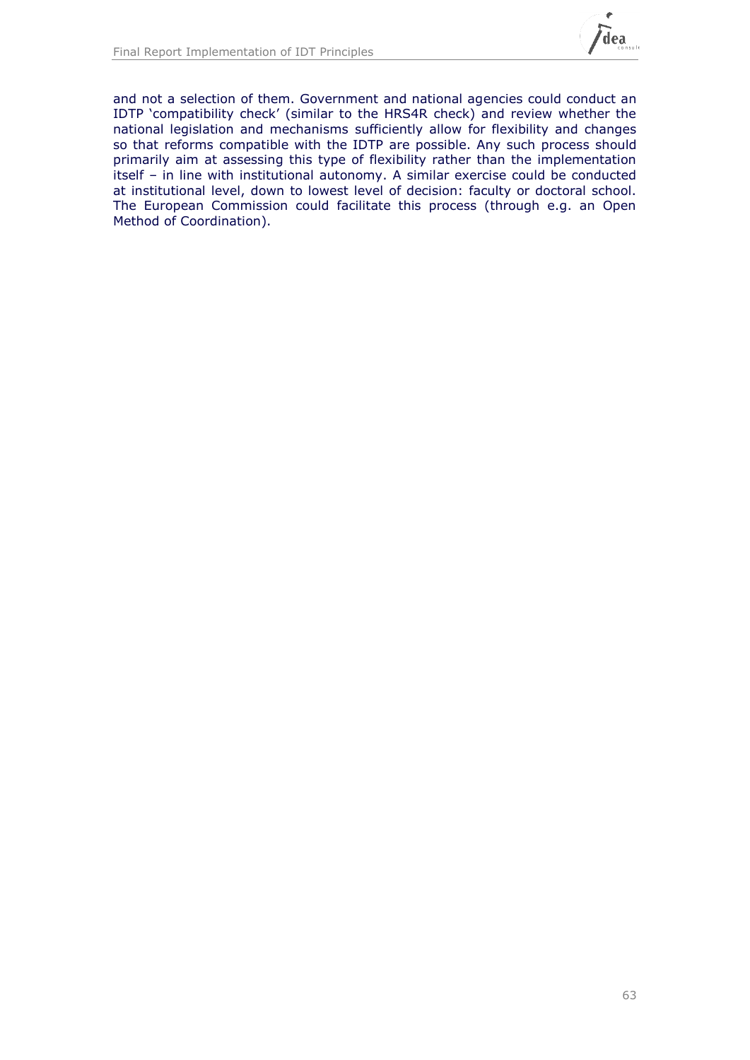and not a selection of them. Government and national agencies could conduct an IDTP 'compatibility check' (similar to the HRS4R check) and review whether the national legislation and mechanisms sufficiently allow for flexibility and changes so that reforms compatible with the IDTP are possible. Any such process should primarily aim at assessing this type of flexibility rather than the implementation itself – in line with institutional autonomy. A similar exercise could be conducted at institutional level, down to lowest level of decision: faculty or doctoral school. The European Commission could facilitate this process (through e.g. an Open Method of Coordination).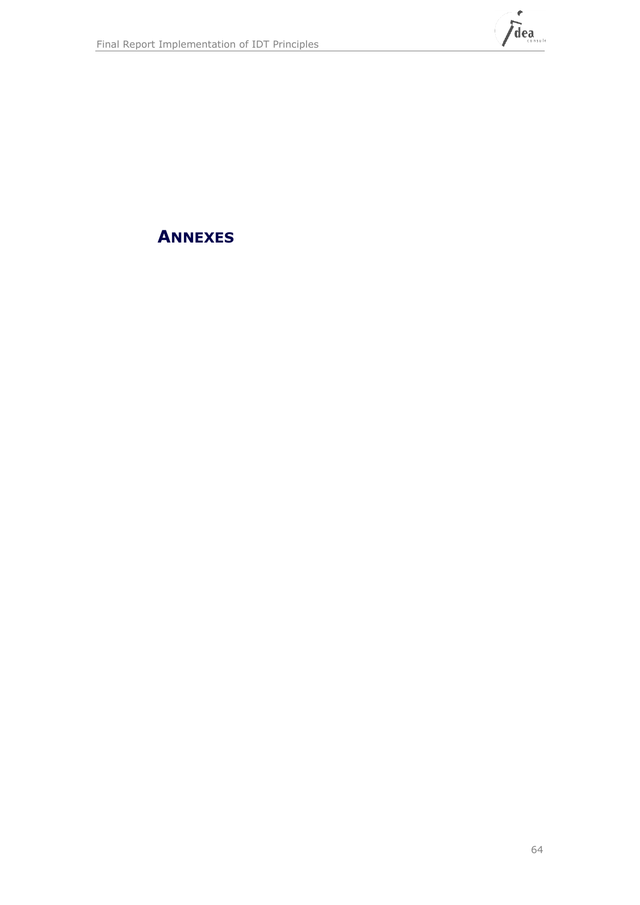# ANNEXES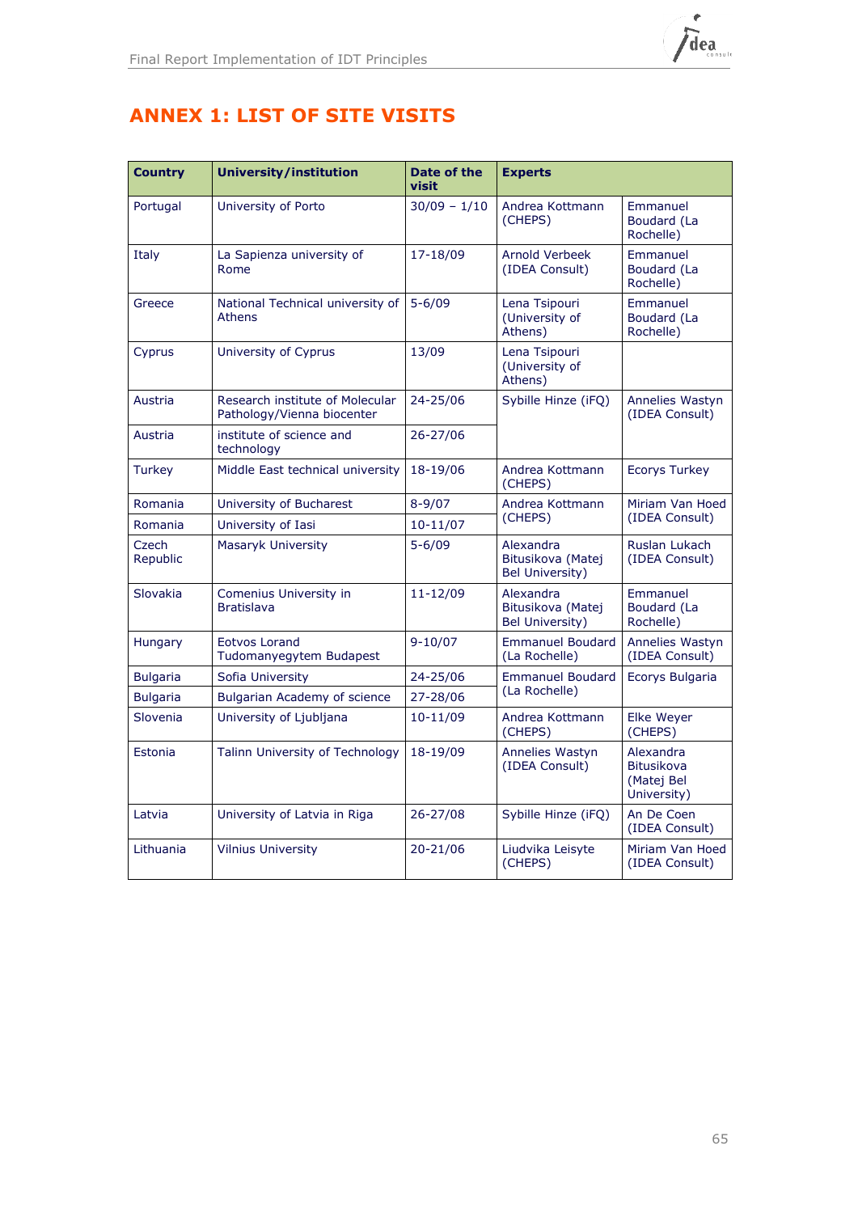# ANNEX 1: LIST OF SITE VISITS

| Country | University/institution | Date of the visit | Experts | |
|---|---|---|---|---|
| Portugal | University of Porto | 30/09 – 1/10 | Andrea Kottmann (CHEPS) | Emmanuel Boudard (La Rochelle) |
| Italy | La Sapienza university of Rome | 17-18/09 | Arnold Verbeek (IDEA Consult) | Emmanuel Boudard (La Rochelle) |
| Greece | National Technical university of Athens | 5-6/09 | Lena Tsipouri (University of Athens) | Emmanuel Boudard (La Rochelle) |
| Cyprus | University of Cyprus | 13/09 | Lena Tsipouri (University of Athens) | |
| Austria | Research institute of Molecular Pathology/Vienna biocenter | 24-25/06 | Sybille Hinze (iFQ) | Annelies Wastyn (IDEA Consult) |
| Austria | institute of science and technology | 26-27/06 | | |
| Turkey | Middle East technical university | 18-19/06 | Andrea Kottmann (CHEPS) | Ecorys Turkey |
| Romania | University of Bucharest | 8-9/07 | Andrea Kottmann (CHEPS) | Miriam Van Hoed (IDEA Consult) |
| Romania | University of Iasi | 10-11/07 | | |
| Czech Republic | Masaryk University | 5-6/09 | Alexandra Bitusikova (Matej Bel University) | Ruslan Lukach (IDEA Consult) |
| Slovakia | Comenius University in Bratislava | 11-12/09 | Alexandra Bitusikova (Matej Bel University) | Emmanuel Boudard (La Rochelle) |
| Hungary | Eotvos Lorand Tudomanyegytem Budapest | 9-10/07 | Emmanuel Boudard (La Rochelle) | Annelies Wastyn (IDEA Consult) |
| Bulgaria | Sofia University | 24-25/06 | Emmanuel Boudard (La Rochelle) | Ecorys Bulgaria |
| Bulgaria | Bulgarian Academy of science | 27-28/06 | | |
| Slovenia | University of Ljubljana | 10-11/09 | Andrea Kottmann (CHEPS) | Elke Weyer (CHEPS) |
| Estonia | Talinn University of Technology | 18-19/09 | Annelies Wastyn (IDEA Consult) | Alexandra Bitusikova (Matej Bel University) |
| Latvia | University of Latvia in Riga | 26-27/08 | Sybille Hinze (iFQ) | An De Coen (IDEA Consult) |
| Lithuania | Vilnius University | 20-21/06 | Liudvika Leisyte (CHEPS) | Miriam Van Hoed (IDEA Consult) |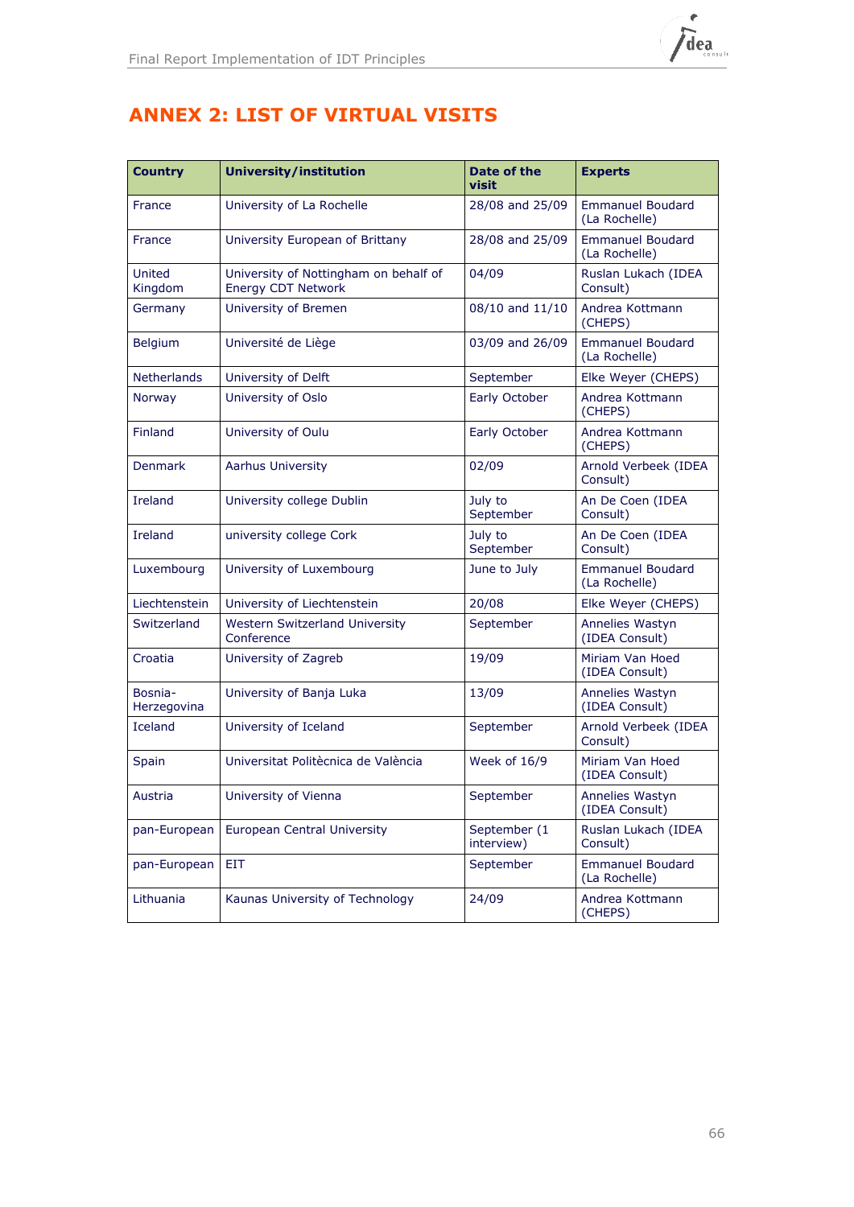# ANNEX 2: LIST OF VIRTUAL VISITS

| Country | University/institution | Date of the visit | Experts |
|---|---|---|---|
| France | University of La Rochelle | 28/08 and 25/09 | Emmanuel Boudard (La Rochelle) |
| France | University European of Brittany | 28/08 and 25/09 | Emmanuel Boudard (La Rochelle) |
| United Kingdom | University of Nottingham on behalf of Energy CDT Network | 04/09 | Ruslan Lukach (IDEA Consult) |
| Germany | University of Bremen | 08/10 and 11/10 | Andrea Kottmann (CHEPS) |
| Belgium | Université de Liège | 03/09 and 26/09 | Emmanuel Boudard (La Rochelle) |
| Netherlands | University of Delft | September | Elke Weyer (CHEPS) |
| Norway | University of Oslo | Early October | Andrea Kottmann (CHEPS) |
| Finland | University of Oulu | Early October | Andrea Kottmann (CHEPS) |
| Denmark | Aarhus University | 02/09 | Arnold Verbeek (IDEA Consult) |
| Ireland | University college Dublin | July to September | An De Coen (IDEA Consult) |
| Ireland | university college Cork | July to September | An De Coen (IDEA Consult) |
| Luxembourg | University of Luxembourg | June to July | Emmanuel Boudard (La Rochelle) |
| Liechtenstein | University of Liechtenstein | 20/08 | Elke Weyer (CHEPS) |
| Switzerland | Western Switzerland University Conference | September | Annelies Wastyn (IDEA Consult) |
| Croatia | University of Zagreb | 19/09 | Miriam Van Hoed (IDEA Consult) |
| Bosnia-Herzegovina | University of Banja Luka | 13/09 | Annelies Wastyn (IDEA Consult) |
| Iceland | University of Iceland | September | Arnold Verbeek (IDEA Consult) |
| Spain | Universitat Politècnica de València | Week of 16/9 | Miriam Van Hoed (IDEA Consult) |
| Austria | University of Vienna | September | Annelies Wastyn (IDEA Consult) |
| pan-European | European Central University | September (1 interview) | Ruslan Lukach (IDEA Consult) |
| pan-European | EIT | September | Emmanuel Boudard (La Rochelle) |
| Lithuania | Kaunas University of Technology | 24/09 | Andrea Kottmann (CHEPS) |